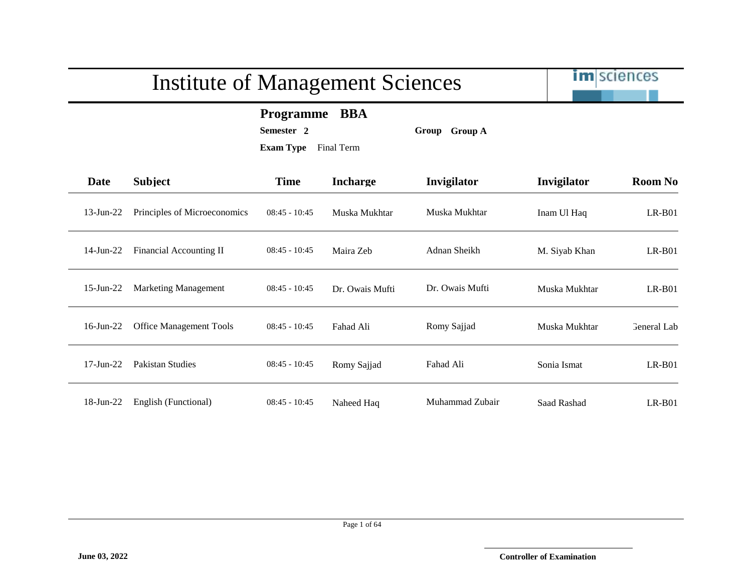# Institute of Management Sciences

**Programme** **BBA**

**Semester** **2** **Group** **Group A**

**Exam Type** Final Term

| Date | Subject | Time | Incharge | Invigilator | Invigilator | Room No |
|---|---|---|---|---|---|---|
| 13-Jun-22 | Principles of Microeconomics | 08:45 - 10:45 | Muska Mukhtar | Muska Mukhtar | Inam Ul Haq | LR-B01 |
| 14-Jun-22 | Financial Accounting II | 08:45 - 10:45 | Maira Zeb | Adnan Sheikh | M. Siyab Khan | LR-B01 |
| 15-Jun-22 | Marketing Management | 08:45 - 10:45 | Dr. Owais Mufti | Dr. Owais Mufti | Muska Mukhtar | LR-B01 |
| 16-Jun-22 | Office Management Tools | 08:45 - 10:45 | Fahad Ali | Romy Sajjad | Muska Mukhtar | General Lab |
| 17-Jun-22 | Pakistan Studies | 08:45 - 10:45 | Romy Sajjad | Fahad Ali | Sonia Ismat | LR-B01 |
| 18-Jun-22 | English (Functional) | 08:45 - 10:45 | Naheed Haq | Muhammad Zubair | Saad Rashad | LR-B01 |

**June 03, 2022**

**Controller of Examination**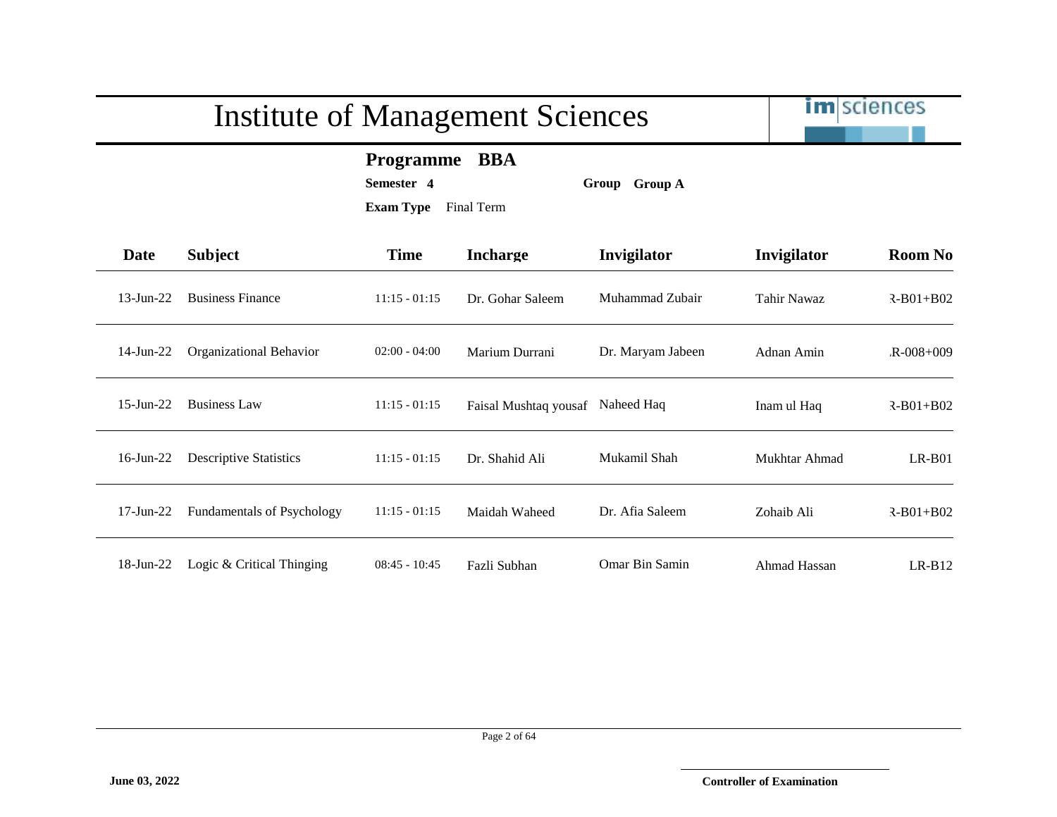# Institute of Management Sciences

**Programme** **BBA**

**Semester** **4** **Group** **Group A**

**Exam Type** Final Term

| Date | Subject | Time | Incharge | Invigilator | Invigilator | Room No |
|---|---|---|---|---|---|---|
| 13-Jun-22 | Business Finance | 11:15 - 01:15 | Dr. Gohar Saleem | Muhammad Zubair | Tahir Nawaz | R-B01+B02 |
| 14-Jun-22 | Organizational Behavior | 02:00 - 04:00 | Marium Durrani | Dr. Maryam Jabeen | Adnan Amin | .R-008+009 |
| 15-Jun-22 | Business Law | 11:15 - 01:15 | Faisal Mushtaq yousaf | Naheed Haq | Inam ul Haq | R-B01+B02 |
| 16-Jun-22 | Descriptive Statistics | 11:15 - 01:15 | Dr. Shahid Ali | Mukamil Shah | Mukhtar Ahmad | LR-B01 |
| 17-Jun-22 | Fundamentals of Psychology | 11:15 - 01:15 | Maidah Waheed | Dr. Afia Saleem | Zohaib Ali | R-B01+B02 |
| 18-Jun-22 | Logic & Critical Thinging | 08:45 - 10:45 | Fazli Subhan | Omar Bin Samin | Ahmad Hassan | LR-B12 |

**June 03, 2022**

**Controller of Examination**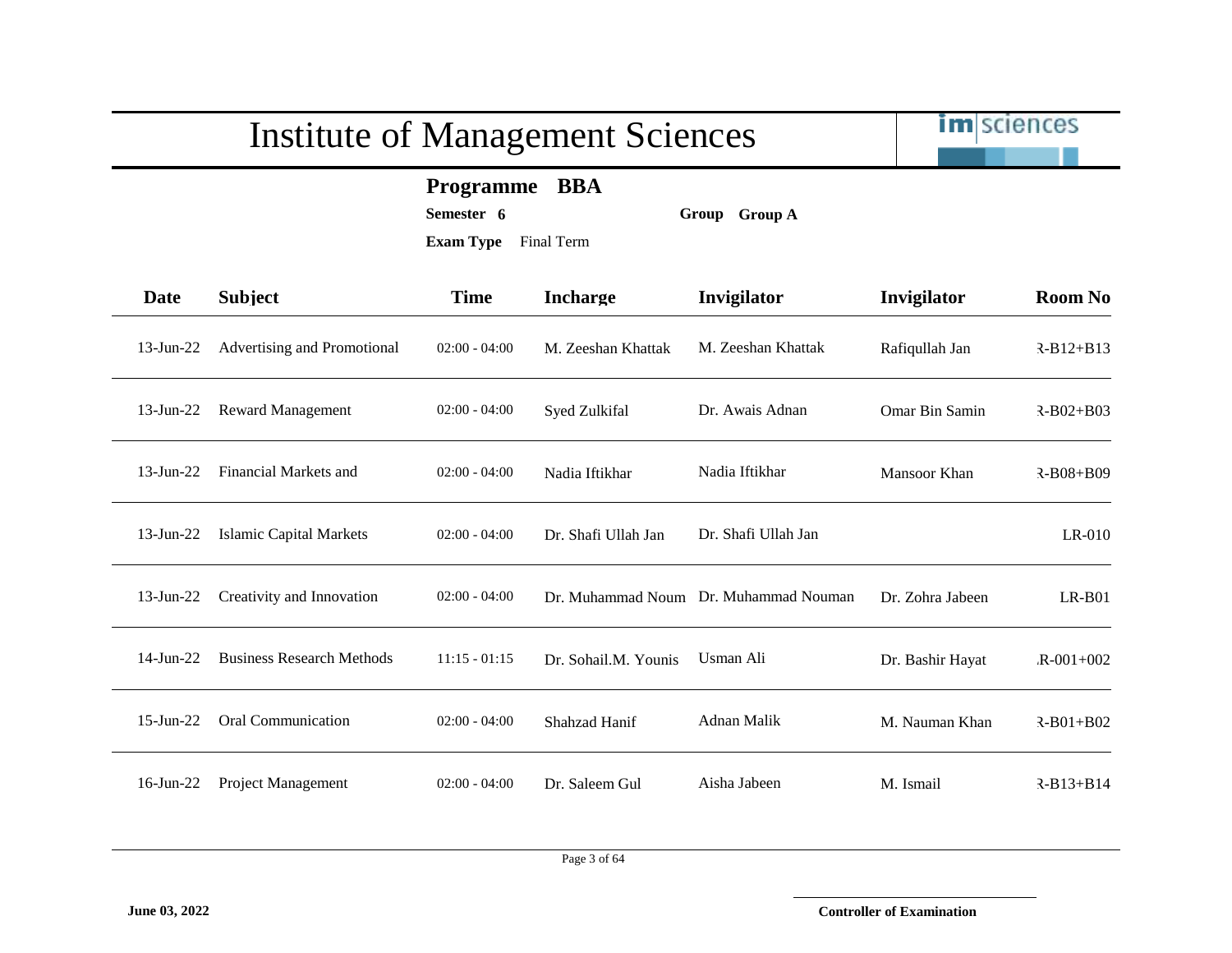# Institute of Management Sciences

**Programme** **BBA**

**Semester** **6** **Group** **Group A**

**Exam Type** Final Term

| Date | Subject | Time | Incharge | Invigilator | Invigilator | Room No |
|---|---|---|---|---|---|---|
| 13-Jun-22 | Advertising and Promotional | 02:00 - 04:00 | M. Zeeshan Khattak | M. Zeeshan Khattak | Rafiqullah Jan | R-B12+B13 |
| 13-Jun-22 | Reward Management | 02:00 - 04:00 | Syed Zulkifal | Dr. Awais Adnan | Omar Bin Samin | R-B02+B03 |
| 13-Jun-22 | Financial Markets and | 02:00 - 04:00 | Nadia Iftikhar | Nadia Iftikhar | Mansoor Khan | R-B08+B09 |
| 13-Jun-22 | Islamic Capital Markets | 02:00 - 04:00 | Dr. Shafi Ullah Jan | Dr. Shafi Ullah Jan | | LR-010 |
| 13-Jun-22 | Creativity and Innovation | 02:00 - 04:00 | Dr. Muhammad Noum | Dr. Muhammad Nouman | Dr. Zohra Jabeen | LR-B01 |
| 14-Jun-22 | Business Research Methods | 11:15 - 01:15 | Dr. Sohail.M. Younis | Usman Ali | Dr. Bashir Hayat | LR-001+002 |
| 15-Jun-22 | Oral Communication | 02:00 - 04:00 | Shahzad Hanif | Adnan Malik | M. Nauman Khan | R-B01+B02 |
| 16-Jun-22 | Project Management | 02:00 - 04:00 | Dr. Saleem Gul | Aisha Jabeen | M. Ismail | R-B13+B14 |

**June 03, 2022**

**Controller of Examination**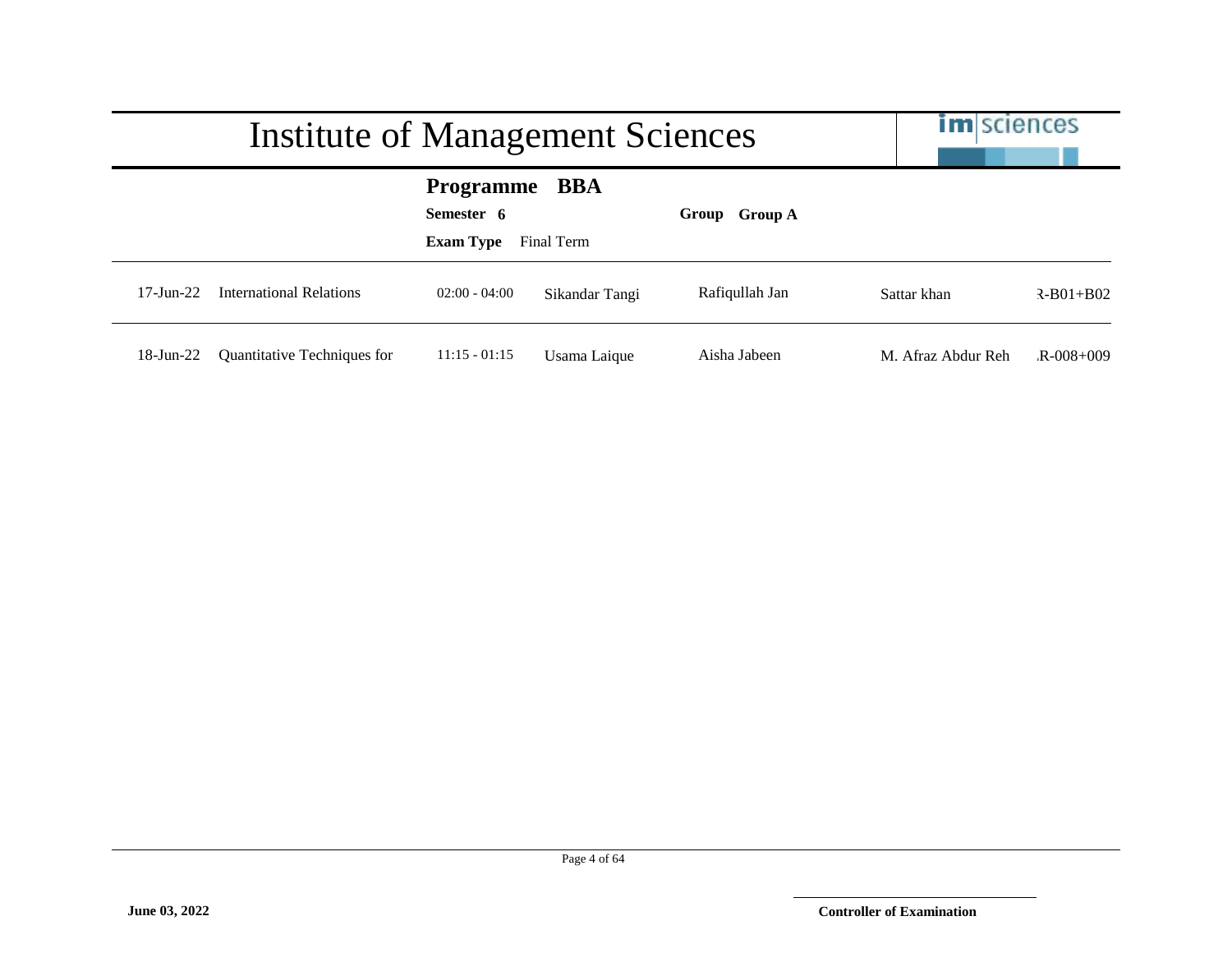# Institute of Management Sciences

**Programme** **BBA**

**Semester** **6** **Group** **Group A**

**Exam Type** Final Term

| | | | | | | |
|---|---|---|---|---|---|---|
| 17-Jun-22 | International Relations | 02:00 - 04:00 | Sikandar Tangi | Rafiqullah Jan | Sattar khan | R-B01+B02 |
| 18-Jun-22 | Quantitative Techniques for | 11:15 - 01:15 | Usama Laique | Aisha Jabeen | M. Afraz Abdur Reh | R-008+009 |

**June 03, 2022**

**Controller of Examination**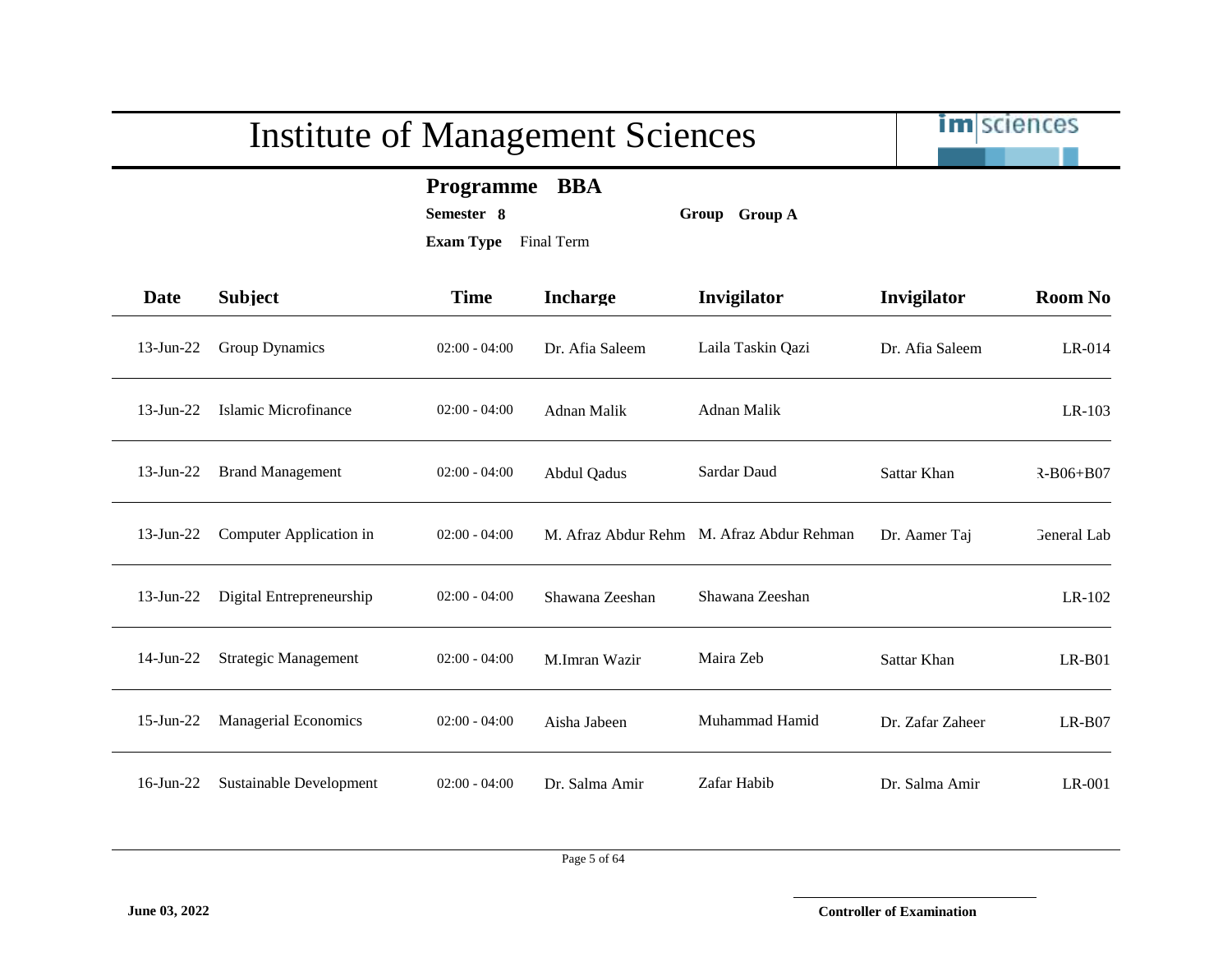# Institute of Management Sciences

**Programme** **BBA**

**Semester** **8** **Group** **Group A**

**Exam Type** Final Term

| Date | Subject | Time | Incharge | Invigilator | Invigilator | Room No |
|---|---|---|---|---|---|---|
| 13-Jun-22 | Group Dynamics | 02:00 - 04:00 | Dr. Afia Saleem | Laila Taskin Qazi | Dr. Afia Saleem | LR-014 |
| 13-Jun-22 | Islamic Microfinance | 02:00 - 04:00 | Adnan Malik | Adnan Malik | | LR-103 |
| 13-Jun-22 | Brand Management | 02:00 - 04:00 | Abdul Qadus | Sardar Daud | Sattar Khan | R-B06+B07 |
| 13-Jun-22 | Computer Application in | 02:00 - 04:00 | M. Afraz Abdur Rehm | M. Afraz Abdur Rehman | Dr. Aamer Taj | General Lab |
| 13-Jun-22 | Digital Entrepreneurship | 02:00 - 04:00 | Shawana Zeeshan | Shawana Zeeshan | | LR-102 |
| 14-Jun-22 | Strategic Management | 02:00 - 04:00 | M.Imran Wazir | Maira Zeb | Sattar Khan | LR-B01 |
| 15-Jun-22 | Managerial Economics | 02:00 - 04:00 | Aisha Jabeen | Muhammad Hamid | Dr. Zafar Zaheer | LR-B07 |
| 16-Jun-22 | Sustainable Development | 02:00 - 04:00 | Dr. Salma Amir | Zafar Habib | Dr. Salma Amir | LR-001 |

**June 03, 2022**

**Controller of Examination**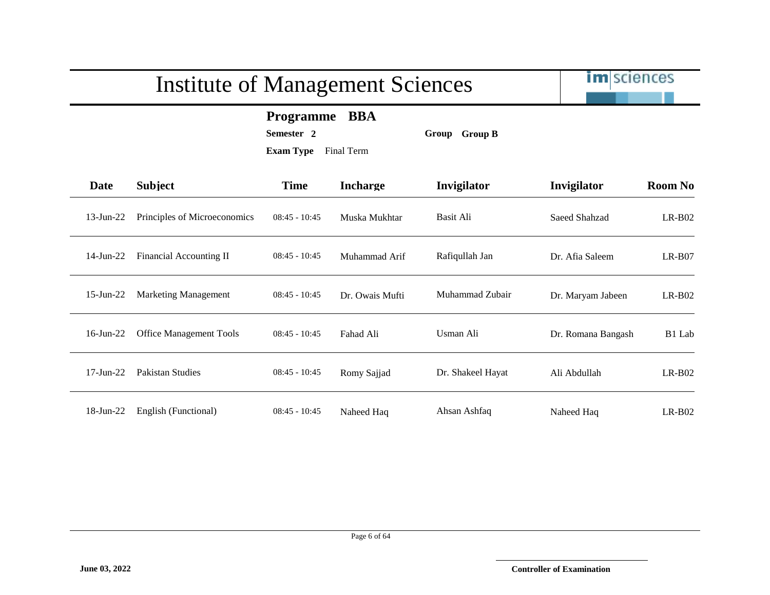# Institute of Management Sciences

**Programme** **BBA**

**Semester** **2** **Group** **Group B**

**Exam Type** Final Term

| Date | Subject | Time | Incharge | Invigilator | Invigilator | Room No |
|---|---|---|---|---|---|---|
| 13-Jun-22 | Principles of Microeconomics | 08:45 - 10:45 | Muska Mukhtar | Basit Ali | Saeed Shahzad | LR-B02 |
| 14-Jun-22 | Financial Accounting II | 08:45 - 10:45 | Muhammad Arif | Rafiqullah Jan | Dr. Afia Saleem | LR-B07 |
| 15-Jun-22 | Marketing Management | 08:45 - 10:45 | Dr. Owais Mufti | Muhammad Zubair | Dr. Maryam Jabeen | LR-B02 |
| 16-Jun-22 | Office Management Tools | 08:45 - 10:45 | Fahad Ali | Usman Ali | Dr. Romana Bangash | B1 Lab |
| 17-Jun-22 | Pakistan Studies | 08:45 - 10:45 | Romy Sajjad | Dr. Shakeel Hayat | Ali Abdullah | LR-B02 |
| 18-Jun-22 | English (Functional) | 08:45 - 10:45 | Naheed Haq | Ahsan Ashfaq | Naheed Haq | LR-B02 |

**June 03, 2022**

**Controller of Examination**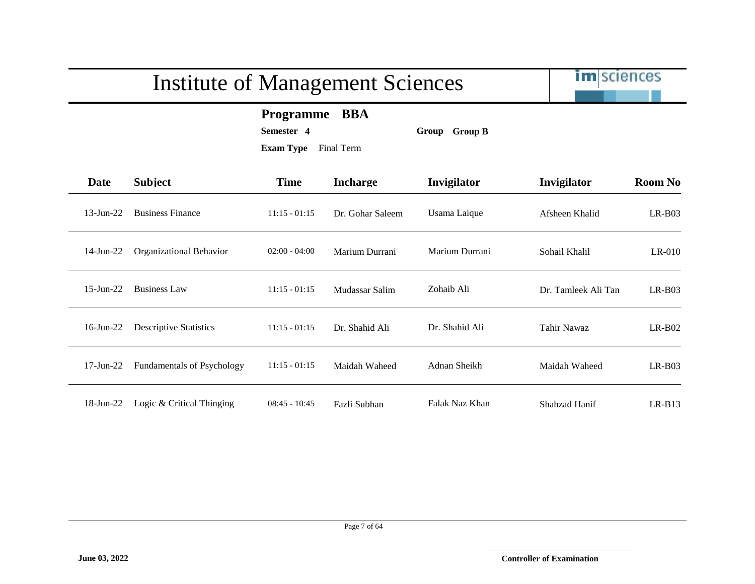# Institute of Management Sciences

**Programme BBA**

**Semester 4** **Group Group B**

**Exam Type** Final Term

| Date | Subject | Time | Incharge | Invigilator | Invigilator | Room No |
|---|---|---|---|---|---|---|
| 13-Jun-22 | Business Finance | 11:15 - 01:15 | Dr. Gohar Saleem | Usama Laique | Afsheen Khalid | LR-B03 |
| 14-Jun-22 | Organizational Behavior | 02:00 - 04:00 | Marium Durrani | Marium Durrani | Sohail Khalil | LR-010 |
| 15-Jun-22 | Business Law | 11:15 - 01:15 | Mudassar Salim | Zohaib Ali | Dr. Tamleek Ali Tan | LR-B03 |
| 16-Jun-22 | Descriptive Statistics | 11:15 - 01:15 | Dr. Shahid Ali | Dr. Shahid Ali | Tahir Nawaz | LR-B02 |
| 17-Jun-22 | Fundamentals of Psychology | 11:15 - 01:15 | Maidah Waheed | Adnan Sheikh | Maidah Waheed | LR-B03 |
| 18-Jun-22 | Logic & Critical Thinging | 08:45 - 10:45 | Fazli Subhan | Falak Naz Khan | Shahzad Hanif | LR-B13 |

**June 03, 2022**

**Controller of Examination**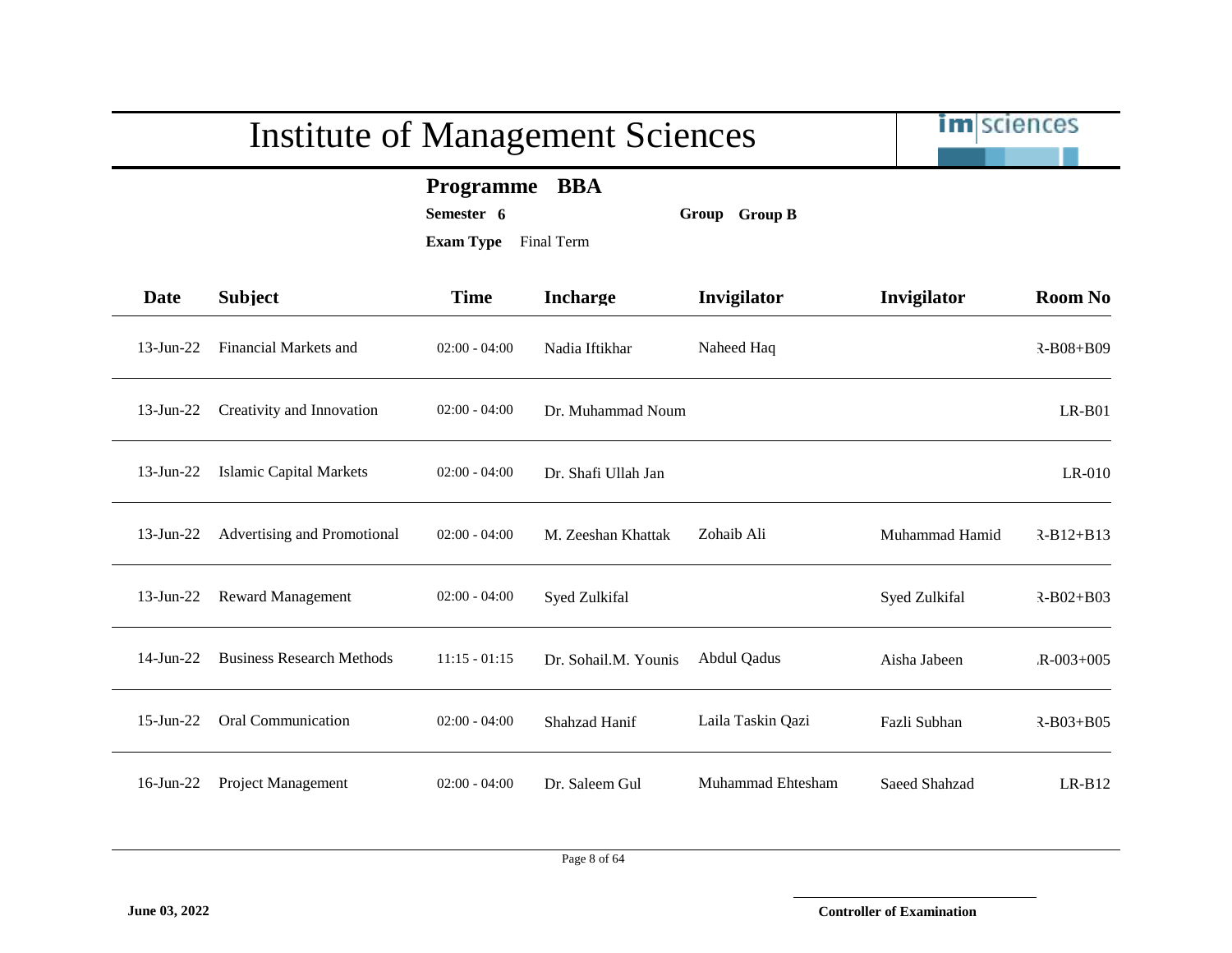# Institute of Management Sciences

**Programme** **BBA**

**Semester** **6** **Group** **Group B**

**Exam Type** Final Term

| Date | Subject | Time | Incharge | Invigilator | Invigilator | Room No |
|---|---|---|---|---|---|---|
| 13-Jun-22 | Financial Markets and | 02:00 - 04:00 | Nadia Iftikhar | Naheed Haq | | Ɽ-B08+B09 |
| 13-Jun-22 | Creativity and Innovation | 02:00 - 04:00 | Dr. Muhammad Noum | | | LR-B01 |
| 13-Jun-22 | Islamic Capital Markets | 02:00 - 04:00 | Dr. Shafi Ullah Jan | | | LR-010 |
| 13-Jun-22 | Advertising and Promotional | 02:00 - 04:00 | M. Zeeshan Khattak | Zohaib Ali | Muhammad Hamid | Ɽ-B12+B13 |
| 13-Jun-22 | Reward Management | 02:00 - 04:00 | Syed Zulkifal | | Syed Zulkifal | Ɽ-B02+B03 |
| 14-Jun-22 | Business Research Methods | 11:15 - 01:15 | Dr. Sohail.M. Younis | Abdul Qadus | Aisha Jabeen | .R-003+005 |
| 15-Jun-22 | Oral Communication | 02:00 - 04:00 | Shahzad Hanif | Laila Taskin Qazi | Fazli Subhan | Ɽ-B03+B05 |
| 16-Jun-22 | Project Management | 02:00 - 04:00 | Dr. Saleem Gul | Muhammad Ehtesham | Saeed Shahzad | LR-B12 |

**June 03, 2022**

**Controller of Examination**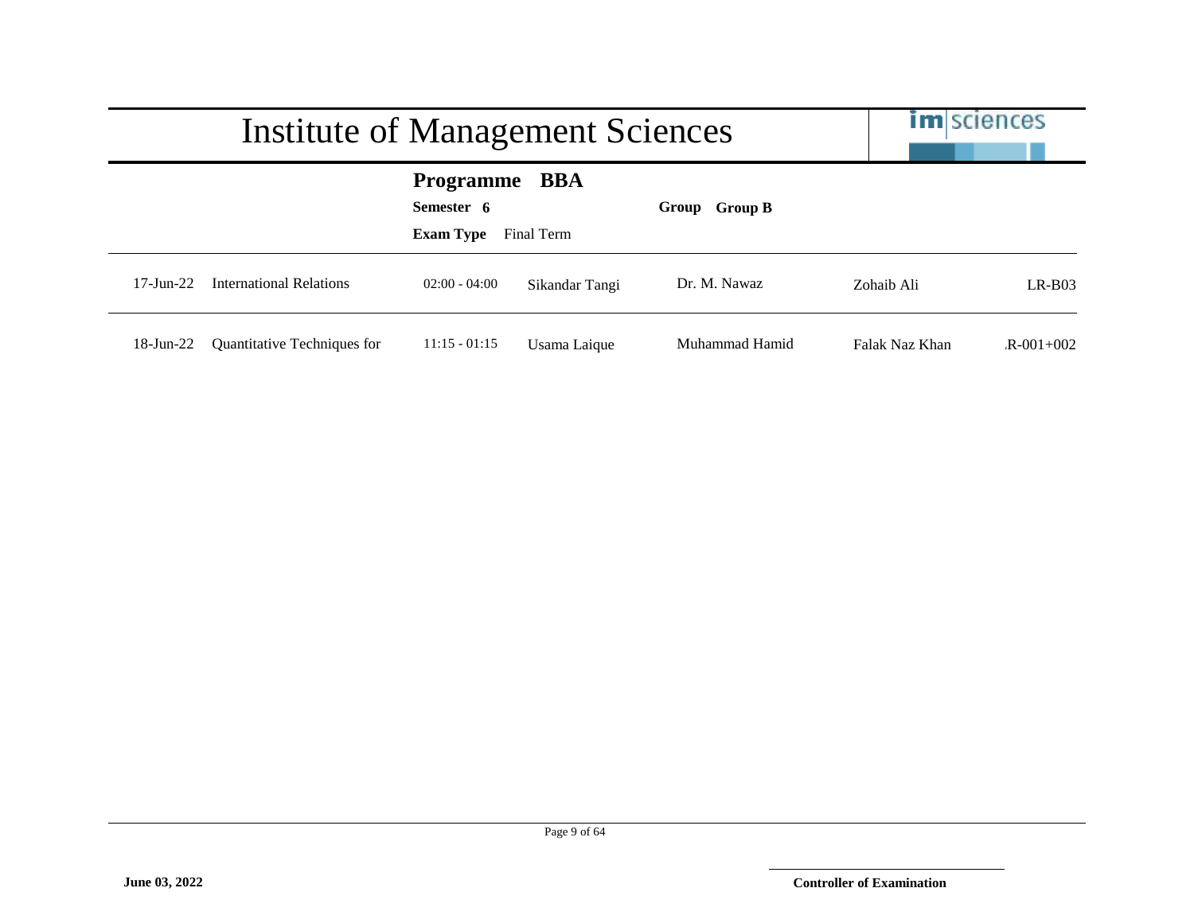# Institute of Management Sciences

**Programme** **BBA**

**Semester 6** **Group** **Group B**

**Exam Type** Final Term

| | | | | | | |
|---|---|---|---|---|---|---|
| 17-Jun-22 | International Relations | 02:00 - 04:00 | Sikandar Tangi | Dr. M. Nawaz | Zohaib Ali | LR-B03 |
| 18-Jun-22 | Quantitative Techniques for | 11:15 - 01:15 | Usama Laique | Muhammad Hamid | Falak Naz Khan | .R-001+002 |

**June 03, 2022**

**Controller of Examination**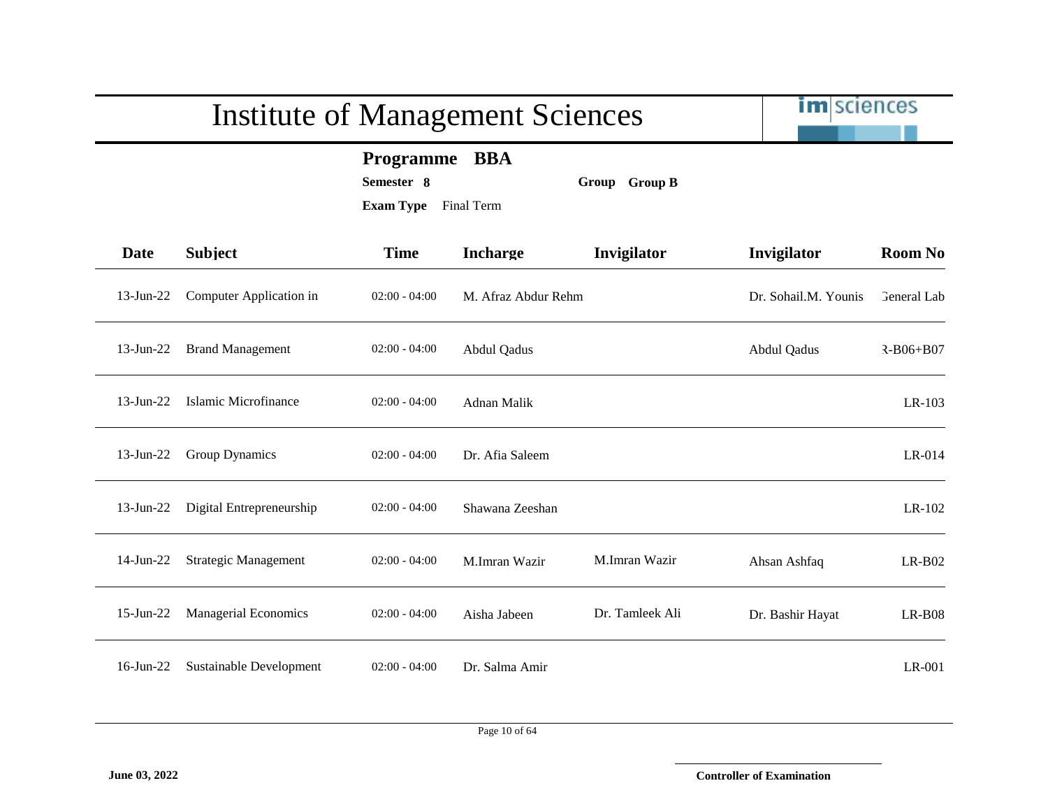# Institute of Management Sciences

**Programme** **BBA**

**Semester** **8** **Group** **Group B**

**Exam Type** Final Term

| Date | Subject | Time | Incharge | Invigilator | Invigilator | Room No |
|---|---|---|---|---|---|---|
| 13-Jun-22 | Computer Application in | 02:00 - 04:00 | M. Afraz Abdur Rehm | | Dr. Sohail.M. Younis | General Lab |
| 13-Jun-22 | Brand Management | 02:00 - 04:00 | Abdul Qadus | | Abdul Qadus | R-B06+B07 |
| 13-Jun-22 | Islamic Microfinance | 02:00 - 04:00 | Adnan Malik | | | LR-103 |
| 13-Jun-22 | Group Dynamics | 02:00 - 04:00 | Dr. Afia Saleem | | | LR-014 |
| 13-Jun-22 | Digital Entrepreneurship | 02:00 - 04:00 | Shawana Zeeshan | | | LR-102 |
| 14-Jun-22 | Strategic Management | 02:00 - 04:00 | M.Imran Wazir | M.Imran Wazir | Ahsan Ashfaq | LR-B02 |
| 15-Jun-22 | Managerial Economics | 02:00 - 04:00 | Aisha Jabeen | Dr. Tamleek Ali | Dr. Bashir Hayat | LR-B08 |
| 16-Jun-22 | Sustainable Development | 02:00 - 04:00 | Dr. Salma Amir | | | LR-001 |

**June 03, 2022**

**Controller of Examination**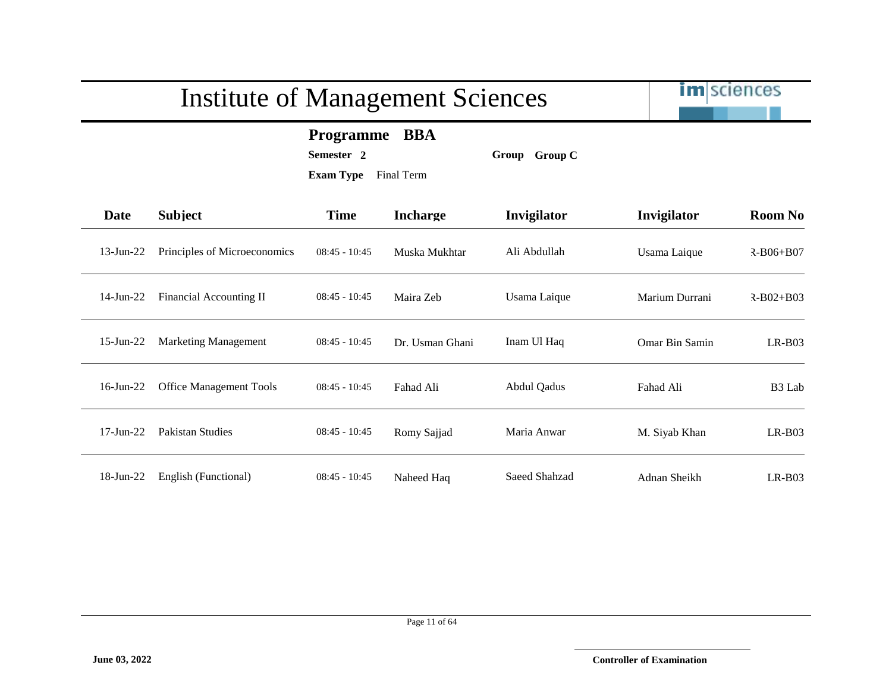# Institute of Management Sciences

**Programme** **BBA**

**Semester** **2** **Group** **Group C**

**Exam Type** Final Term

| Date | Subject | Time | Incharge | Invigilator | Invigilator | Room No |
|---|---|---|---|---|---|---|
| 13-Jun-22 | Principles of Microeconomics | 08:45 - 10:45 | Muska Mukhtar | Ali Abdullah | Usama Laique | २-B06+B07 |
| 14-Jun-22 | Financial Accounting II | 08:45 - 10:45 | Maira Zeb | Usama Laique | Marium Durrani | २-B02+B03 |
| 15-Jun-22 | Marketing Management | 08:45 - 10:45 | Dr. Usman Ghani | Inam Ul Haq | Omar Bin Samin | LR-B03 |
| 16-Jun-22 | Office Management Tools | 08:45 - 10:45 | Fahad Ali | Abdul Qadus | Fahad Ali | B3 Lab |
| 17-Jun-22 | Pakistan Studies | 08:45 - 10:45 | Romy Sajjad | Maria Anwar | M. Siyab Khan | LR-B03 |
| 18-Jun-22 | English (Functional) | 08:45 - 10:45 | Naheed Haq | Saeed Shahzad | Adnan Sheikh | LR-B03 |

**June 03, 2022**

**Controller of Examination**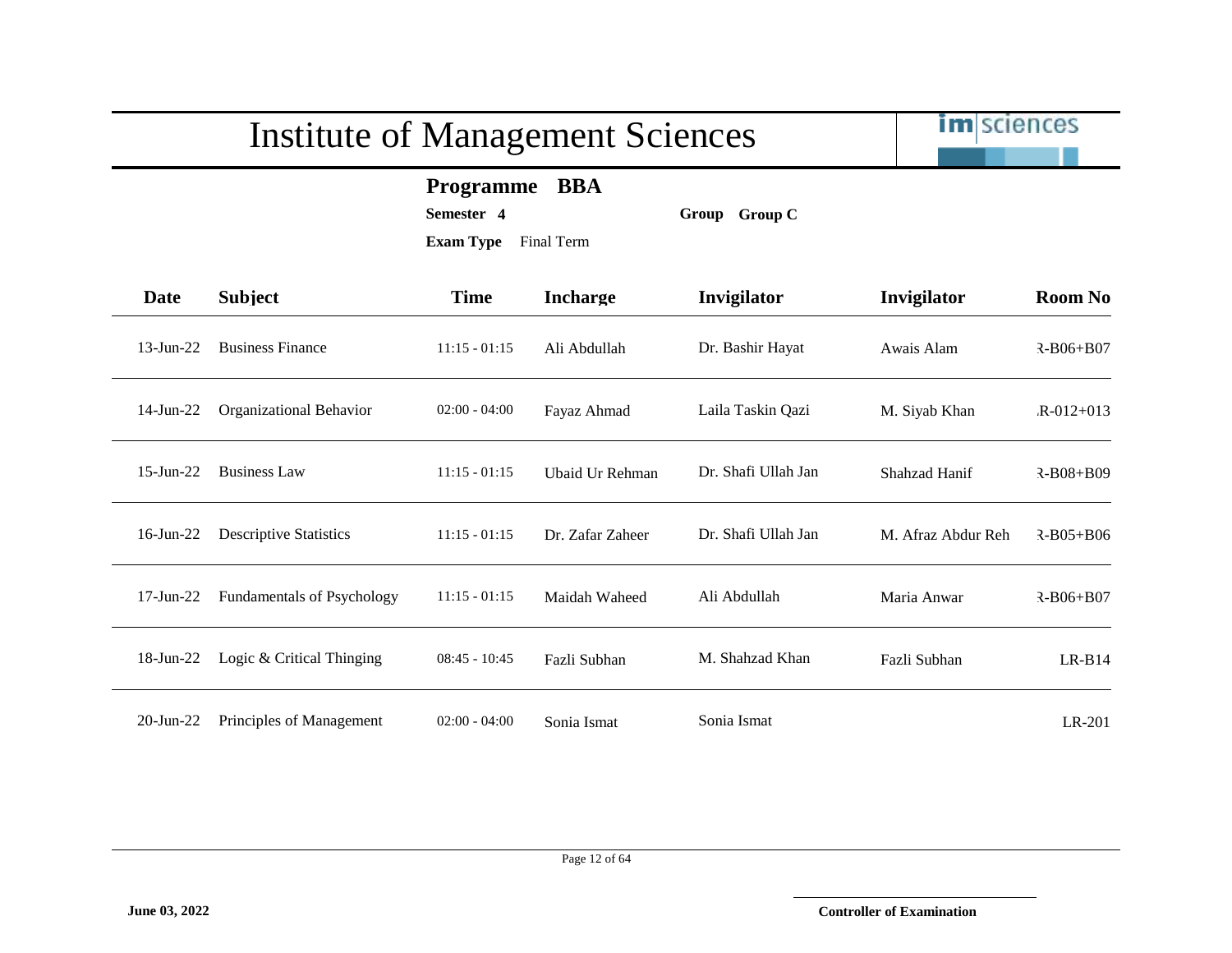# Institute of Management Sciences

**Programme BBA**

**Semester 4** **Group Group C**

**Exam Type** Final Term

| Date | Subject | Time | Incharge | Invigilator | Invigilator | Room No |
|---|---|---|---|---|---|---|
| 13-Jun-22 | Business Finance | 11:15 - 01:15 | Ali Abdullah | Dr. Bashir Hayat | Awais Alam | R-B06+B07 |
| 14-Jun-22 | Organizational Behavior | 02:00 - 04:00 | Fayaz Ahmad | Laila Taskin Qazi | M. Siyab Khan | R-012+013 |
| 15-Jun-22 | Business Law | 11:15 - 01:15 | Ubaid Ur Rehman | Dr. Shafi Ullah Jan | Shahzad Hanif | R-B08+B09 |
| 16-Jun-22 | Descriptive Statistics | 11:15 - 01:15 | Dr. Zafar Zaheer | Dr. Shafi Ullah Jan | M. Afraz Abdur Reh | R-B05+B06 |
| 17-Jun-22 | Fundamentals of Psychology | 11:15 - 01:15 | Maidah Waheed | Ali Abdullah | Maria Anwar | R-B06+B07 |
| 18-Jun-22 | Logic & Critical Thinging | 08:45 - 10:45 | Fazli Subhan | M. Shahzad Khan | Fazli Subhan | LR-B14 |
| 20-Jun-22 | Principles of Management | 02:00 - 04:00 | Sonia Ismat | Sonia Ismat | | LR-201 |

**June 03, 2022**

**Controller of Examination**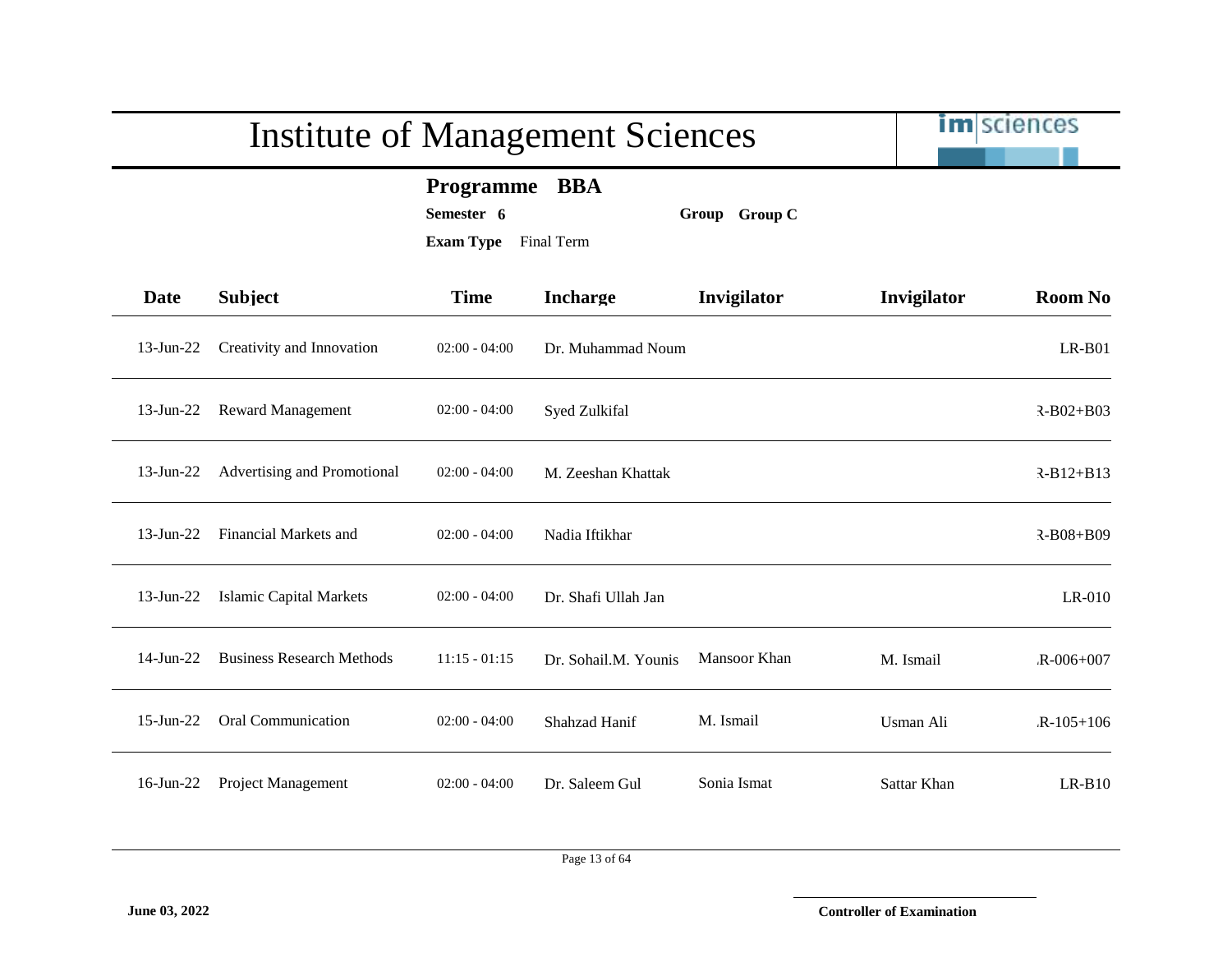# Institute of Management Sciences

**Programme** **BBA**

**Semester** **6** **Group** **Group C**

**Exam Type** Final Term

| Date | Subject | Time | Incharge | Invigilator | Invigilator | Room No |
|---|---|---|---|---|---|---|
| 13-Jun-22 | Creativity and Innovation | 02:00 - 04:00 | Dr. Muhammad Noum | | | LR-B01 |
| 13-Jun-22 | Reward Management | 02:00 - 04:00 | Syed Zulkifal | | | R-B02+B03 |
| 13-Jun-22 | Advertising and Promotional | 02:00 - 04:00 | M. Zeeshan Khattak | | | R-B12+B13 |
| 13-Jun-22 | Financial Markets and | 02:00 - 04:00 | Nadia Iftikhar | | | R-B08+B09 |
| 13-Jun-22 | Islamic Capital Markets | 02:00 - 04:00 | Dr. Shafi Ullah Jan | | | LR-010 |
| 14-Jun-22 | Business Research Methods | 11:15 - 01:15 | Dr. Sohail.M. Younis | Mansoor Khan | M. Ismail | R-006+007 |
| 15-Jun-22 | Oral Communication | 02:00 - 04:00 | Shahzad Hanif | M. Ismail | Usman Ali | R-105+106 |
| 16-Jun-22 | Project Management | 02:00 - 04:00 | Dr. Saleem Gul | Sonia Ismat | Sattar Khan | LR-B10 |

**June 03, 2022**

**Controller of Examination**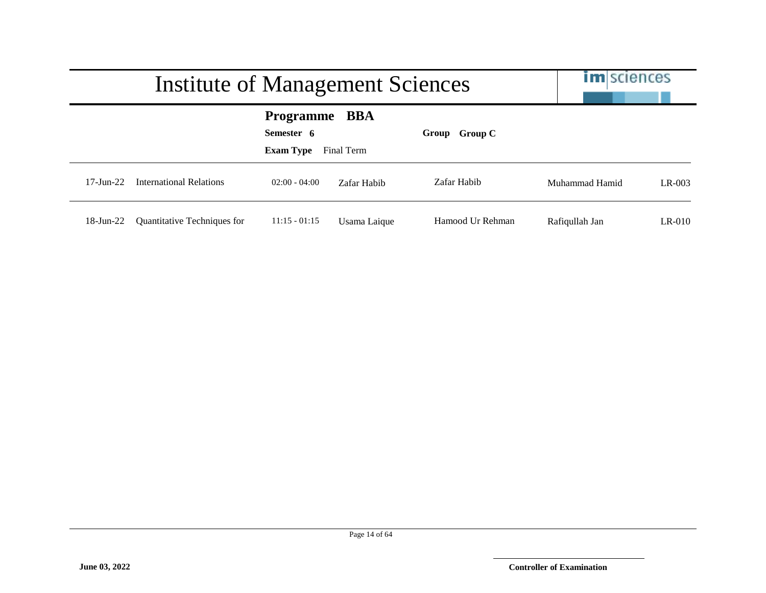# Institute of Management Sciences

**Programme** **BBA**

**Semester** **6** **Group** **Group C**

**Exam Type** Final Term

| | | | | | | |
|---|---|---|---|---|---|---|
| 17-Jun-22 | International Relations | 02:00 - 04:00 | Zafar Habib | Zafar Habib | Muhammad Hamid | LR-003 |
| 18-Jun-22 | Quantitative Techniques for | 11:15 - 01:15 | Usama Laique | Hamood Ur Rehman | Rafiqullah Jan | LR-010 |

**June 03, 2022**

**Controller of Examination**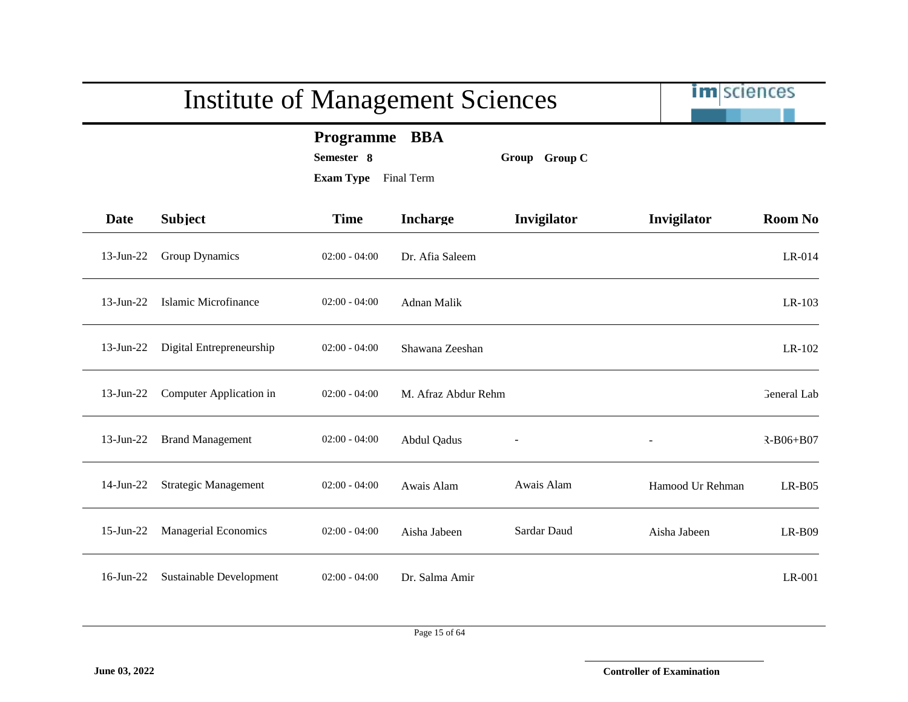# Institute of Management Sciences

**Programme** **BBA**

**Semester** **8** **Group** **Group C**

**Exam Type** Final Term

| Date | Subject | Time | Incharge | Invigilator | Invigilator | Room No |
|---|---|---|---|---|---|---|
| 13-Jun-22 | Group Dynamics | 02:00 - 04:00 | Dr. Afia Saleem | | | LR-014 |
| 13-Jun-22 | Islamic Microfinance | 02:00 - 04:00 | Adnan Malik | | | LR-103 |
| 13-Jun-22 | Digital Entrepreneurship | 02:00 - 04:00 | Shawana Zeeshan | | | LR-102 |
| 13-Jun-22 | Computer Application in | 02:00 - 04:00 | M. Afraz Abdur Rehm | | | General Lab |
| 13-Jun-22 | Brand Management | 02:00 - 04:00 | Abdul Qadus | - | - | R-B06+B07 |
| 14-Jun-22 | Strategic Management | 02:00 - 04:00 | Awais Alam | Awais Alam | Hamood Ur Rehman | LR-B05 |
| 15-Jun-22 | Managerial Economics | 02:00 - 04:00 | Aisha Jabeen | Sardar Daud | Aisha Jabeen | LR-B09 |
| 16-Jun-22 | Sustainable Development | 02:00 - 04:00 | Dr. Salma Amir | | | LR-001 |

**June 03, 2022**

**Controller of Examination**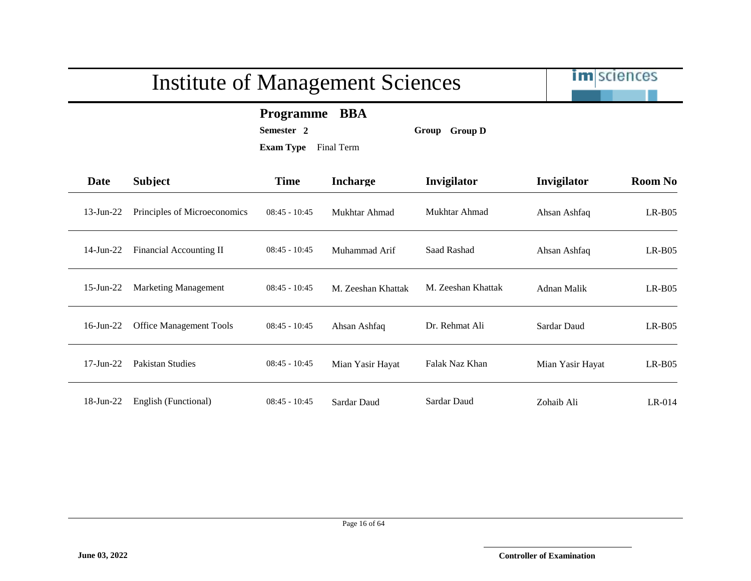# Institute of Management Sciences

**Programme** **BBA**

**Semester** **2** **Group** **Group D**

**Exam Type** Final Term

| Date | Subject | Time | Incharge | Invigilator | Invigilator | Room No |
|---|---|---|---|---|---|---|
| 13-Jun-22 | Principles of Microeconomics | 08:45 - 10:45 | Mukhtar Ahmad | Mukhtar Ahmad | Ahsan Ashfaq | LR-B05 |
| 14-Jun-22 | Financial Accounting II | 08:45 - 10:45 | Muhammad Arif | Saad Rashad | Ahsan Ashfaq | LR-B05 |
| 15-Jun-22 | Marketing Management | 08:45 - 10:45 | M. Zeeshan Khattak | M. Zeeshan Khattak | Adnan Malik | LR-B05 |
| 16-Jun-22 | Office Management Tools | 08:45 - 10:45 | Ahsan Ashfaq | Dr. Rehmat Ali | Sardar Daud | LR-B05 |
| 17-Jun-22 | Pakistan Studies | 08:45 - 10:45 | Mian Yasir Hayat | Falak Naz Khan | Mian Yasir Hayat | LR-B05 |
| 18-Jun-22 | English (Functional) | 08:45 - 10:45 | Sardar Daud | Sardar Daud | Zohaib Ali | LR-014 |

**June 03, 2022**

**Controller of Examination**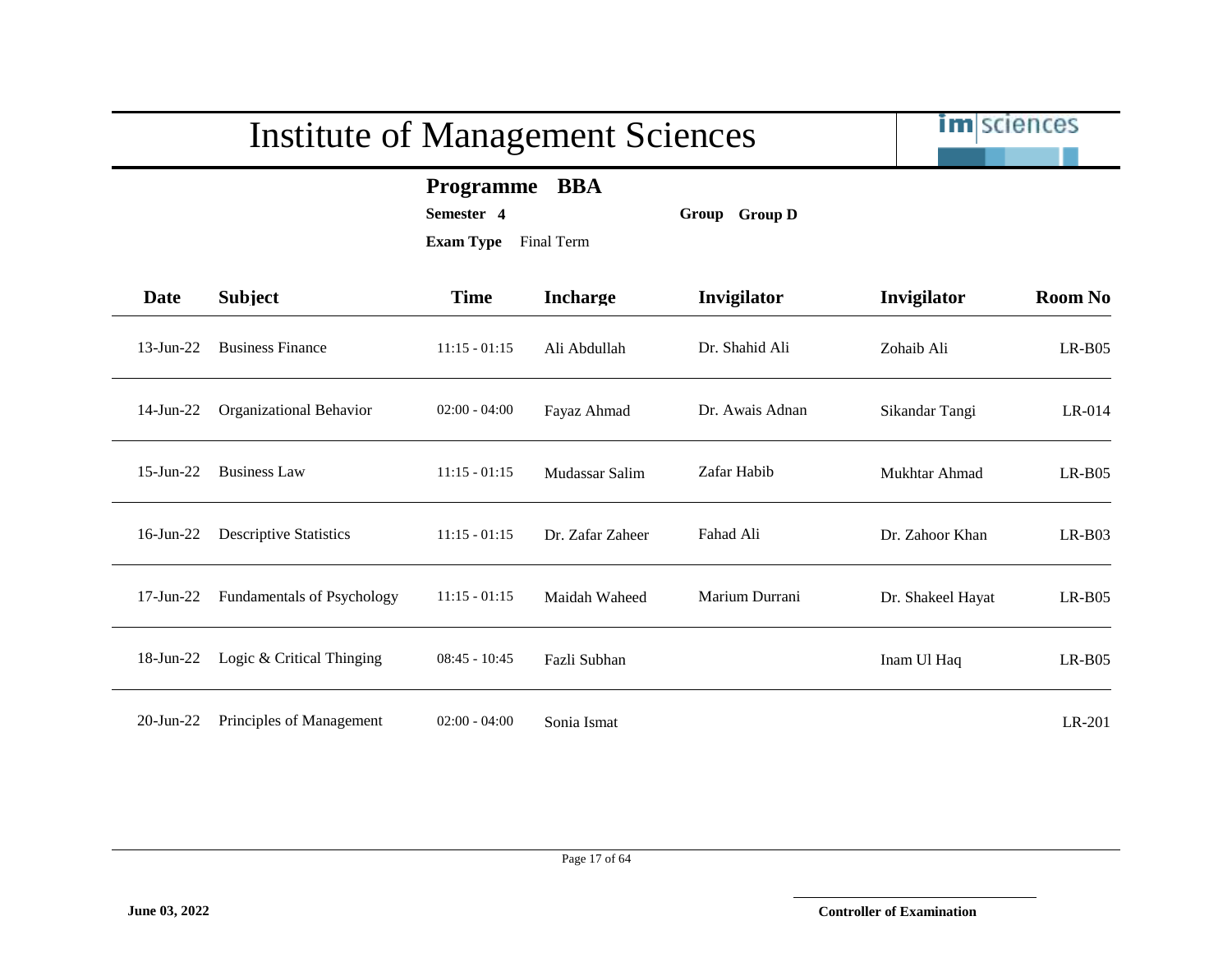# Institute of Management Sciences

**Programme** **BBA**

**Semester** **4** **Group** **Group D**

**Exam Type** Final Term

| Date | Subject | Time | Incharge | Invigilator | Invigilator | Room No |
|---|---|---|---|---|---|---|
| 13-Jun-22 | Business Finance | 11:15 - 01:15 | Ali Abdullah | Dr. Shahid Ali | Zohaib Ali | LR-B05 |
| 14-Jun-22 | Organizational Behavior | 02:00 - 04:00 | Fayaz Ahmad | Dr. Awais Adnan | Sikandar Tangi | LR-014 |
| 15-Jun-22 | Business Law | 11:15 - 01:15 | Mudassar Salim | Zafar Habib | Mukhtar Ahmad | LR-B05 |
| 16-Jun-22 | Descriptive Statistics | 11:15 - 01:15 | Dr. Zafar Zaheer | Fahad Ali | Dr. Zahoor Khan | LR-B03 |
| 17-Jun-22 | Fundamentals of Psychology | 11:15 - 01:15 | Maidah Waheed | Marium Durrani | Dr. Shakeel Hayat | LR-B05 |
| 18-Jun-22 | Logic & Critical Thinging | 08:45 - 10:45 | Fazli Subhan | | Inam Ul Haq | LR-B05 |
| 20-Jun-22 | Principles of Management | 02:00 - 04:00 | Sonia Ismat | | | LR-201 |

**June 03, 2022**

**Controller of Examination**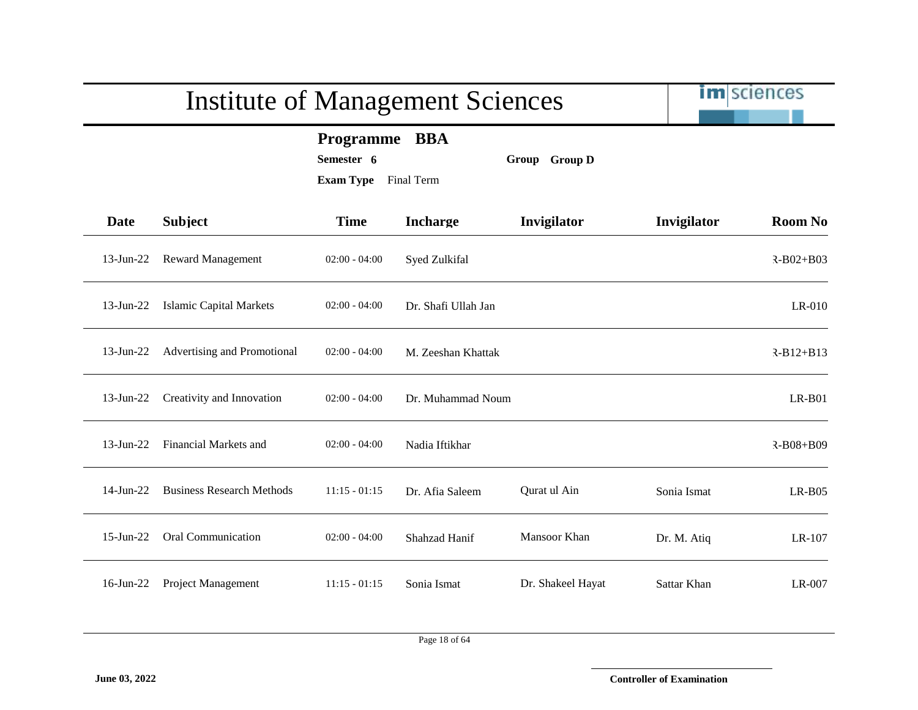# Institute of Management Sciences

**Programme BBA**

**Semester 6** **Group Group D**

**Exam Type** Final Term

| Date | Subject | Time | Incharge | Invigilator | Invigilator | Room No |
|---|---|---|---|---|---|---|
| 13-Jun-22 | Reward Management | 02:00 - 04:00 | Syed Zulkifal | | | R-B02+B03 |
| 13-Jun-22 | Islamic Capital Markets | 02:00 - 04:00 | Dr. Shafi Ullah Jan | | | LR-010 |
| 13-Jun-22 | Advertising and Promotional | 02:00 - 04:00 | M. Zeeshan Khattak | | | R-B12+B13 |
| 13-Jun-22 | Creativity and Innovation | 02:00 - 04:00 | Dr. Muhammad Noum | | | LR-B01 |
| 13-Jun-22 | Financial Markets and | 02:00 - 04:00 | Nadia Iftikhar | | | R-B08+B09 |
| 14-Jun-22 | Business Research Methods | 11:15 - 01:15 | Dr. Afia Saleem | Qurat ul Ain | Sonia Ismat | LR-B05 |
| 15-Jun-22 | Oral Communication | 02:00 - 04:00 | Shahzad Hanif | Mansoor Khan | Dr. M. Atiq | LR-107 |
| 16-Jun-22 | Project Management | 11:15 - 01:15 | Sonia Ismat | Dr. Shakeel Hayat | Sattar Khan | LR-007 |

**June 03, 2022**

**Controller of Examination**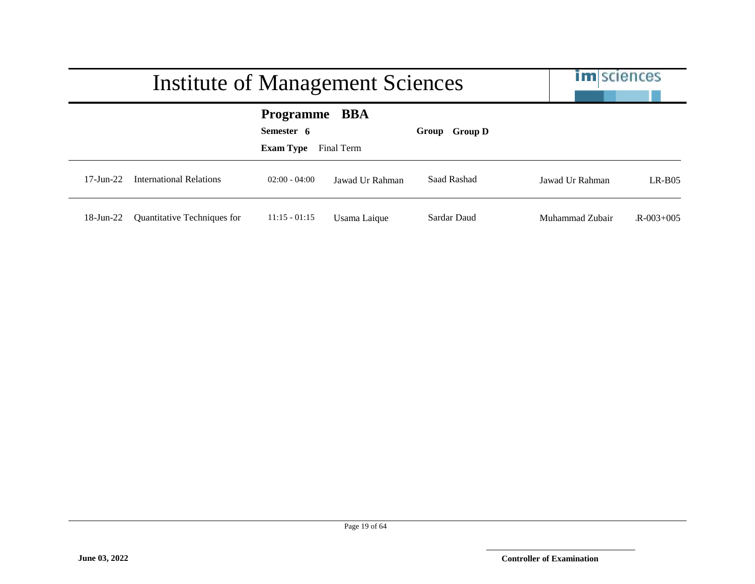# Institute of Management Sciences

**Programme** **BBA**

**Semester** **6** **Group** **Group D**

**Exam Type** Final Term

| | | | | | | |
|---|---|---|---|---|---|---|
| 17-Jun-22 | International Relations | 02:00 - 04:00 | Jawad Ur Rahman | Saad Rashad | Jawad Ur Rahman | LR-B05 |
| 18-Jun-22 | Quantitative Techniques for | 11:15 - 01:15 | Usama Laique | Sardar Daud | Muhammad Zubair | .R-003+005 |

**June 03, 2022**

**Controller of Examination**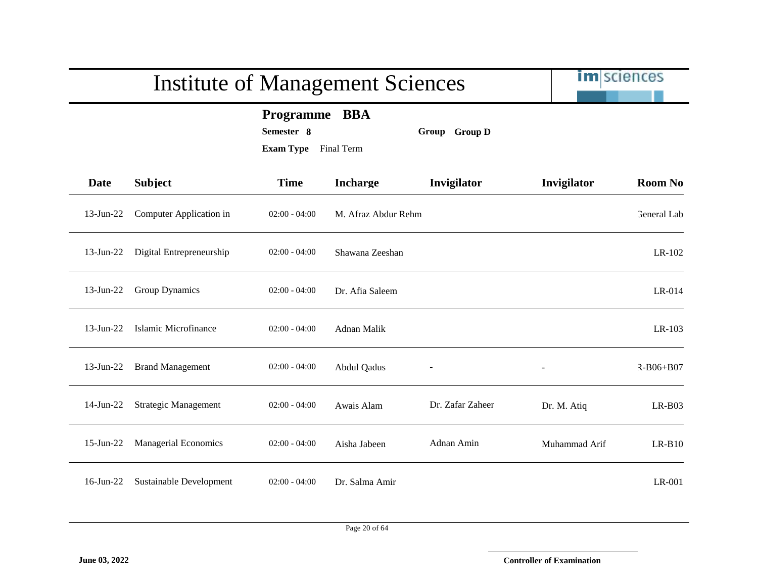# Institute of Management Sciences

**Programme** **BBA**

**Semester** **8** **Group** **Group D**

**Exam Type** Final Term

| Date | Subject | Time | Incharge | Invigilator | Invigilator | Room No |
|---|---|---|---|---|---|---|
| 13-Jun-22 | Computer Application in | 02:00 - 04:00 | M. Afraz Abdur Rehm | | | General Lab |
| 13-Jun-22 | Digital Entrepreneurship | 02:00 - 04:00 | Shawana Zeeshan | | | LR-102 |
| 13-Jun-22 | Group Dynamics | 02:00 - 04:00 | Dr. Afia Saleem | | | LR-014 |
| 13-Jun-22 | Islamic Microfinance | 02:00 - 04:00 | Adnan Malik | | | LR-103 |
| 13-Jun-22 | Brand Management | 02:00 - 04:00 | Abdul Qadus | - | - | R-B06+B07 |
| 14-Jun-22 | Strategic Management | 02:00 - 04:00 | Awais Alam | Dr. Zafar Zaheer | Dr. M. Atiq | LR-B03 |
| 15-Jun-22 | Managerial Economics | 02:00 - 04:00 | Aisha Jabeen | Adnan Amin | Muhammad Arif | LR-B10 |
| 16-Jun-22 | Sustainable Development | 02:00 - 04:00 | Dr. Salma Amir | | | LR-001 |

**June 03, 2022**

**Controller of Examination**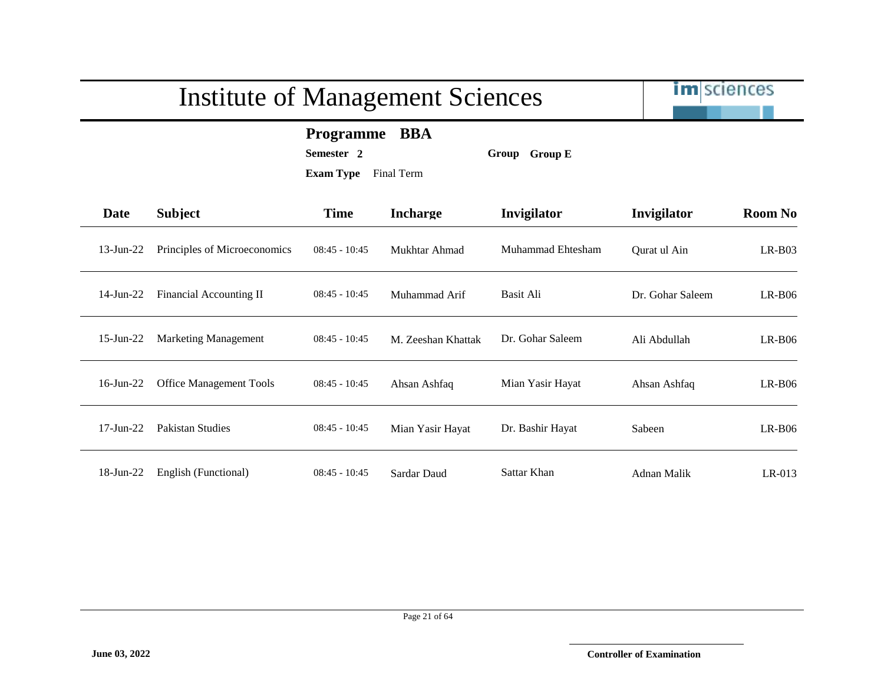# Institute of Management Sciences

**Programme** **BBA**

**Semester** **2** **Group** **Group E**

**Exam Type** Final Term

| Date | Subject | Time | Incharge | Invigilator | Invigilator | Room No |
|---|---|---|---|---|---|---|
| 13-Jun-22 | Principles of Microeconomics | 08:45 - 10:45 | Mukhtar Ahmad | Muhammad Ehtesham | Qurat ul Ain | LR-B03 |
| 14-Jun-22 | Financial Accounting II | 08:45 - 10:45 | Muhammad Arif | Basit Ali | Dr. Gohar Saleem | LR-B06 |
| 15-Jun-22 | Marketing Management | 08:45 - 10:45 | M. Zeeshan Khattak | Dr. Gohar Saleem | Ali Abdullah | LR-B06 |
| 16-Jun-22 | Office Management Tools | 08:45 - 10:45 | Ahsan Ashfaq | Mian Yasir Hayat | Ahsan Ashfaq | LR-B06 |
| 17-Jun-22 | Pakistan Studies | 08:45 - 10:45 | Mian Yasir Hayat | Dr. Bashir Hayat | Sabeen | LR-B06 |
| 18-Jun-22 | English (Functional) | 08:45 - 10:45 | Sardar Daud | Sattar Khan | Adnan Malik | LR-013 |

**June 03, 2022**

**Controller of Examination**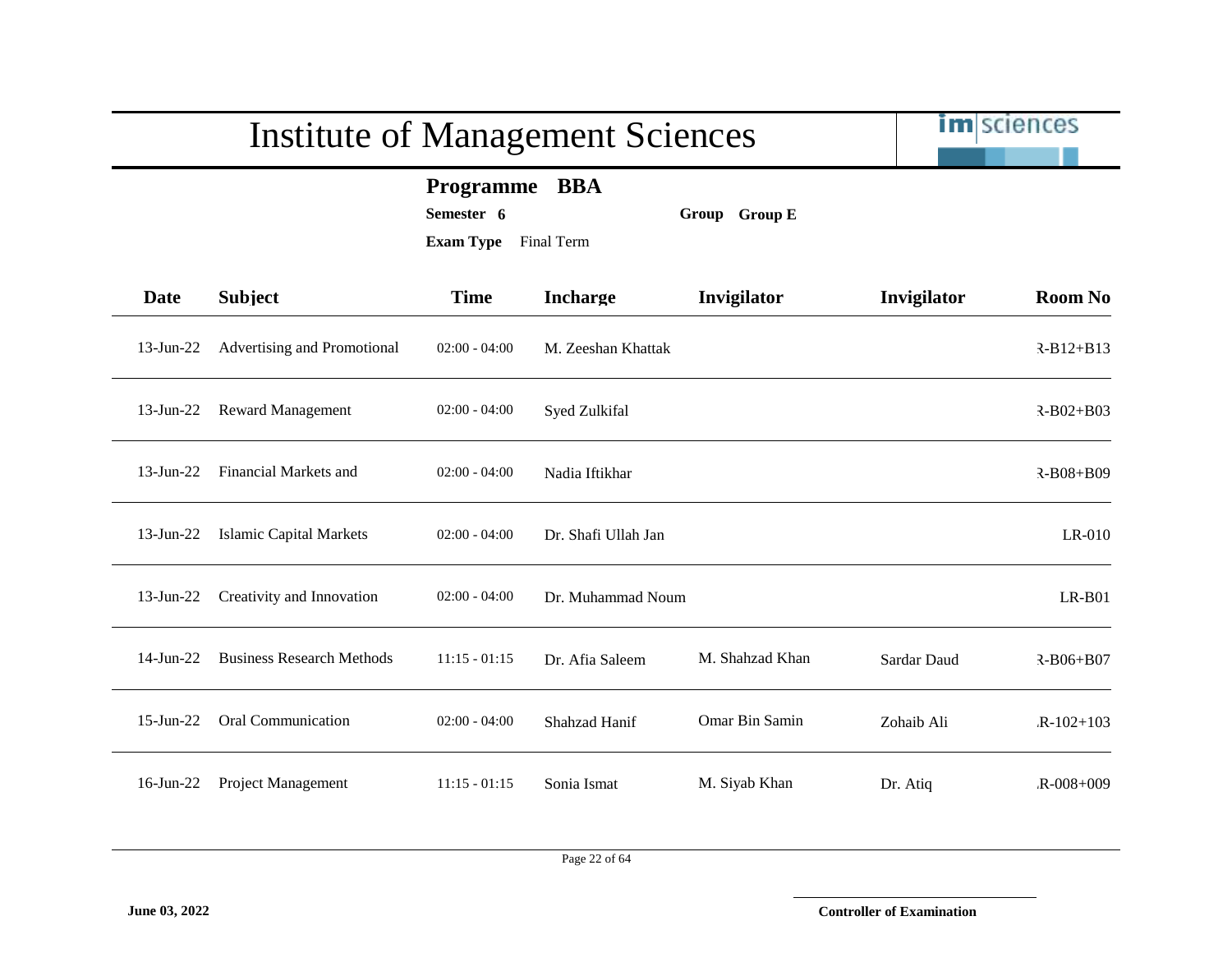# Institute of Management Sciences

**Programme** **BBA**

**Semester** **6** **Group** **Group E**

**Exam Type** Final Term

| Date | Subject | Time | Incharge | Invigilator | Invigilator | Room No |
|---|---|---|---|---|---|---|
| 13-Jun-22 | Advertising and Promotional | 02:00 - 04:00 | M. Zeeshan Khattak | | | ₹-B12+B13 |
| 13-Jun-22 | Reward Management | 02:00 - 04:00 | Syed Zulkifal | | | ₹-B02+B03 |
| 13-Jun-22 | Financial Markets and | 02:00 - 04:00 | Nadia Iftikhar | | | ₹-B08+B09 |
| 13-Jun-22 | Islamic Capital Markets | 02:00 - 04:00 | Dr. Shafi Ullah Jan | | | LR-010 |
| 13-Jun-22 | Creativity and Innovation | 02:00 - 04:00 | Dr. Muhammad Noum | | | LR-B01 |
| 14-Jun-22 | Business Research Methods | 11:15 - 01:15 | Dr. Afia Saleem | M. Shahzad Khan | Sardar Daud | ₹-B06+B07 |
| 15-Jun-22 | Oral Communication | 02:00 - 04:00 | Shahzad Hanif | Omar Bin Samin | Zohaib Ali | .R-102+103 |
| 16-Jun-22 | Project Management | 11:15 - 01:15 | Sonia Ismat | M. Siyab Khan | Dr. Atiq | .R-008+009 |

**June 03, 2022**

**Controller of Examination**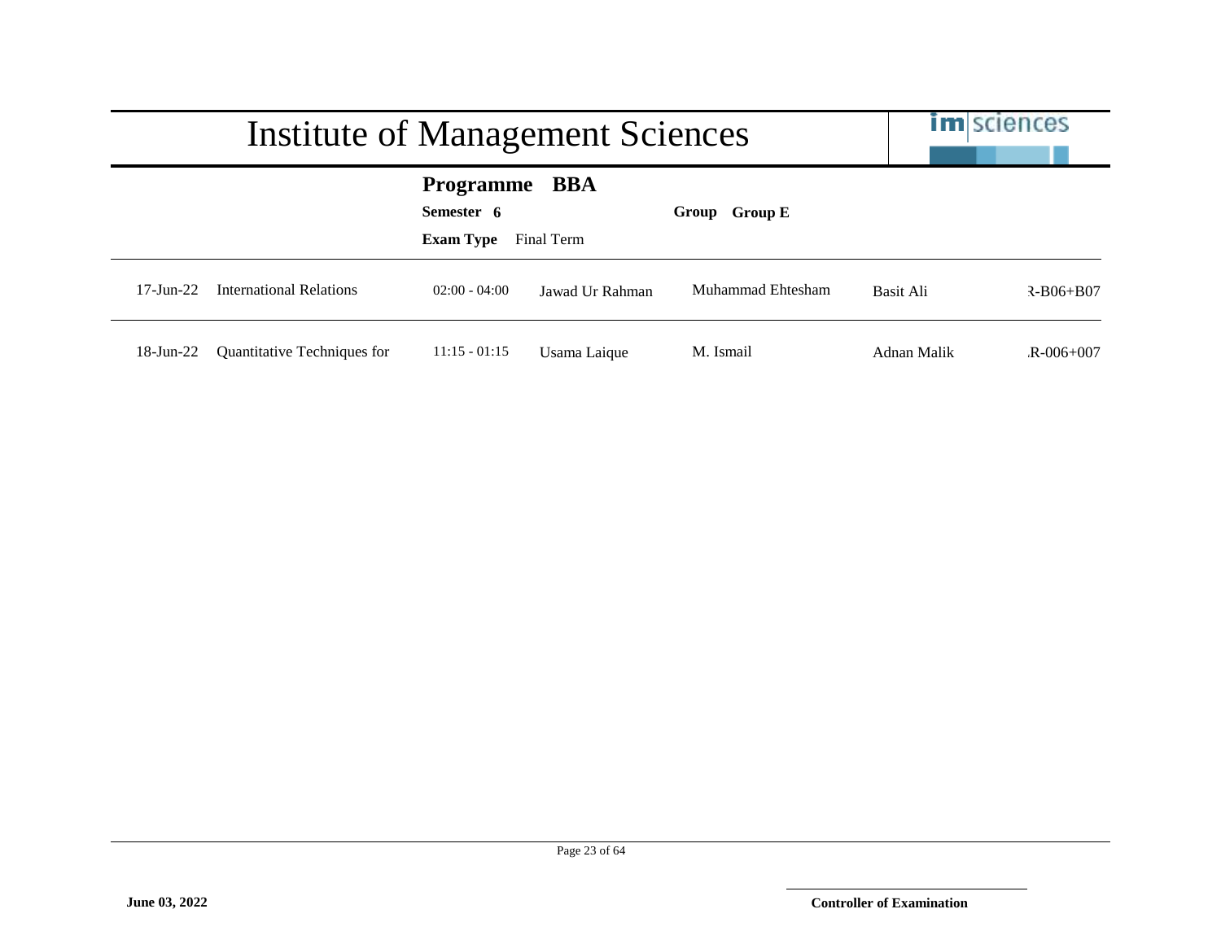# Institute of Management Sciences

**Programme BBA**

**Semester 6** **Group Group E**

**Exam Type** Final Term

| | | | | | | |
|---|---|---|---|---|---|---|
| 17-Jun-22 | International Relations | 02:00 - 04:00 | Jawad Ur Rahman | Muhammad Ehtesham | Basit Ali | R-B06+B07 |
| 18-Jun-22 | Quantitative Techniques for | 11:15 - 01:15 | Usama Laique | M. Ismail | Adnan Malik | R-006+007 |

**June 03, 2022**

**Controller of Examination**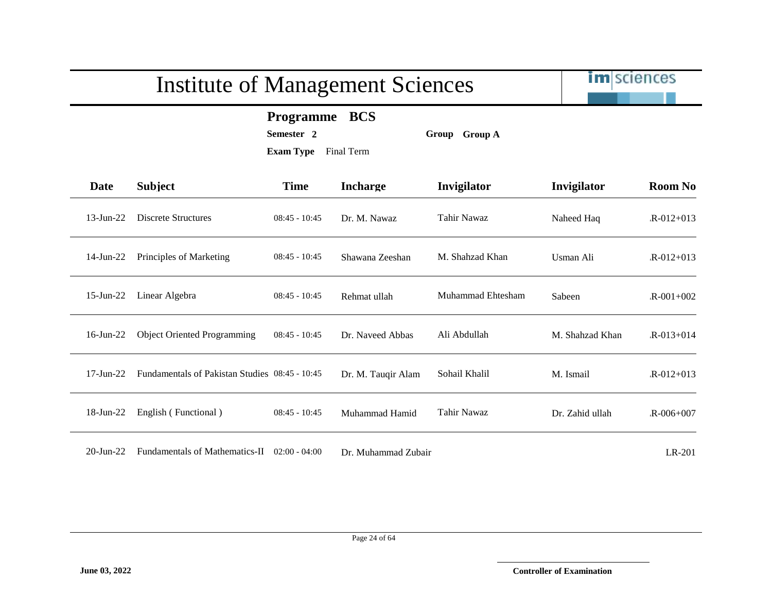# Institute of Management Sciences

**Programme** **BCS**

**Semester** **2** **Group** **Group A**

**Exam Type** Final Term

| Date | Subject | Time | Incharge | Invigilator | Invigilator | Room No |
|---|---|---|---|---|---|---|
| 13-Jun-22 | Discrete Structures | 08:45 - 10:45 | Dr. M. Nawaz | Tahir Nawaz | Naheed Haq | .R-012+013 |
| 14-Jun-22 | Principles of Marketing | 08:45 - 10:45 | Shawana Zeeshan | M. Shahzad Khan | Usman Ali | .R-012+013 |
| 15-Jun-22 | Linear Algebra | 08:45 - 10:45 | Rehmat ullah | Muhammad Ehtesham | Sabeen | .R-001+002 |
| 16-Jun-22 | Object Oriented Programming | 08:45 - 10:45 | Dr. Naveed Abbas | Ali Abdullah | M. Shahzad Khan | .R-013+014 |
| 17-Jun-22 | Fundamentals of Pakistan Studies | 08:45 - 10:45 | Dr. M. Tauqir Alam | Sohail Khalil | M. Ismail | .R-012+013 |
| 18-Jun-22 | English ( Functional ) | 08:45 - 10:45 | Muhammad Hamid | Tahir Nawaz | Dr. Zahid ullah | .R-006+007 |
| 20-Jun-22 | Fundamentals of Mathematics-II | 02:00 - 04:00 | Dr. Muhammad Zubair | | | LR-201 |

**June 03, 2022**

**Controller of Examination**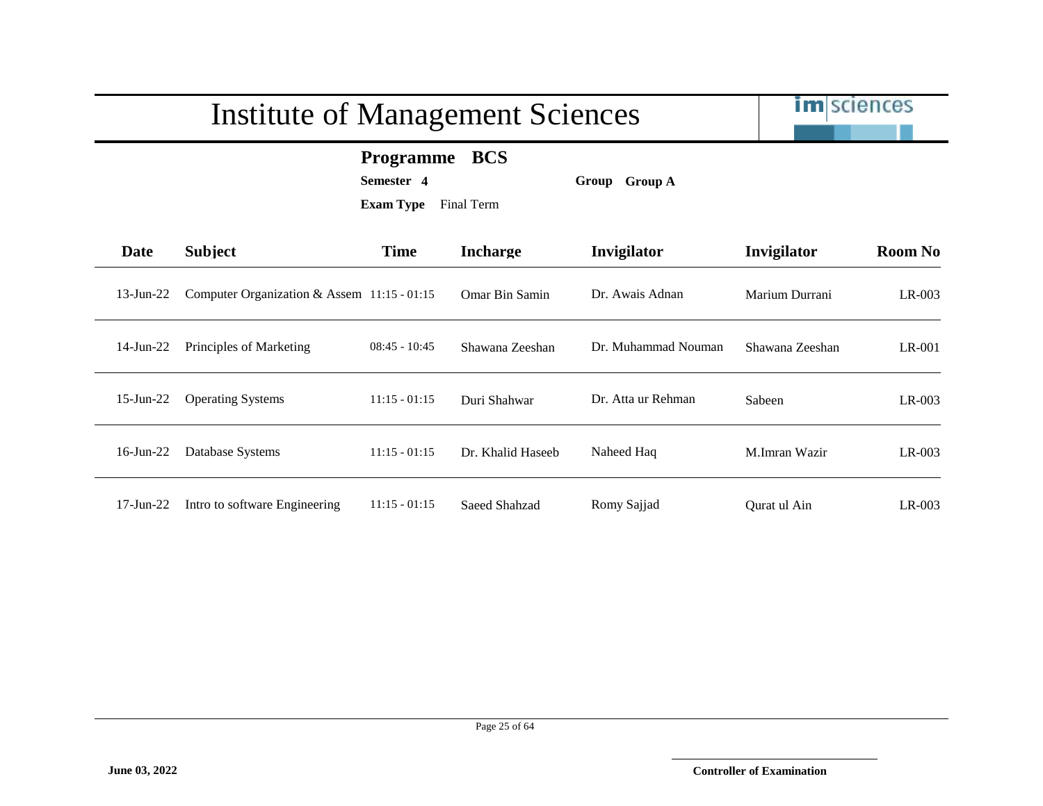# Institute of Management Sciences

**Programme** **BCS**

**Semester** **4** **Group** **Group A**

**Exam Type** Final Term

| Date | Subject | Time | Incharge | Invigilator | Invigilator | Room No |
|---|---|---|---|---|---|---|
| 13-Jun-22 | Computer Organization & Assem | 11:15 - 01:15 | Omar Bin Samin | Dr. Awais Adnan | Marium Durrani | LR-003 |
| 14-Jun-22 | Principles of Marketing | 08:45 - 10:45 | Shawana Zeeshan | Dr. Muhammad Nouman | Shawana Zeeshan | LR-001 |
| 15-Jun-22 | Operating Systems | 11:15 - 01:15 | Duri Shahwar | Dr. Atta ur Rehman | Sabeen | LR-003 |
| 16-Jun-22 | Database Systems | 11:15 - 01:15 | Dr. Khalid Haseeb | Naheed Haq | M.Imran Wazir | LR-003 |
| 17-Jun-22 | Intro to software Engineering | 11:15 - 01:15 | Saeed Shahzad | Romy Sajjad | Qurat ul Ain | LR-003 |

**June 03, 2022**

**Controller of Examination**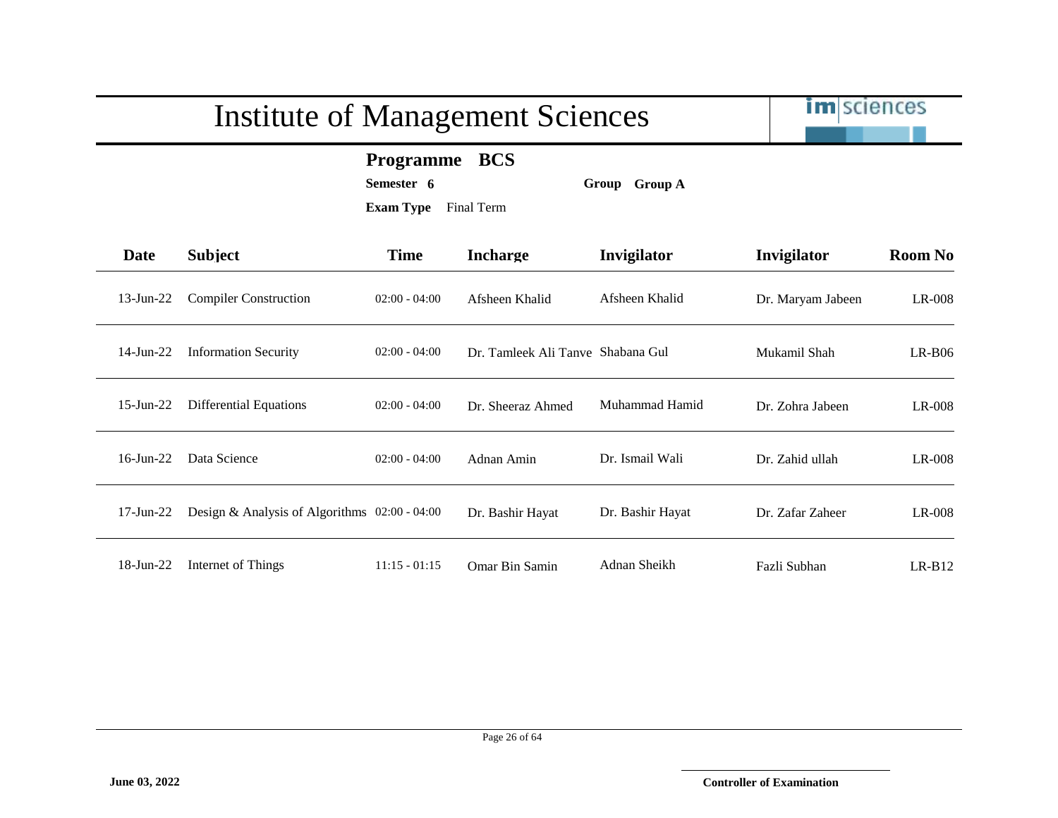# Institute of Management Sciences

**Programme** **BCS**

**Semester** **6** **Group** **Group A**

**Exam Type** Final Term

| Date | Subject | Time | Incharge | Invigilator | Invigilator | Room No |
|---|---|---|---|---|---|---|
| 13-Jun-22 | Compiler Construction | 02:00 - 04:00 | Afsheen Khalid | Afsheen Khalid | Dr. Maryam Jabeen | LR-008 |
| 14-Jun-22 | Information Security | 02:00 - 04:00 | Dr. Tamleek Ali Tanve | Shabana Gul | Mukamil Shah | LR-B06 |
| 15-Jun-22 | Differential Equations | 02:00 - 04:00 | Dr. Sheeraz Ahmed | Muhammad Hamid | Dr. Zohra Jabeen | LR-008 |
| 16-Jun-22 | Data Science | 02:00 - 04:00 | Adnan Amin | Dr. Ismail Wali | Dr. Zahid ullah | LR-008 |
| 17-Jun-22 | Design & Analysis of Algorithms | 02:00 - 04:00 | Dr. Bashir Hayat | Dr. Bashir Hayat | Dr. Zafar Zaheer | LR-008 |
| 18-Jun-22 | Internet of Things | 11:15 - 01:15 | Omar Bin Samin | Adnan Sheikh | Fazli Subhan | LR-B12 |

**June 03, 2022**

**Controller of Examination**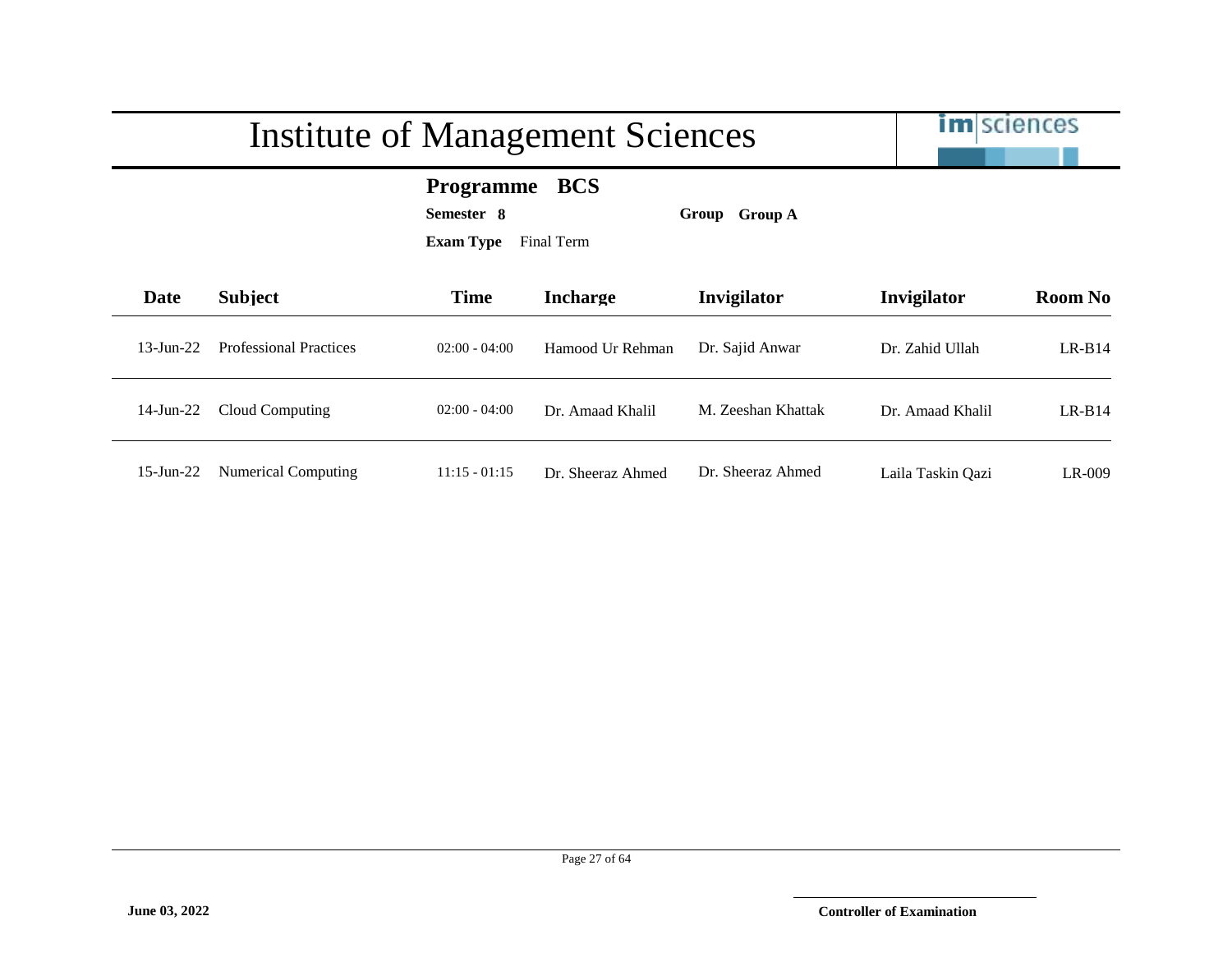# Institute of Management Sciences

**Programme BCS**

**Semester 8** **Group Group A**

**Exam Type** Final Term

| Date | Subject | Time | Incharge | Invigilator | Invigilator | Room No |
|---|---|---|---|---|---|---|
| 13-Jun-22 | Professional Practices | 02:00 - 04:00 | Hamood Ur Rehman | Dr. Sajid Anwar | Dr. Zahid Ullah | LR-B14 |
| 14-Jun-22 | Cloud Computing | 02:00 - 04:00 | Dr. Amaad Khalil | M. Zeeshan Khattak | Dr. Amaad Khalil | LR-B14 |
| 15-Jun-22 | Numerical Computing | 11:15 - 01:15 | Dr. Sheeraz Ahmed | Dr. Sheeraz Ahmed | Laila Taskin Qazi | LR-009 |

**June 03, 2022**

**Controller of Examination**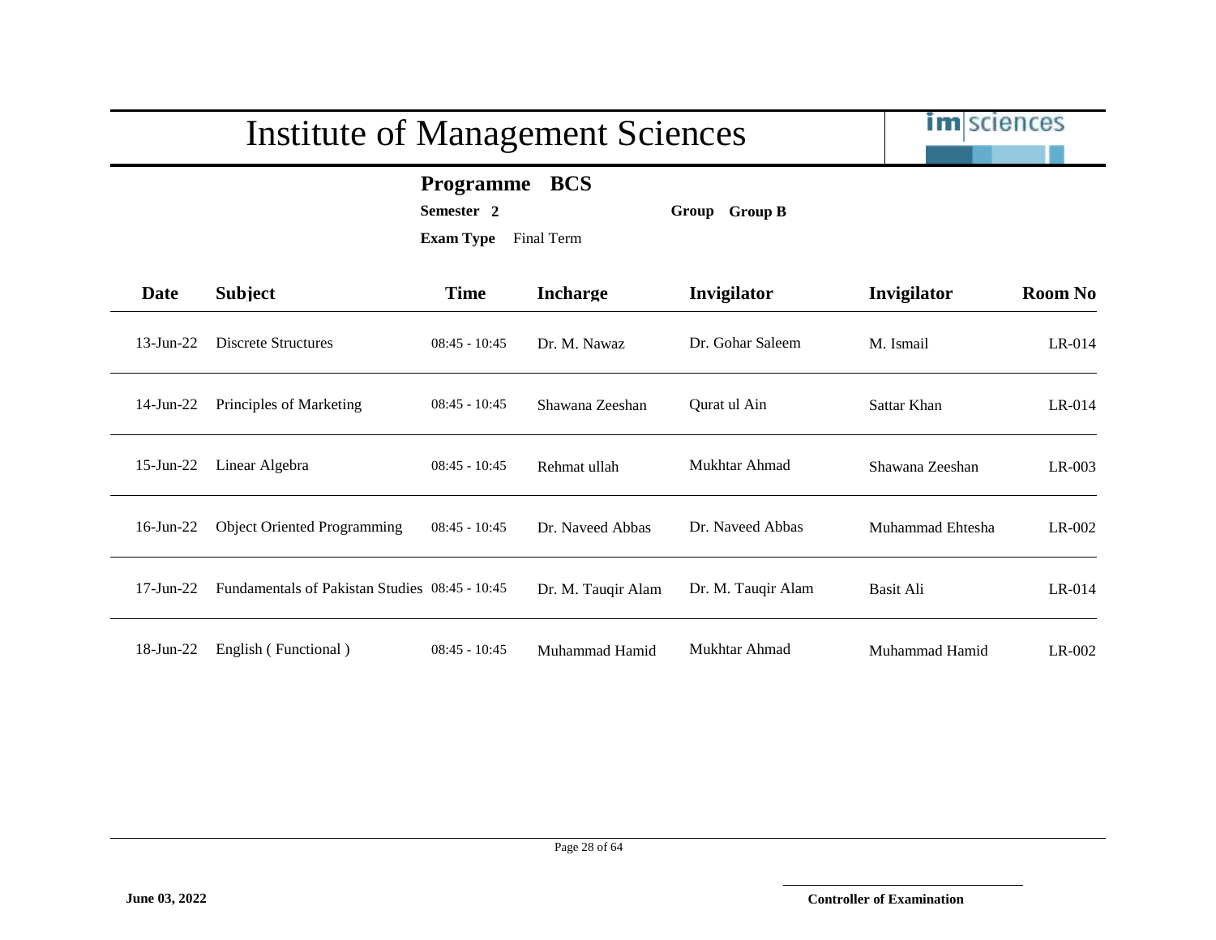# Institute of Management Sciences

**Programme** **BCS**

**Semester** **2** **Group** **Group B**

**Exam Type** Final Term

| Date | Subject | Time | Incharge | Invigilator | Invigilator | Room No |
|---|---|---|---|---|---|---|
| 13-Jun-22 | Discrete Structures | 08:45 - 10:45 | Dr. M. Nawaz | Dr. Gohar Saleem | M. Ismail | LR-014 |
| 14-Jun-22 | Principles of Marketing | 08:45 - 10:45 | Shawana Zeeshan | Qurat ul Ain | Sattar Khan | LR-014 |
| 15-Jun-22 | Linear Algebra | 08:45 - 10:45 | Rehmat ullah | Mukhtar Ahmad | Shawana Zeeshan | LR-003 |
| 16-Jun-22 | Object Oriented Programming | 08:45 - 10:45 | Dr. Naveed Abbas | Dr. Naveed Abbas | Muhammad Ehtesha | LR-002 |
| 17-Jun-22 | Fundamentals of Pakistan Studies | 08:45 - 10:45 | Dr. M. Tauqir Alam | Dr. M. Tauqir Alam | Basit Ali | LR-014 |
| 18-Jun-22 | English ( Functional ) | 08:45 - 10:45 | Muhammad Hamid | Mukhtar Ahmad | Muhammad Hamid | LR-002 |

**June 03, 2022**

**Controller of Examination**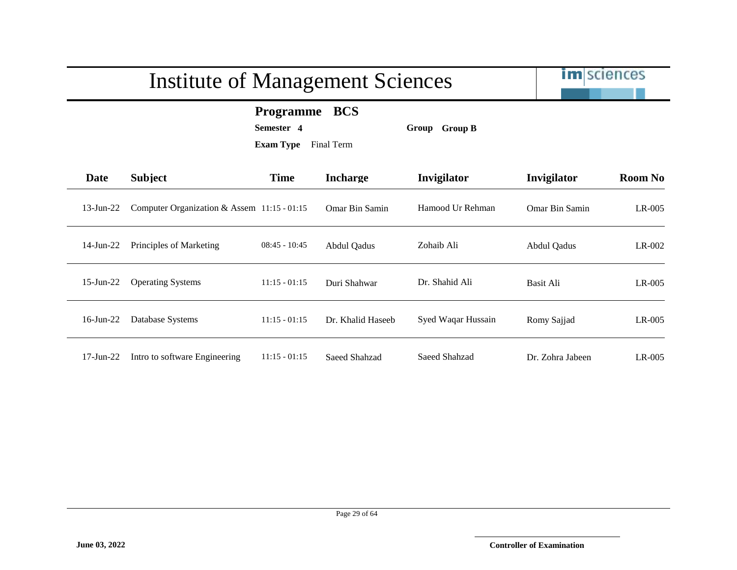# Institute of Management Sciences

**Programme** **BCS**

**Semester** **4** **Group** **Group B**

**Exam Type** Final Term

| Date | Subject | Time | Incharge | Invigilator | Invigilator | Room No |
|---|---|---|---|---|---|---|
| 13-Jun-22 | Computer Organization & Assem | 11:15 - 01:15 | Omar Bin Samin | Hamood Ur Rehman | Omar Bin Samin | LR-005 |
| 14-Jun-22 | Principles of Marketing | 08:45 - 10:45 | Abdul Qadus | Zohaib Ali | Abdul Qadus | LR-002 |
| 15-Jun-22 | Operating Systems | 11:15 - 01:15 | Duri Shahwar | Dr. Shahid Ali | Basit Ali | LR-005 |
| 16-Jun-22 | Database Systems | 11:15 - 01:15 | Dr. Khalid Haseeb | Syed Waqar Hussain | Romy Sajjad | LR-005 |
| 17-Jun-22 | Intro to software Engineering | 11:15 - 01:15 | Saeed Shahzad | Saeed Shahzad | Dr. Zohra Jabeen | LR-005 |

**June 03, 2022**

**Controller of Examination**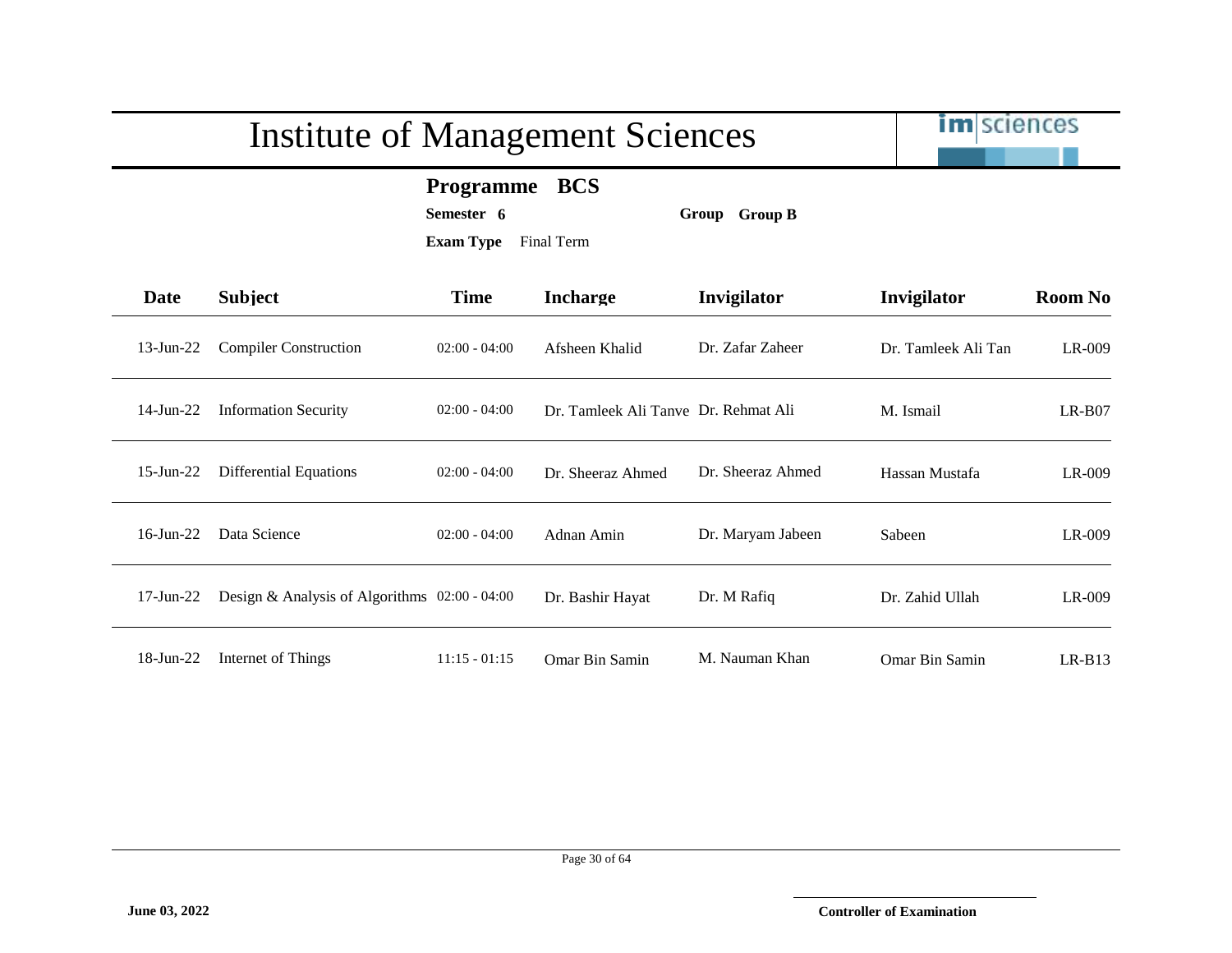# Institute of Management Sciences

**Programme** **BCS**

**Semester** **6** **Group** **Group B**

**Exam Type** Final Term

| Date | Subject | Time | Incharge | Invigilator | Invigilator | Room No |
|---|---|---|---|---|---|---|
| 13-Jun-22 | Compiler Construction | 02:00 - 04:00 | Afsheen Khalid | Dr. Zafar Zaheer | Dr. Tamleek Ali Tan | LR-009 |
| 14-Jun-22 | Information Security | 02:00 - 04:00 | Dr. Tamleek Ali Tanve | Dr. Rehmat Ali | M. Ismail | LR-B07 |
| 15-Jun-22 | Differential Equations | 02:00 - 04:00 | Dr. Sheeraz Ahmed | Dr. Sheeraz Ahmed | Hassan Mustafa | LR-009 |
| 16-Jun-22 | Data Science | 02:00 - 04:00 | Adnan Amin | Dr. Maryam Jabeen | Sabeen | LR-009 |
| 17-Jun-22 | Design & Analysis of Algorithms | 02:00 - 04:00 | Dr. Bashir Hayat | Dr. M Rafiq | Dr. Zahid Ullah | LR-009 |
| 18-Jun-22 | Internet of Things | 11:15 - 01:15 | Omar Bin Samin | M. Nauman Khan | Omar Bin Samin | LR-B13 |

**June 03, 2022**

**Controller of Examination**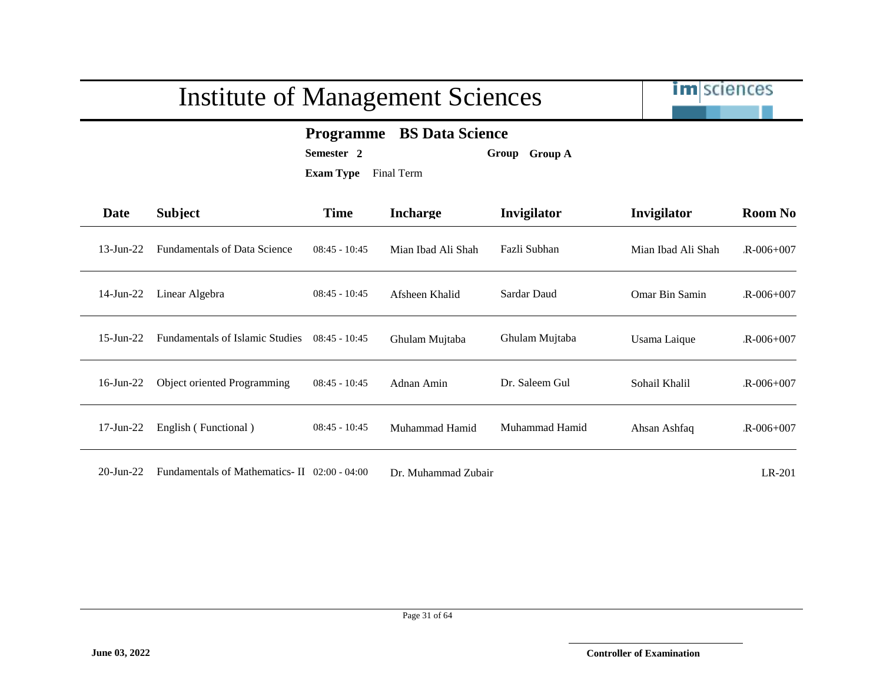# Institute of Management Sciences

**Programme** **BS Data Science**

**Semester** **2** **Group** **Group A**

**Exam Type** Final Term

| Date | Subject | Time | Incharge | Invigilator | Invigilator | Room No |
|---|---|---|---|---|---|---|
| 13-Jun-22 | Fundamentals of Data Science | 08:45 - 10:45 | Mian Ibad Ali Shah | Fazli Subhan | Mian Ibad Ali Shah | .R-006+007 |
| 14-Jun-22 | Linear Algebra | 08:45 - 10:45 | Afsheen Khalid | Sardar Daud | Omar Bin Samin | .R-006+007 |
| 15-Jun-22 | Fundamentals of Islamic Studies | 08:45 - 10:45 | Ghulam Mujtaba | Ghulam Mujtaba | Usama Laique | .R-006+007 |
| 16-Jun-22 | Object oriented Programming | 08:45 - 10:45 | Adnan Amin | Dr. Saleem Gul | Sohail Khalil | .R-006+007 |
| 17-Jun-22 | English ( Functional ) | 08:45 - 10:45 | Muhammad Hamid | Muhammad Hamid | Ahsan Ashfaq | .R-006+007 |
| 20-Jun-22 | Fundamentals of Mathematics- II | 02:00 - 04:00 | Dr. Muhammad Zubair | | | LR-201 |

**June 03, 2022**

**Controller of Examination**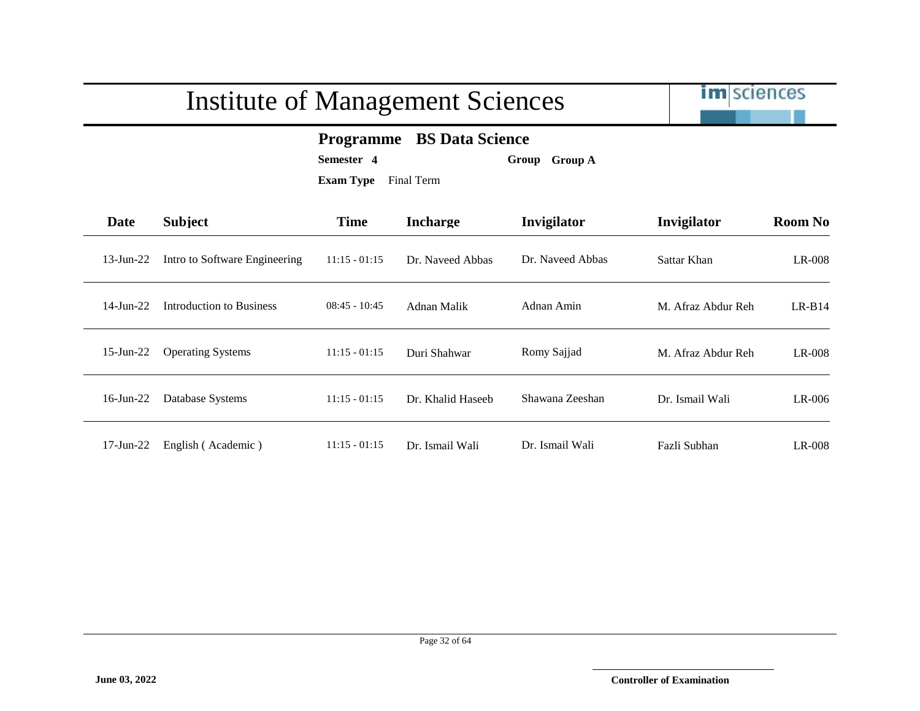# Institute of Management Sciences

**Programme** **BS Data Science**

**Semester** **4** **Group** **Group A**

**Exam Type** Final Term

| Date | Subject | Time | Incharge | Invigilator | Invigilator | Room No |
|---|---|---|---|---|---|---|
| 13-Jun-22 | Intro to Software Engineering | 11:15 - 01:15 | Dr. Naveed Abbas | Dr. Naveed Abbas | Sattar Khan | LR-008 |
| 14-Jun-22 | Introduction to Business | 08:45 - 10:45 | Adnan Malik | Adnan Amin | M. Afraz Abdur Reh | LR-B14 |
| 15-Jun-22 | Operating Systems | 11:15 - 01:15 | Duri Shahwar | Romy Sajjad | M. Afraz Abdur Reh | LR-008 |
| 16-Jun-22 | Database Systems | 11:15 - 01:15 | Dr. Khalid Haseeb | Shawana Zeeshan | Dr. Ismail Wali | LR-006 |
| 17-Jun-22 | English ( Academic ) | 11:15 - 01:15 | Dr. Ismail Wali | Dr. Ismail Wali | Fazli Subhan | LR-008 |

**June 03, 2022**

**Controller of Examination**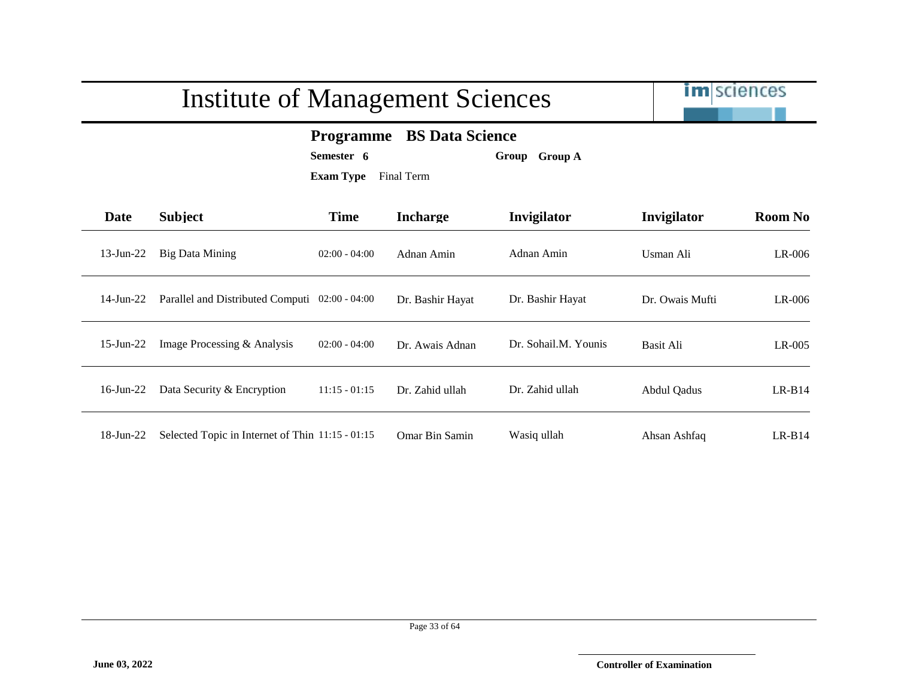# Institute of Management Sciences

**Programme** **BS Data Science**

**Semester** **6** **Group** **Group A**

**Exam Type** Final Term

| Date | Subject | Time | Incharge | Invigilator | Invigilator | Room No |
|---|---|---|---|---|---|---|
| 13-Jun-22 | Big Data Mining | 02:00 - 04:00 | Adnan Amin | Adnan Amin | Usman Ali | LR-006 |
| 14-Jun-22 | Parallel and Distributed Computi | 02:00 - 04:00 | Dr. Bashir Hayat | Dr. Bashir Hayat | Dr. Owais Mufti | LR-006 |
| 15-Jun-22 | Image Processing & Analysis | 02:00 - 04:00 | Dr. Awais Adnan | Dr. Sohail.M. Younis | Basit Ali | LR-005 |
| 16-Jun-22 | Data Security & Encryption | 11:15 - 01:15 | Dr. Zahid ullah | Dr. Zahid ullah | Abdul Qadus | LR-B14 |
| 18-Jun-22 | Selected Topic in Internet of Thin | 11:15 - 01:15 | Omar Bin Samin | Wasiq ullah | Ahsan Ashfaq | LR-B14 |

**June 03, 2022**

**Controller of Examination**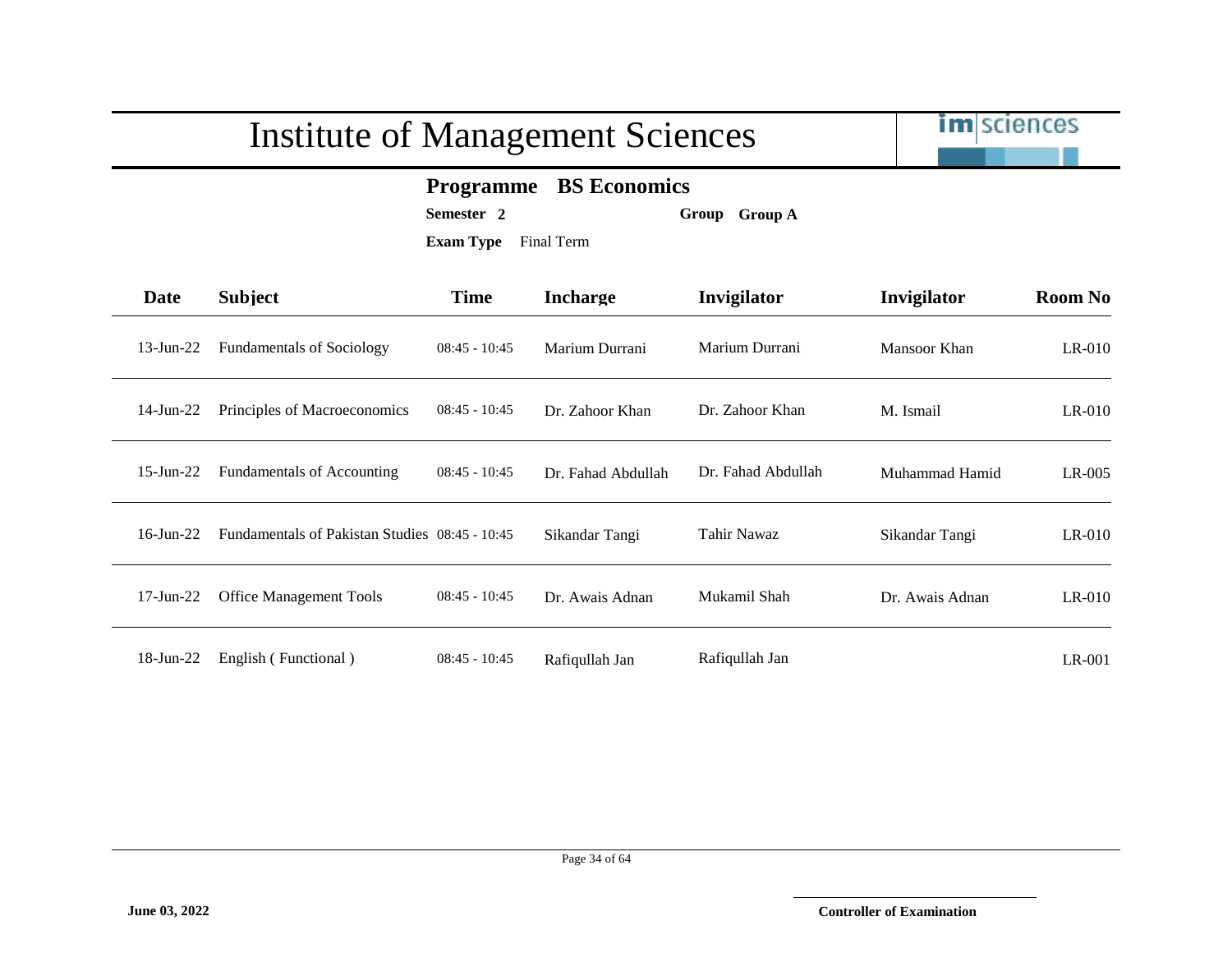# Institute of Management Sciences

**Programme** **BS Economics**

**Semester 2** **Group** **Group A**

**Exam Type** Final Term

| Date | Subject | Time | Incharge | Invigilator | Invigilator | Room No |
|---|---|---|---|---|---|---|
| 13-Jun-22 | Fundamentals of Sociology | 08:45 - 10:45 | Marium Durrani | Marium Durrani | Mansoor Khan | LR-010 |
| 14-Jun-22 | Principles of Macroeconomics | 08:45 - 10:45 | Dr. Zahoor Khan | Dr. Zahoor Khan | M. Ismail | LR-010 |
| 15-Jun-22 | Fundamentals of Accounting | 08:45 - 10:45 | Dr. Fahad Abdullah | Dr. Fahad Abdullah | Muhammad Hamid | LR-005 |
| 16-Jun-22 | Fundamentals of Pakistan Studies | 08:45 - 10:45 | Sikandar Tangi | Tahir Nawaz | Sikandar Tangi | LR-010 |
| 17-Jun-22 | Office Management Tools | 08:45 - 10:45 | Dr. Awais Adnan | Mukamil Shah | Dr. Awais Adnan | LR-010 |
| 18-Jun-22 | English ( Functional ) | 08:45 - 10:45 | Rafiqullah Jan | Rafiqullah Jan | | LR-001 |

**June 03, 2022**

**Controller of Examination**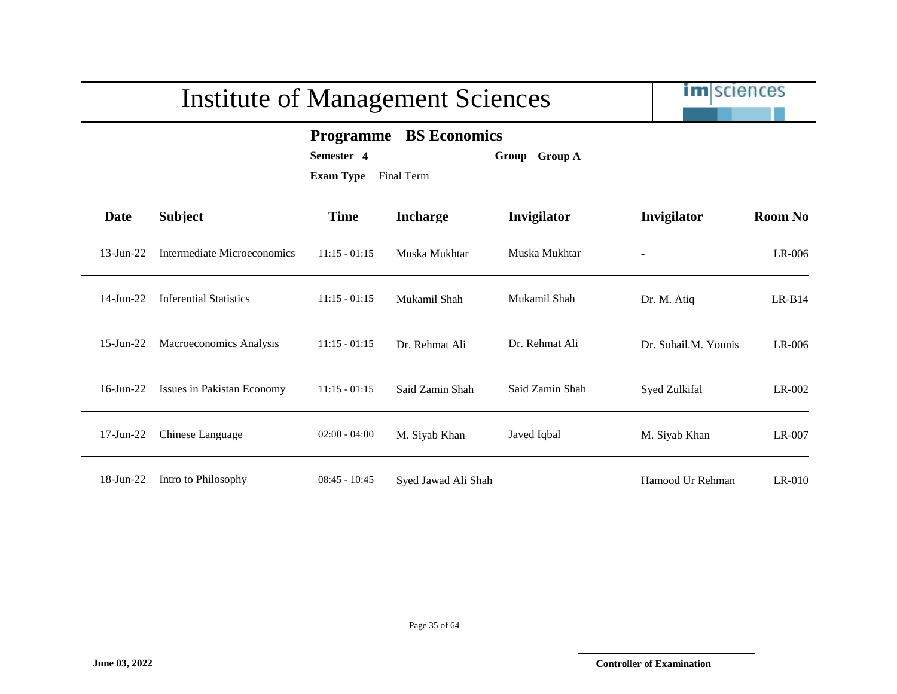# Institute of Management Sciences

**Programme** **BS Economics**

**Semester** **4** **Group** **Group A**

**Exam Type** Final Term

| Date | Subject | Time | Incharge | Invigilator | Invigilator | Room No |
|---|---|---|---|---|---|---|
| 13-Jun-22 | Intermediate Microeconomics | 11:15 - 01:15 | Muska Mukhtar | Muska Mukhtar | - | LR-006 |
| 14-Jun-22 | Inferential Statistics | 11:15 - 01:15 | Mukamil Shah | Mukamil Shah | Dr. M. Atiq | LR-B14 |
| 15-Jun-22 | Macroeconomics Analysis | 11:15 - 01:15 | Dr. Rehmat Ali | Dr. Rehmat Ali | Dr. Sohail.M. Younis | LR-006 |
| 16-Jun-22 | Issues in Pakistan Economy | 11:15 - 01:15 | Said Zamin Shah | Said Zamin Shah | Syed Zulkifal | LR-002 |
| 17-Jun-22 | Chinese Language | 02:00 - 04:00 | M. Siyab Khan | Javed Iqbal | M. Siyab Khan | LR-007 |
| 18-Jun-22 | Intro to Philosophy | 08:45 - 10:45 | Syed Jawad Ali Shah | | Hamood Ur Rehman | LR-010 |

**June 03, 2022**

**Controller of Examination**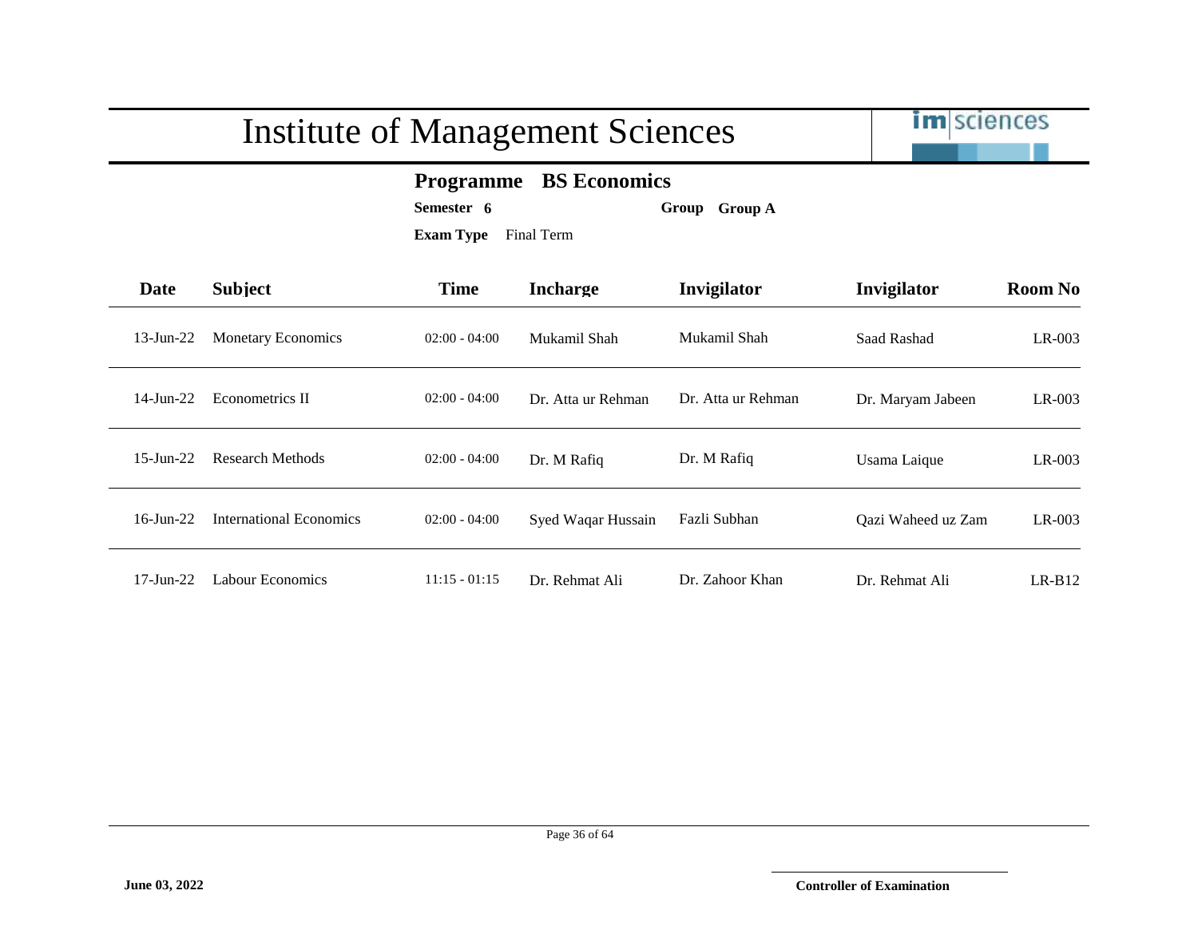# Institute of Management Sciences

**Programme** **BS Economics**

**Semester** **6** **Group** **Group A**

**Exam Type** Final Term

| Date | Subject | Time | Incharge | Invigilator | Invigilator | Room No |
|---|---|---|---|---|---|---|
| 13-Jun-22 | Monetary Economics | 02:00 - 04:00 | Mukamil Shah | Mukamil Shah | Saad Rashad | LR-003 |
| 14-Jun-22 | Econometrics II | 02:00 - 04:00 | Dr. Atta ur Rehman | Dr. Atta ur Rehman | Dr. Maryam Jabeen | LR-003 |
| 15-Jun-22 | Research Methods | 02:00 - 04:00 | Dr. M Rafiq | Dr. M Rafiq | Usama Laique | LR-003 |
| 16-Jun-22 | International Economics | 02:00 - 04:00 | Syed Waqar Hussain | Fazli Subhan | Qazi Waheed uz Zam | LR-003 |
| 17-Jun-22 | Labour Economics | 11:15 - 01:15 | Dr. Rehmat Ali | Dr. Zahoor Khan | Dr. Rehmat Ali | LR-B12 |

**June 03, 2022**

**Controller of Examination**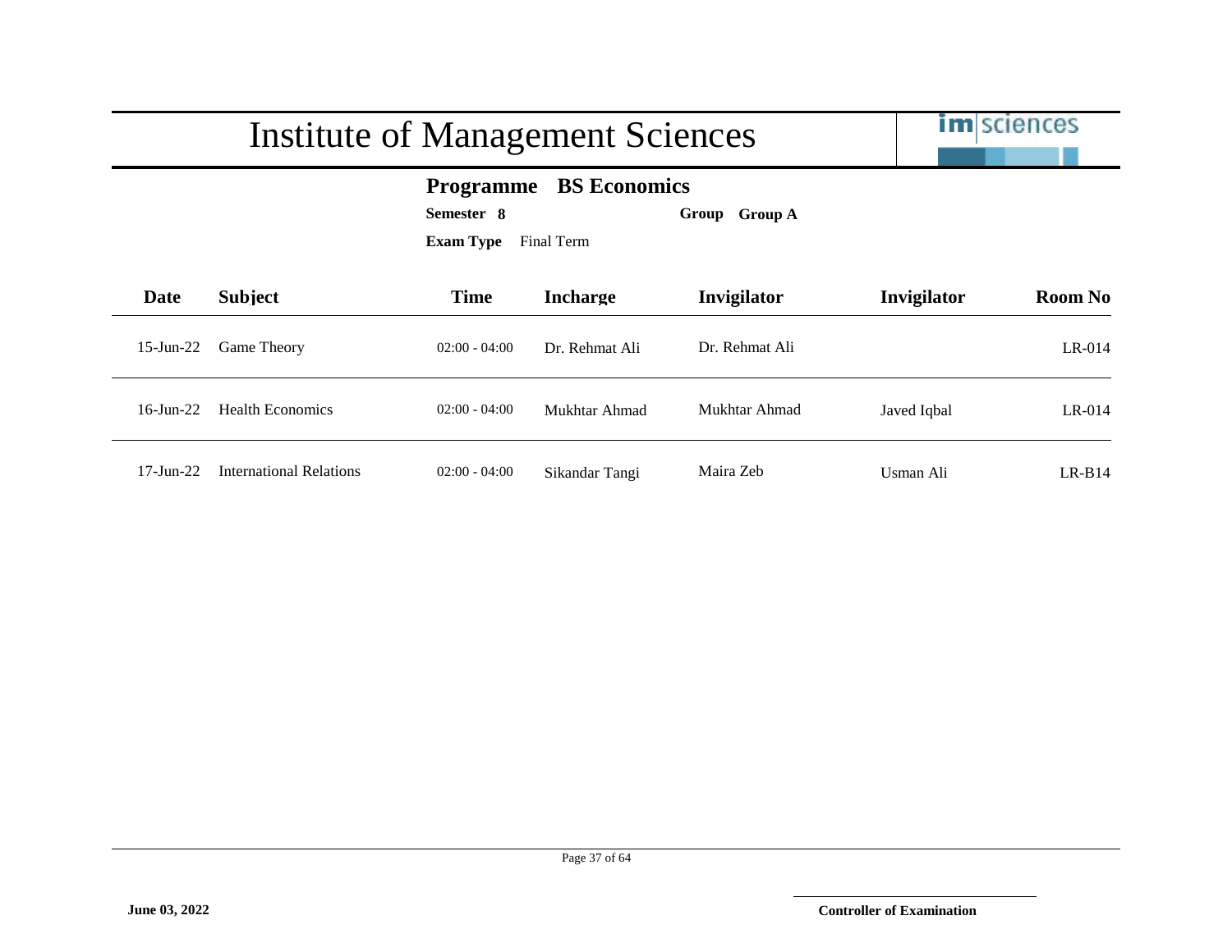# Institute of Management Sciences

**Programme** **BS Economics**

**Semester** **8** **Group** **Group A**

**Exam Type** Final Term

| Date | Subject | Time | Incharge | Invigilator | Invigilator | Room No |
|---|---|---|---|---|---|---|
| 15-Jun-22 | Game Theory | 02:00 - 04:00 | Dr. Rehmat Ali | Dr. Rehmat Ali | | LR-014 |
| 16-Jun-22 | Health Economics | 02:00 - 04:00 | Mukhtar Ahmad | Mukhtar Ahmad | Javed Iqbal | LR-014 |
| 17-Jun-22 | International Relations | 02:00 - 04:00 | Sikandar Tangi | Maira Zeb | Usman Ali | LR-B14 |

**June 03, 2022**

**Controller of Examination**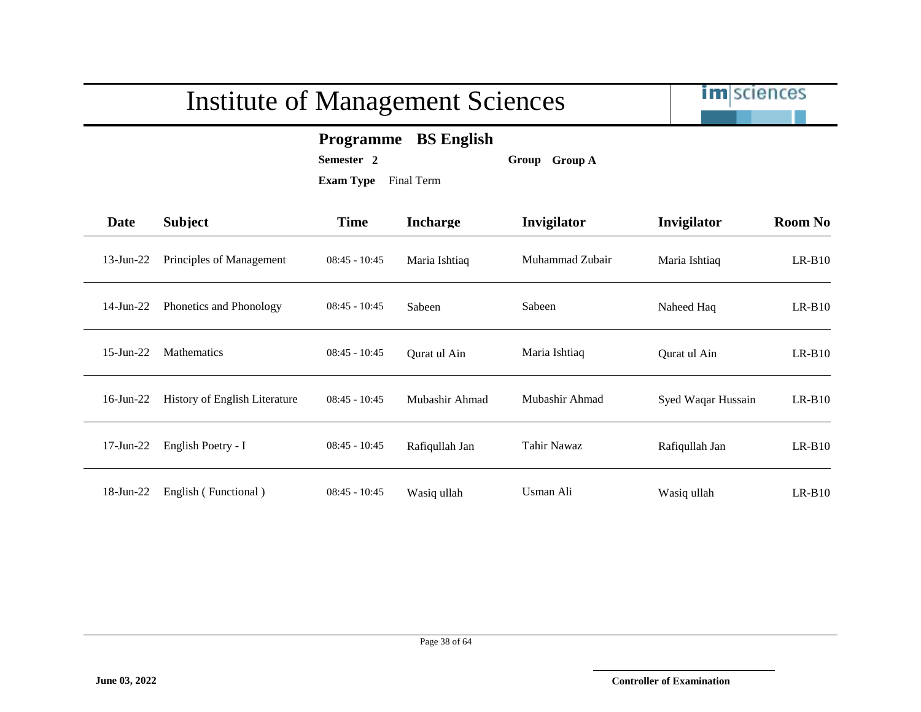# Institute of Management Sciences

**Programme** **BS English**

**Semester** **2** **Group** **Group A**

**Exam Type** Final Term

| Date | Subject | Time | Incharge | Invigilator | Invigilator | Room No |
|---|---|---|---|---|---|---|
| 13-Jun-22 | Principles of Management | 08:45 - 10:45 | Maria Ishtiaq | Muhammad Zubair | Maria Ishtiaq | LR-B10 |
| 14-Jun-22 | Phonetics and Phonology | 08:45 - 10:45 | Sabeen | Sabeen | Naheed Haq | LR-B10 |
| 15-Jun-22 | Mathematics | 08:45 - 10:45 | Qurat ul Ain | Maria Ishtiaq | Qurat ul Ain | LR-B10 |
| 16-Jun-22 | History of English Literature | 08:45 - 10:45 | Mubashir Ahmad | Mubashir Ahmad | Syed Waqar Hussain | LR-B10 |
| 17-Jun-22 | English Poetry - I | 08:45 - 10:45 | Rafiqullah Jan | Tahir Nawaz | Rafiqullah Jan | LR-B10 |
| 18-Jun-22 | English ( Functional ) | 08:45 - 10:45 | Wasiq ullah | Usman Ali | Wasiq ullah | LR-B10 |

**June 03, 2022**

**Controller of Examination**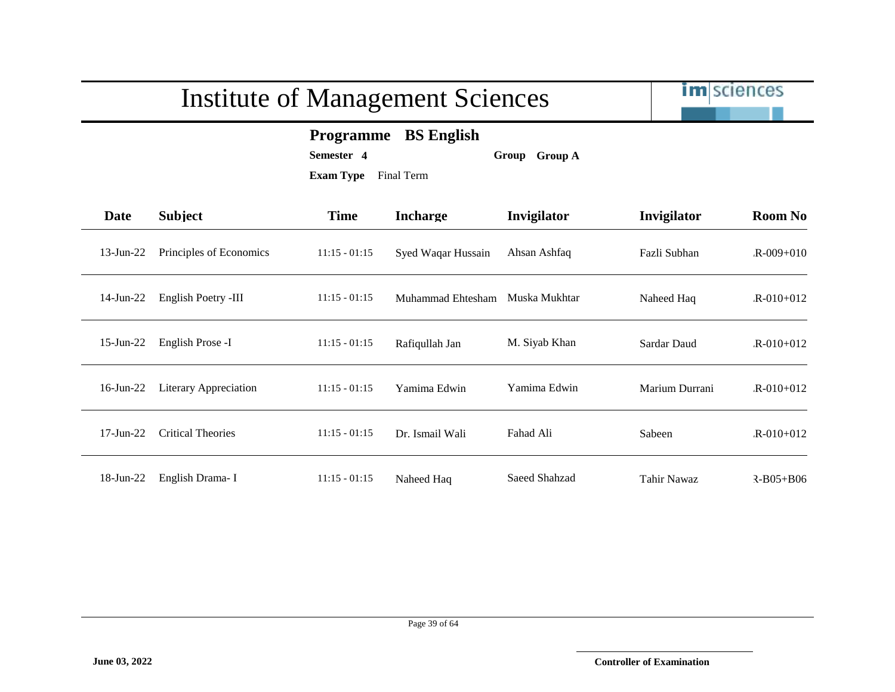# Institute of Management Sciences

**Programme** **BS English**

**Semester** **4** **Group** **Group A**

**Exam Type** Final Term

| Date | Subject | Time | Incharge | Invigilator | Invigilator | Room No |
|---|---|---|---|---|---|---|
| 13-Jun-22 | Principles of Economics | 11:15 - 01:15 | Syed Waqar Hussain | Ahsan Ashfaq | Fazli Subhan | .R-009+010 |
| 14-Jun-22 | English Poetry -III | 11:15 - 01:15 | Muhammad Ehtesham | Muska Mukhtar | Naheed Haq | .R-010+012 |
| 15-Jun-22 | English Prose -I | 11:15 - 01:15 | Rafiqullah Jan | M. Siyab Khan | Sardar Daud | .R-010+012 |
| 16-Jun-22 | Literary Appreciation | 11:15 - 01:15 | Yamima Edwin | Yamima Edwin | Marium Durrani | .R-010+012 |
| 17-Jun-22 | Critical Theories | 11:15 - 01:15 | Dr. Ismail Wali | Fahad Ali | Sabeen | .R-010+012 |
| 18-Jun-22 | English Drama- I | 11:15 - 01:15 | Naheed Haq | Saeed Shahzad | Tahir Nawaz | R-B05+B06 |

**June 03, 2022**

**Controller of Examination**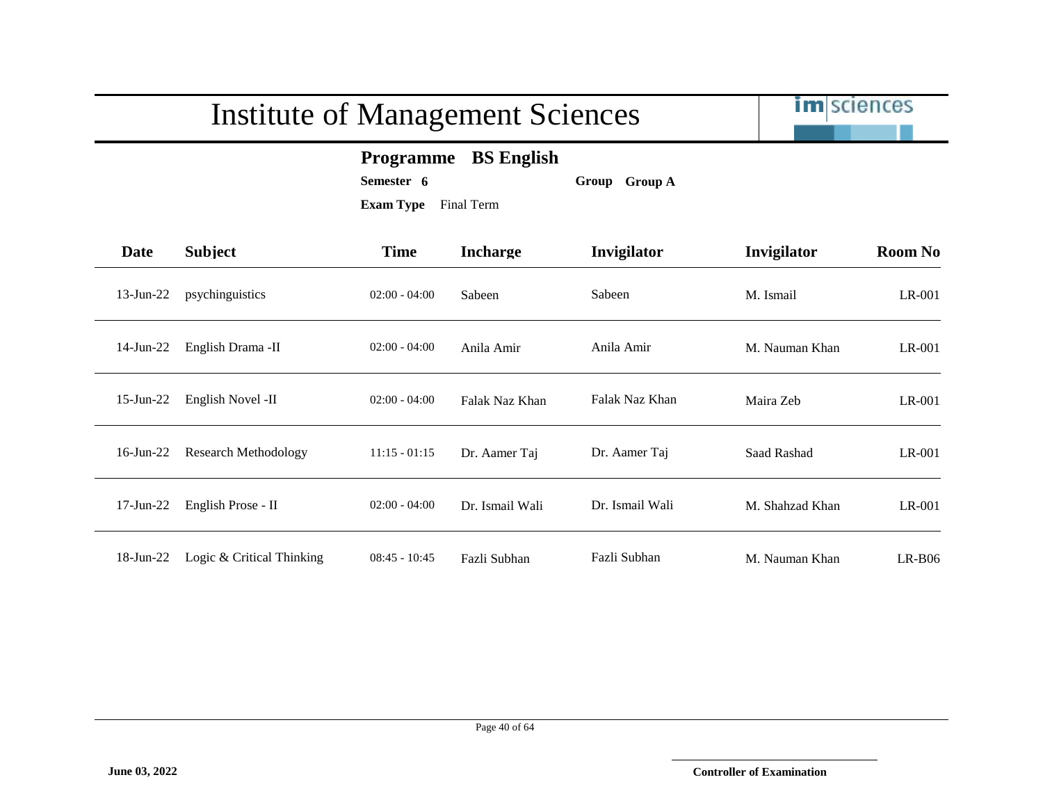# Institute of Management Sciences

**Programme BS English**

**Semester 6** **Group Group A**

**Exam Type** Final Term

| Date | Subject | Time | Incharge | Invigilator | Invigilator | Room No |
|---|---|---|---|---|---|---|
| 13-Jun-22 | psychinguistics | 02:00 - 04:00 | Sabeen | Sabeen | M. Ismail | LR-001 |
| 14-Jun-22 | English Drama -II | 02:00 - 04:00 | Anila Amir | Anila Amir | M. Nauman Khan | LR-001 |
| 15-Jun-22 | English Novel -II | 02:00 - 04:00 | Falak Naz Khan | Falak Naz Khan | Maira Zeb | LR-001 |
| 16-Jun-22 | Research Methodology | 11:15 - 01:15 | Dr. Aamer Taj | Dr. Aamer Taj | Saad Rashad | LR-001 |
| 17-Jun-22 | English Prose - II | 02:00 - 04:00 | Dr. Ismail Wali | Dr. Ismail Wali | M. Shahzad Khan | LR-001 |
| 18-Jun-22 | Logic & Critical Thinking | 08:45 - 10:45 | Fazli Subhan | Fazli Subhan | M. Nauman Khan | LR-B06 |

**June 03, 2022**

**Controller of Examination**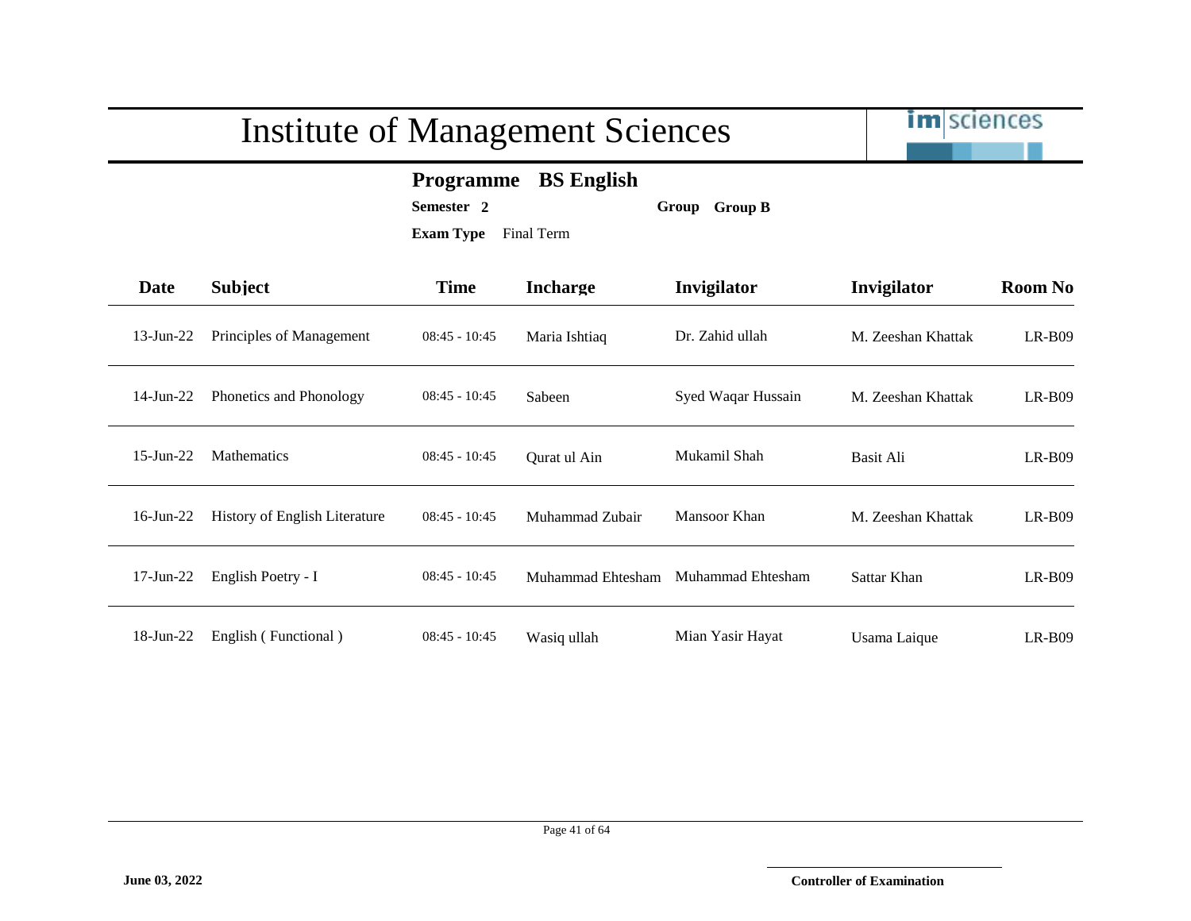# Institute of Management Sciences

**Programme BS English**

**Semester 2** **Group Group B**

**Exam Type** Final Term

| Date | Subject | Time | Incharge | Invigilator | Invigilator | Room No |
|---|---|---|---|---|---|---|
| 13-Jun-22 | Principles of Management | 08:45 - 10:45 | Maria Ishtiaq | Dr. Zahid ullah | M. Zeeshan Khattak | LR-B09 |
| 14-Jun-22 | Phonetics and Phonology | 08:45 - 10:45 | Sabeen | Syed Waqar Hussain | M. Zeeshan Khattak | LR-B09 |
| 15-Jun-22 | Mathematics | 08:45 - 10:45 | Qurat ul Ain | Mukamil Shah | Basit Ali | LR-B09 |
| 16-Jun-22 | History of English Literature | 08:45 - 10:45 | Muhammad Zubair | Mansoor Khan | M. Zeeshan Khattak | LR-B09 |
| 17-Jun-22 | English Poetry - I | 08:45 - 10:45 | Muhammad Ehtesham | Muhammad Ehtesham | Sattar Khan | LR-B09 |
| 18-Jun-22 | English ( Functional ) | 08:45 - 10:45 | Wasiq ullah | Mian Yasir Hayat | Usama Laique | LR-B09 |

**June 03, 2022**

**Controller of Examination**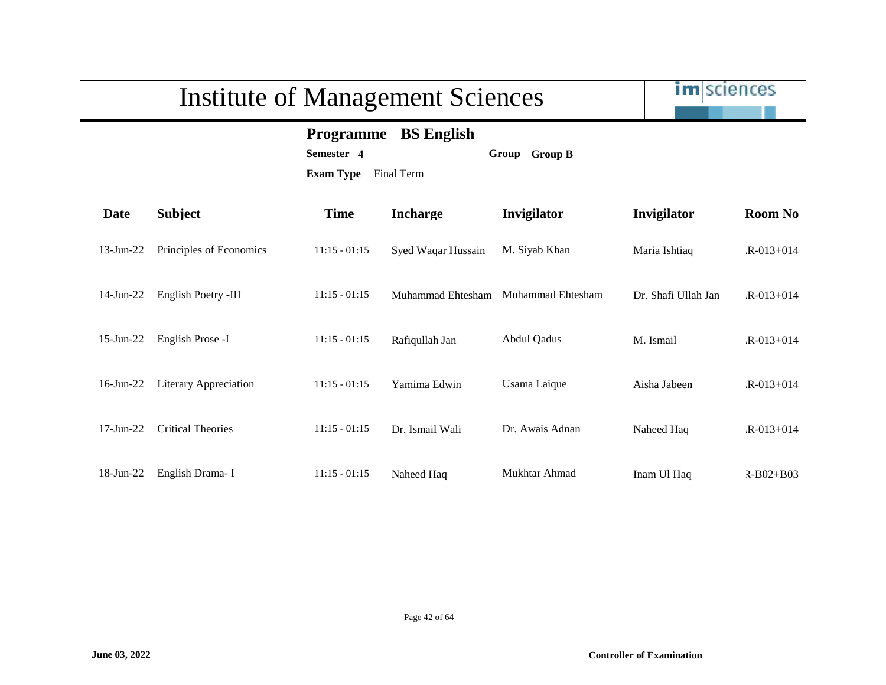# Institute of Management Sciences

**Programme** **BS English**

**Semester** **4** **Group** **Group B**

**Exam Type** Final Term

| Date | Subject | Time | Incharge | Invigilator | Invigilator | Room No |
|---|---|---|---|---|---|---|
| 13-Jun-22 | Principles of Economics | 11:15 - 01:15 | Syed Waqar Hussain | M. Siyab Khan | Maria Ishtiaq | .R-013+014 |
| 14-Jun-22 | English Poetry -III | 11:15 - 01:15 | Muhammad Ehtesham | Muhammad Ehtesham | Dr. Shafi Ullah Jan | .R-013+014 |
| 15-Jun-22 | English Prose -I | 11:15 - 01:15 | Rafiqullah Jan | Abdul Qadus | M. Ismail | .R-013+014 |
| 16-Jun-22 | Literary Appreciation | 11:15 - 01:15 | Yamima Edwin | Usama Laique | Aisha Jabeen | .R-013+014 |
| 17-Jun-22 | Critical Theories | 11:15 - 01:15 | Dr. Ismail Wali | Dr. Awais Adnan | Naheed Haq | .R-013+014 |
| 18-Jun-22 | English Drama- I | 11:15 - 01:15 | Naheed Haq | Mukhtar Ahmad | Inam Ul Haq | R-B02+B03 |

**June 03, 2022**

**Controller of Examination**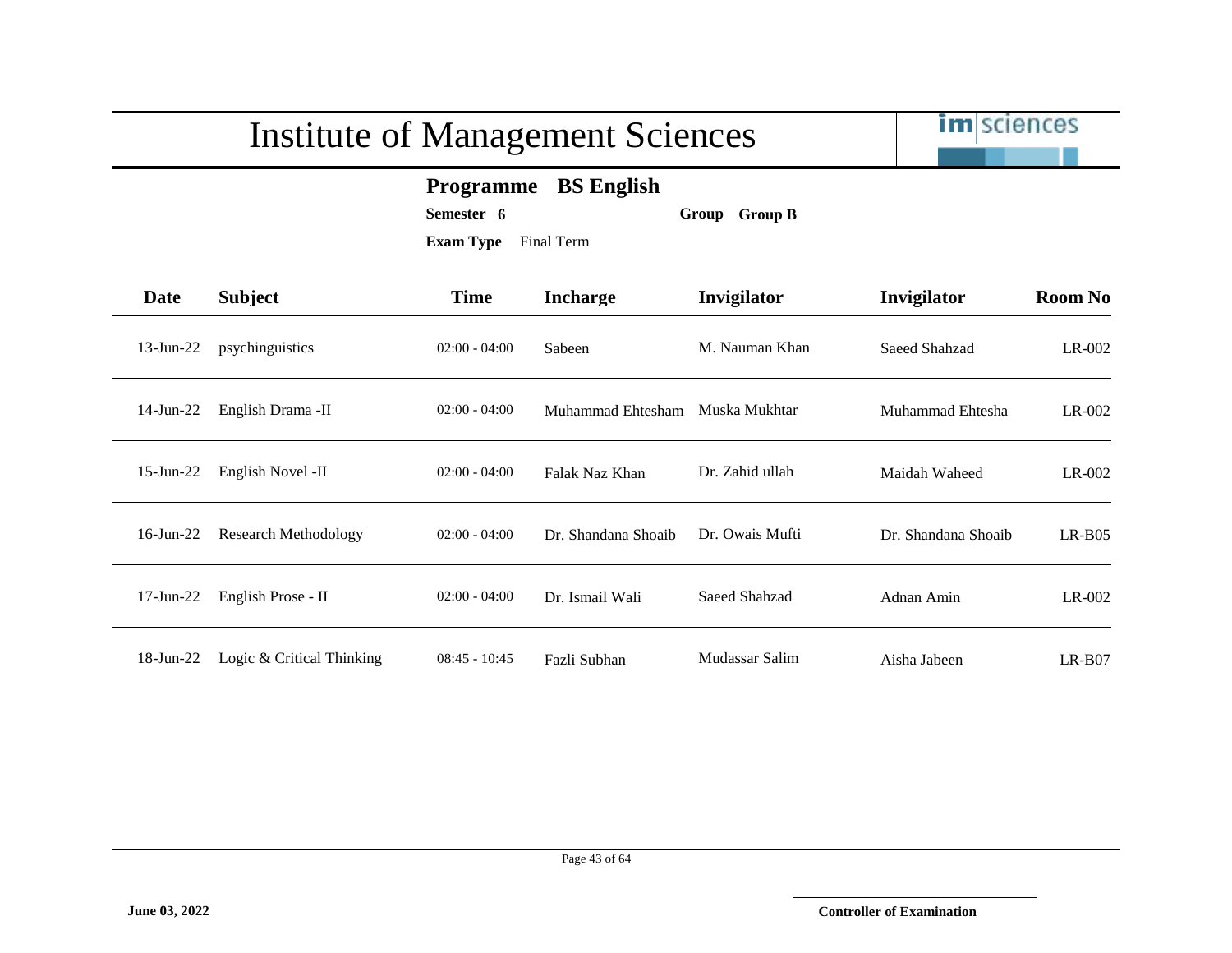# Institute of Management Sciences

**Programme** **BS English**

**Semester** **6** **Group** **Group B**

**Exam Type** Final Term

| Date | Subject | Time | Incharge | Invigilator | Invigilator | Room No |
|---|---|---|---|---|---|---|
| 13-Jun-22 | psychinguistics | 02:00 - 04:00 | Sabeen | M. Nauman Khan | Saeed Shahzad | LR-002 |
| 14-Jun-22 | English Drama -II | 02:00 - 04:00 | Muhammad Ehtesham | Muska Mukhtar | Muhammad Ehtesha | LR-002 |
| 15-Jun-22 | English Novel -II | 02:00 - 04:00 | Falak Naz Khan | Dr. Zahid ullah | Maidah Waheed | LR-002 |
| 16-Jun-22 | Research Methodology | 02:00 - 04:00 | Dr. Shandana Shoaib | Dr. Owais Mufti | Dr. Shandana Shoaib | LR-B05 |
| 17-Jun-22 | English Prose - II | 02:00 - 04:00 | Dr. Ismail Wali | Saeed Shahzad | Adnan Amin | LR-002 |
| 18-Jun-22 | Logic & Critical Thinking | 08:45 - 10:45 | Fazli Subhan | Mudassar Salim | Aisha Jabeen | LR-B07 |

**June 03, 2022**

**Controller of Examination**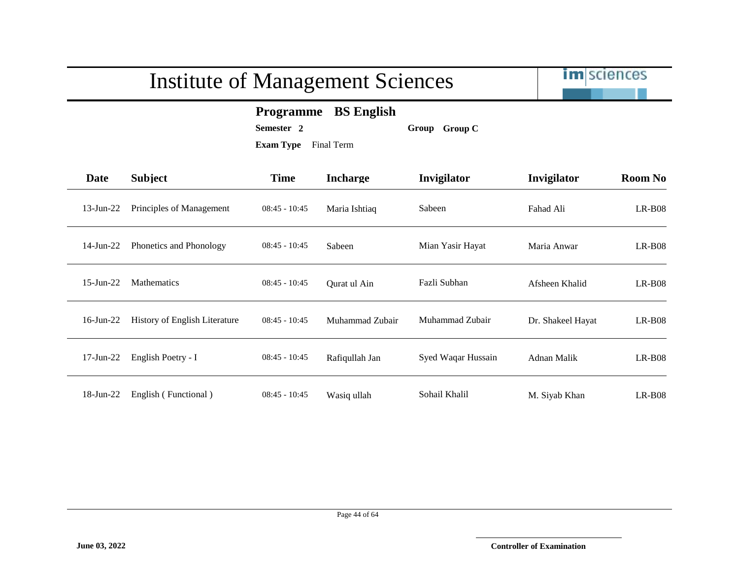# Institute of Management Sciences

**Programme** **BS English**

**Semester** **2** **Group** **Group C**

**Exam Type** Final Term

| Date | Subject | Time | Incharge | Invigilator | Invigilator | Room No |
|---|---|---|---|---|---|---|
| 13-Jun-22 | Principles of Management | 08:45 - 10:45 | Maria Ishtiaq | Sabeen | Fahad Ali | LR-B08 |
| 14-Jun-22 | Phonetics and Phonology | 08:45 - 10:45 | Sabeen | Mian Yasir Hayat | Maria Anwar | LR-B08 |
| 15-Jun-22 | Mathematics | 08:45 - 10:45 | Qurat ul Ain | Fazli Subhan | Afsheen Khalid | LR-B08 |
| 16-Jun-22 | History of English Literature | 08:45 - 10:45 | Muhammad Zubair | Muhammad Zubair | Dr. Shakeel Hayat | LR-B08 |
| 17-Jun-22 | English Poetry - I | 08:45 - 10:45 | Rafiqullah Jan | Syed Waqar Hussain | Adnan Malik | LR-B08 |
| 18-Jun-22 | English ( Functional ) | 08:45 - 10:45 | Wasiq ullah | Sohail Khalil | M. Siyab Khan | LR-B08 |

**June 03, 2022**

**Controller of Examination**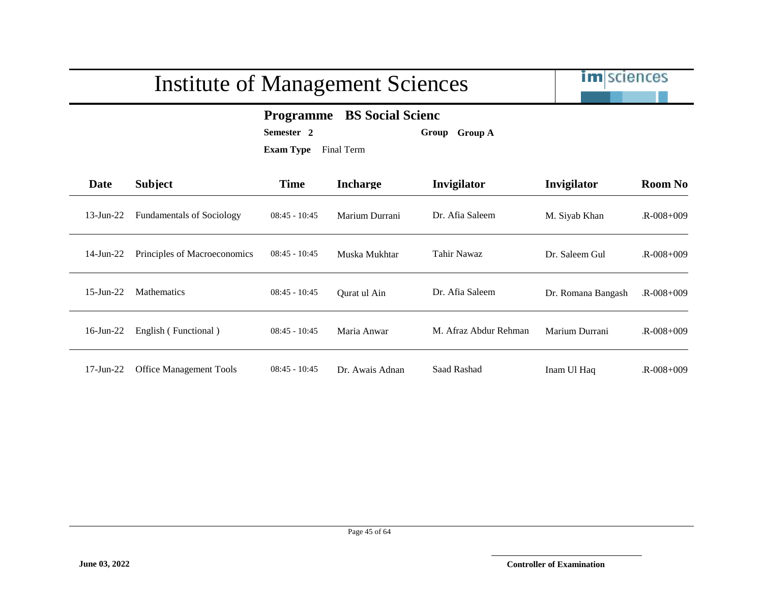# Institute of Management Sciences

**Programme** **BS Social Scienc**

**Semester** **2** **Group** **Group A**

**Exam Type** Final Term

| Date | Subject | Time | Incharge | Invigilator | Invigilator | Room No |
|---|---|---|---|---|---|---|
| 13-Jun-22 | Fundamentals of Sociology | 08:45 - 10:45 | Marium Durrani | Dr. Afia Saleem | M. Siyab Khan | .R-008+009 |
| 14-Jun-22 | Principles of Macroeconomics | 08:45 - 10:45 | Muska Mukhtar | Tahir Nawaz | Dr. Saleem Gul | .R-008+009 |
| 15-Jun-22 | Mathematics | 08:45 - 10:45 | Qurat ul Ain | Dr. Afia Saleem | Dr. Romana Bangash | .R-008+009 |
| 16-Jun-22 | English ( Functional ) | 08:45 - 10:45 | Maria Anwar | M. Afraz Abdur Rehman | Marium Durrani | .R-008+009 |
| 17-Jun-22 | Office Management Tools | 08:45 - 10:45 | Dr. Awais Adnan | Saad Rashad | Inam Ul Haq | .R-008+009 |

**June 03, 2022**

**Controller of Examination**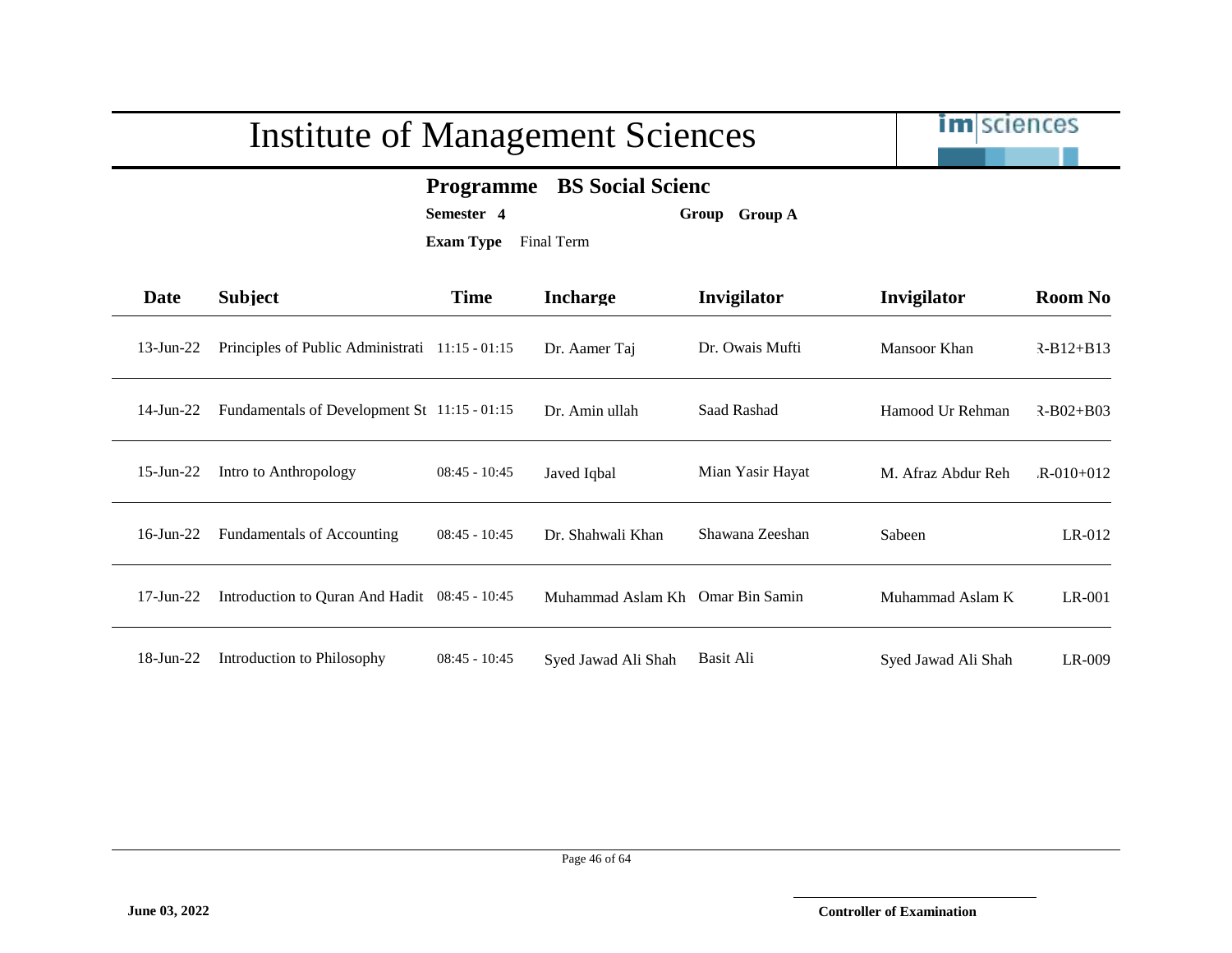# Institute of Management Sciences

**Programme** **BS Social Scienc**

**Semester** **4** **Group** **Group A**

**Exam Type** Final Term

| Date | Subject | Time | Incharge | Invigilator | Invigilator | Room No |
|---|---|---|---|---|---|---|
| 13-Jun-22 | Principles of Public Administrati | 11:15 - 01:15 | Dr. Aamer Taj | Dr. Owais Mufti | Mansoor Khan | R-B12+B13 |
| 14-Jun-22 | Fundamentals of Development St | 11:15 - 01:15 | Dr. Amin ullah | Saad Rashad | Hamood Ur Rehman | R-B02+B03 |
| 15-Jun-22 | Intro to Anthropology | 08:45 - 10:45 | Javed Iqbal | Mian Yasir Hayat | M. Afraz Abdur Reh | .R-010+012 |
| 16-Jun-22 | Fundamentals of Accounting | 08:45 - 10:45 | Dr. Shahwali Khan | Shawana Zeeshan | Sabeen | LR-012 |
| 17-Jun-22 | Introduction to Quran And Hadit | 08:45 - 10:45 | Muhammad Aslam Kh | Omar Bin Samin | Muhammad Aslam K | LR-001 |
| 18-Jun-22 | Introduction to Philosophy | 08:45 - 10:45 | Syed Jawad Ali Shah | Basit Ali | Syed Jawad Ali Shah | LR-009 |

**June 03, 2022**

**Controller of Examination**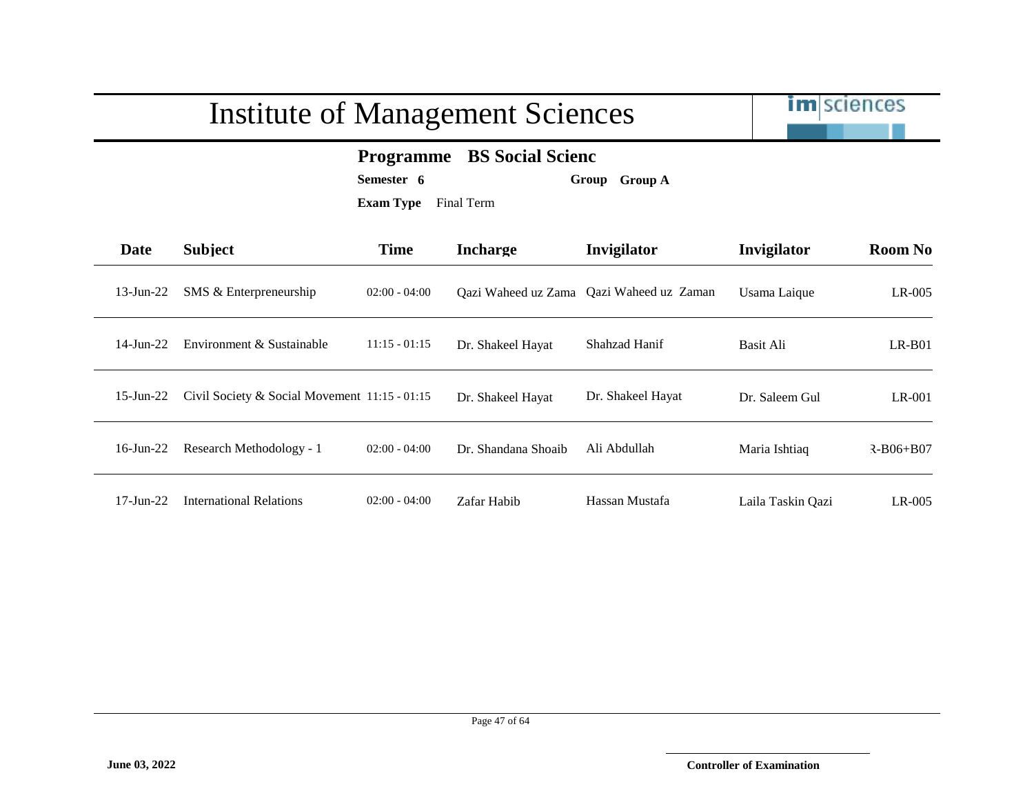# Institute of Management Sciences

im|sciences

**Programme** **BS Social Scienc**

**Semester** **6** **Group** **Group A**

**Exam Type** Final Term

| Date | Subject | Time | Incharge | Invigilator | Invigilator | Room No |
|---|---|---|---|---|---|---|
| 13-Jun-22 | SMS & Enterpreneurship | 02:00 - 04:00 | Qazi Waheed uz Zama | Qazi Waheed uz Zaman | Usama Laique | LR-005 |
| 14-Jun-22 | Environment & Sustainable | 11:15 - 01:15 | Dr. Shakeel Hayat | Shahzad Hanif | Basit Ali | LR-B01 |
| 15-Jun-22 | Civil Society & Social Movement | 11:15 - 01:15 | Dr. Shakeel Hayat | Dr. Shakeel Hayat | Dr. Saleem Gul | LR-001 |
| 16-Jun-22 | Research Methodology - 1 | 02:00 - 04:00 | Dr. Shandana Shoaib | Ali Abdullah | Maria Ishtiaq | R-B06+B07 |
| 17-Jun-22 | International Relations | 02:00 - 04:00 | Zafar Habib | Hassan Mustafa | Laila Taskin Qazi | LR-005 |

**June 03, 2022**

**Controller of Examination**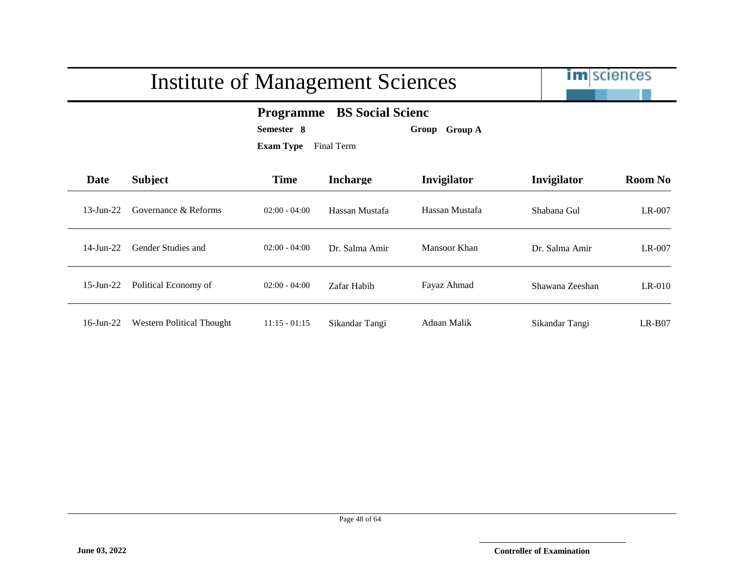# Institute of Management Sciences

**Programme** **BS Social Scienc**

**Semester** **8** **Group** **Group A**

**Exam Type** Final Term

| Date | Subject | Time | Incharge | Invigilator | Invigilator | Room No |
|---|---|---|---|---|---|---|
| 13-Jun-22 | Governance & Reforms | 02:00 - 04:00 | Hassan Mustafa | Hassan Mustafa | Shabana Gul | LR-007 |
| 14-Jun-22 | Gender Studies and | 02:00 - 04:00 | Dr. Salma Amir | Mansoor Khan | Dr. Salma Amir | LR-007 |
| 15-Jun-22 | Political Economy of | 02:00 - 04:00 | Zafar Habib | Fayaz Ahmad | Shawana Zeeshan | LR-010 |
| 16-Jun-22 | Western Political Thought | 11:15 - 01:15 | Sikandar Tangi | Adnan Malik | Sikandar Tangi | LR-B07 |

**June 03, 2022**

**Controller of Examination**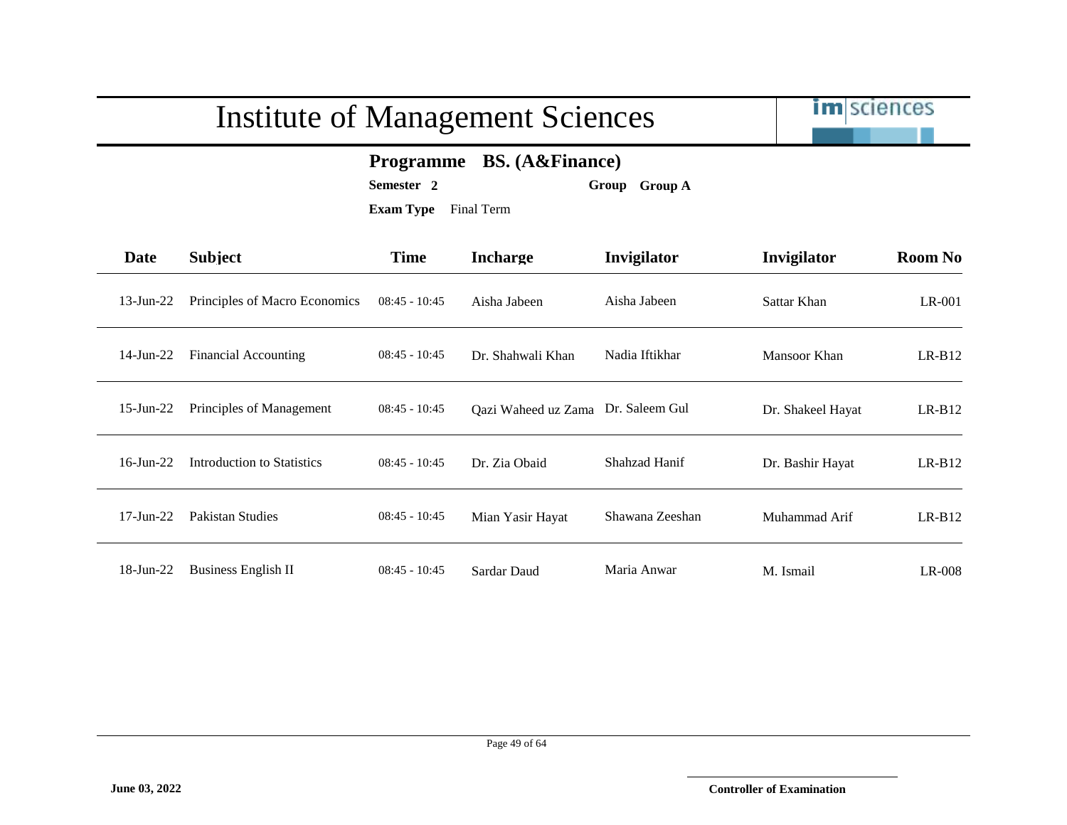# Institute of Management Sciences

**Programme** **BS. (A&Finance)**

**Semester** **2** **Group** **Group A**

**Exam Type** Final Term

| Date | Subject | Time | Incharge | Invigilator | Invigilator | Room No |
|---|---|---|---|---|---|---|
| 13-Jun-22 | Principles of Macro Economics | 08:45 - 10:45 | Aisha Jabeen | Aisha Jabeen | Sattar Khan | LR-001 |
| 14-Jun-22 | Financial Accounting | 08:45 - 10:45 | Dr. Shahwali Khan | Nadia Iftikhar | Mansoor Khan | LR-B12 |
| 15-Jun-22 | Principles of Management | 08:45 - 10:45 | Qazi Waheed uz Zama | Dr. Saleem Gul | Dr. Shakeel Hayat | LR-B12 |
| 16-Jun-22 | Introduction to Statistics | 08:45 - 10:45 | Dr. Zia Obaid | Shahzad Hanif | Dr. Bashir Hayat | LR-B12 |
| 17-Jun-22 | Pakistan Studies | 08:45 - 10:45 | Mian Yasir Hayat | Shawana Zeeshan | Muhammad Arif | LR-B12 |
| 18-Jun-22 | Business English II | 08:45 - 10:45 | Sardar Daud | Maria Anwar | M. Ismail | LR-008 |

**June 03, 2022**

**Controller of Examination**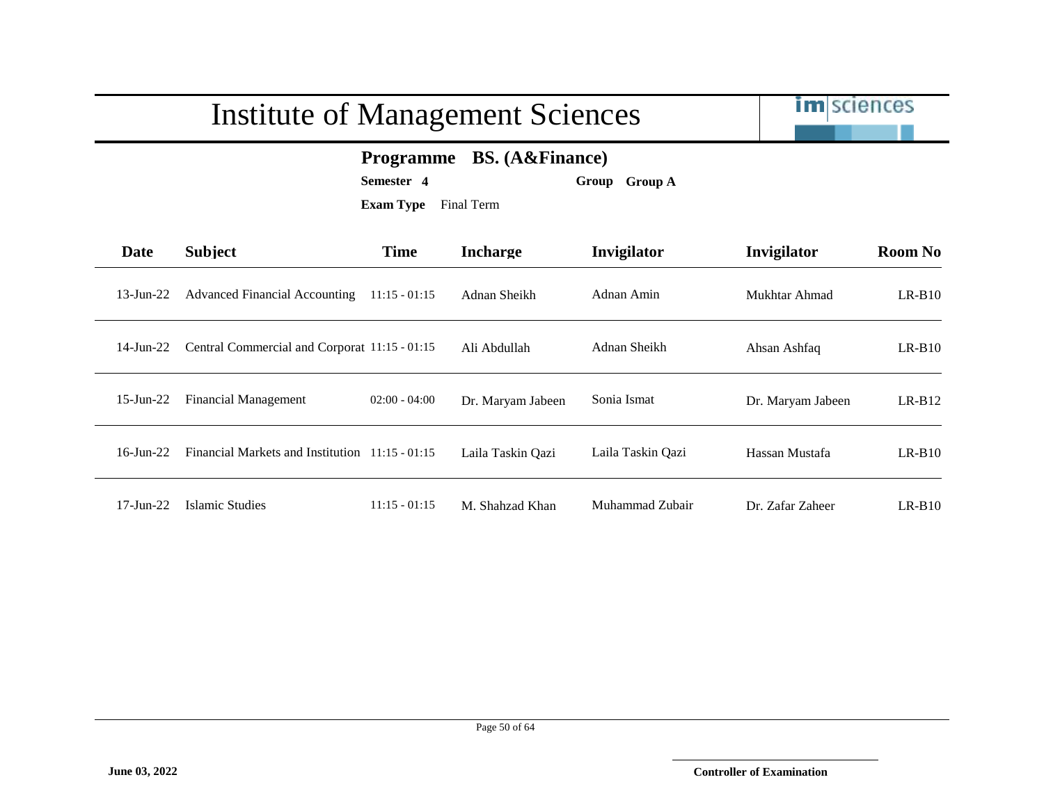# Institute of Management Sciences

**Programme** **BS. (A&Finance)**

**Semester** **4** **Group** **Group A**

**Exam Type** Final Term

| Date | Subject | Time | Incharge | Invigilator | Invigilator | Room No |
|---|---|---|---|---|---|---|
| 13-Jun-22 | Advanced Financial Accounting | 11:15 - 01:15 | Adnan Sheikh | Adnan Amin | Mukhtar Ahmad | LR-B10 |
| 14-Jun-22 | Central Commercial and Corporat | 11:15 - 01:15 | Ali Abdullah | Adnan Sheikh | Ahsan Ashfaq | LR-B10 |
| 15-Jun-22 | Financial Management | 02:00 - 04:00 | Dr. Maryam Jabeen | Sonia Ismat | Dr. Maryam Jabeen | LR-B12 |
| 16-Jun-22 | Financial Markets and Institution | 11:15 - 01:15 | Laila Taskin Qazi | Laila Taskin Qazi | Hassan Mustafa | LR-B10 |
| 17-Jun-22 | Islamic Studies | 11:15 - 01:15 | M. Shahzad Khan | Muhammad Zubair | Dr. Zafar Zaheer | LR-B10 |

**June 03, 2022**

**Controller of Examination**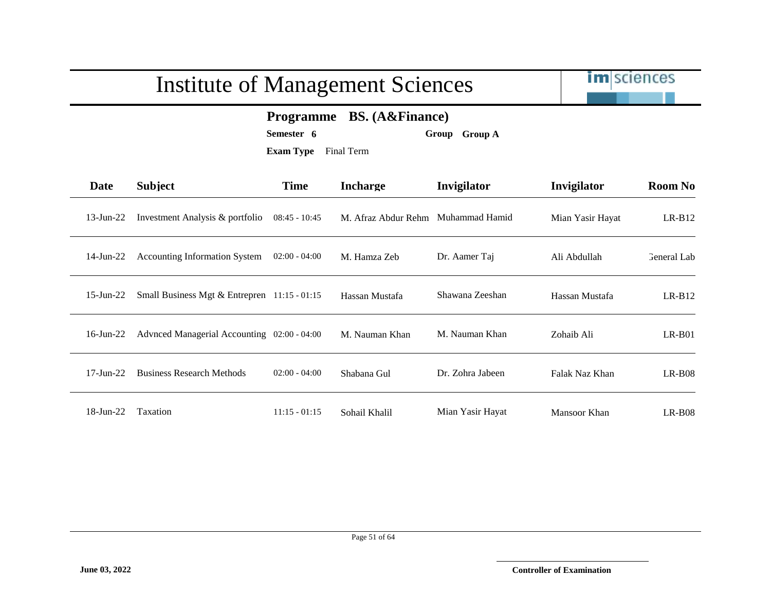# Institute of Management Sciences

**Programme** **BS. (A&Finance)**

**Semester** **6** **Group** **Group A**

**Exam Type** Final Term

| Date | Subject | Time | Incharge | Invigilator | Invigilator | Room No |
|---|---|---|---|---|---|---|
| 13-Jun-22 | Investment Analysis & portfolio | 08:45 - 10:45 | M. Afraz Abdur Rehm | Muhammad Hamid | Mian Yasir Hayat | LR-B12 |
| 14-Jun-22 | Accounting Information System | 02:00 - 04:00 | M. Hamza Zeb | Dr. Aamer Taj | Ali Abdullah | General Lab |
| 15-Jun-22 | Small Business Mgt & Entrepren | 11:15 - 01:15 | Hassan Mustafa | Shawana Zeeshan | Hassan Mustafa | LR-B12 |
| 16-Jun-22 | Advnced Managerial Accounting | 02:00 - 04:00 | M. Nauman Khan | M. Nauman Khan | Zohaib Ali | LR-B01 |
| 17-Jun-22 | Business Research Methods | 02:00 - 04:00 | Shabana Gul | Dr. Zohra Jabeen | Falak Naz Khan | LR-B08 |
| 18-Jun-22 | Taxation | 11:15 - 01:15 | Sohail Khalil | Mian Yasir Hayat | Mansoor Khan | LR-B08 |

**June 03, 2022**

**Controller of Examination**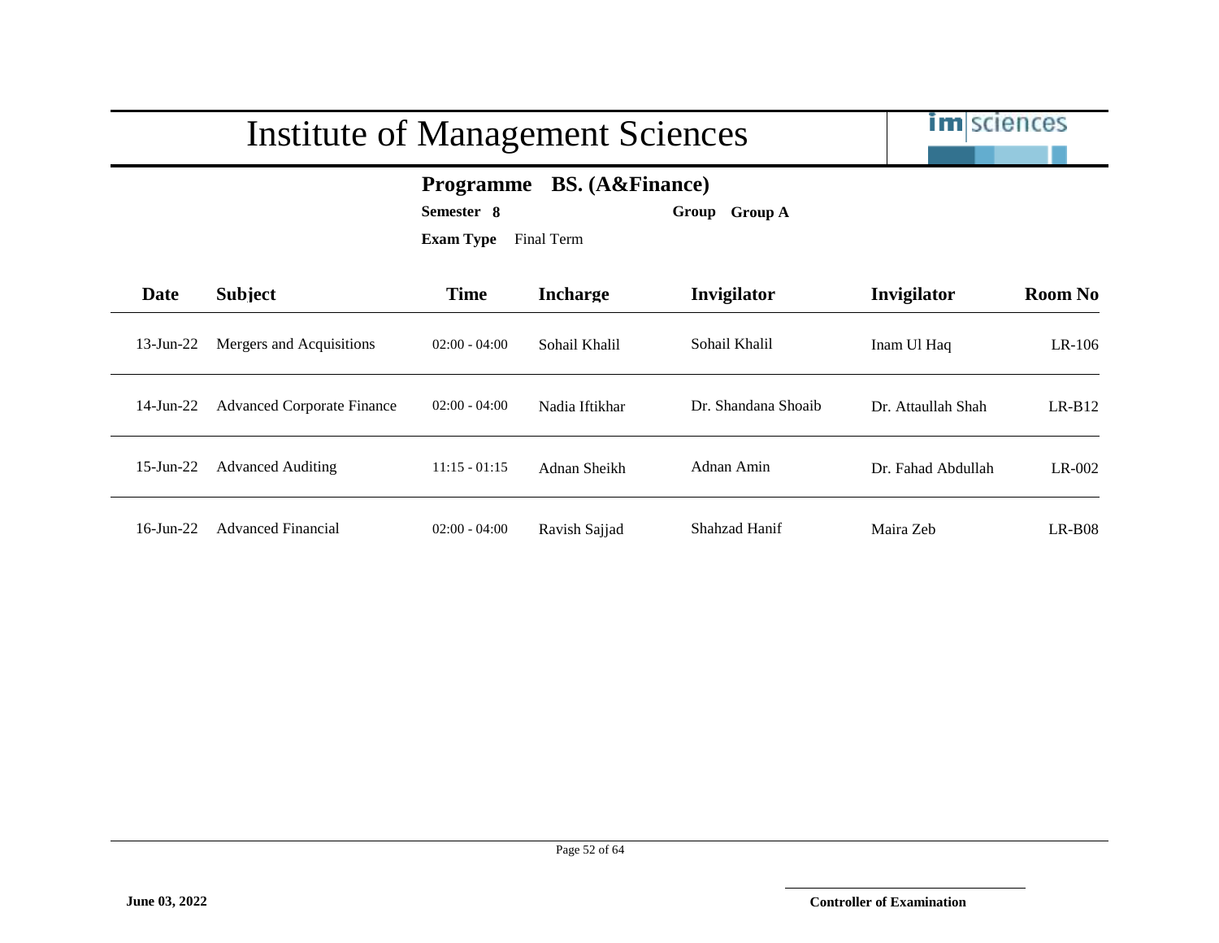# Institute of Management Sciences

**Programme BS. (A&Finance)**

**Semester 8** **Group Group A**

**Exam Type** Final Term

| Date | Subject | Time | Incharge | Invigilator | Invigilator | Room No |
|---|---|---|---|---|---|---|
| 13-Jun-22 | Mergers and Acquisitions | 02:00 - 04:00 | Sohail Khalil | Sohail Khalil | Inam Ul Haq | LR-106 |
| 14-Jun-22 | Advanced Corporate Finance | 02:00 - 04:00 | Nadia Iftikhar | Dr. Shandana Shoaib | Dr. Attaullah Shah | LR-B12 |
| 15-Jun-22 | Advanced Auditing | 11:15 - 01:15 | Adnan Sheikh | Adnan Amin | Dr. Fahad Abdullah | LR-002 |
| 16-Jun-22 | Advanced Financial | 02:00 - 04:00 | Ravish Sajjad | Shahzad Hanif | Maira Zeb | LR-B08 |

**June 03, 2022**

**Controller of Examination**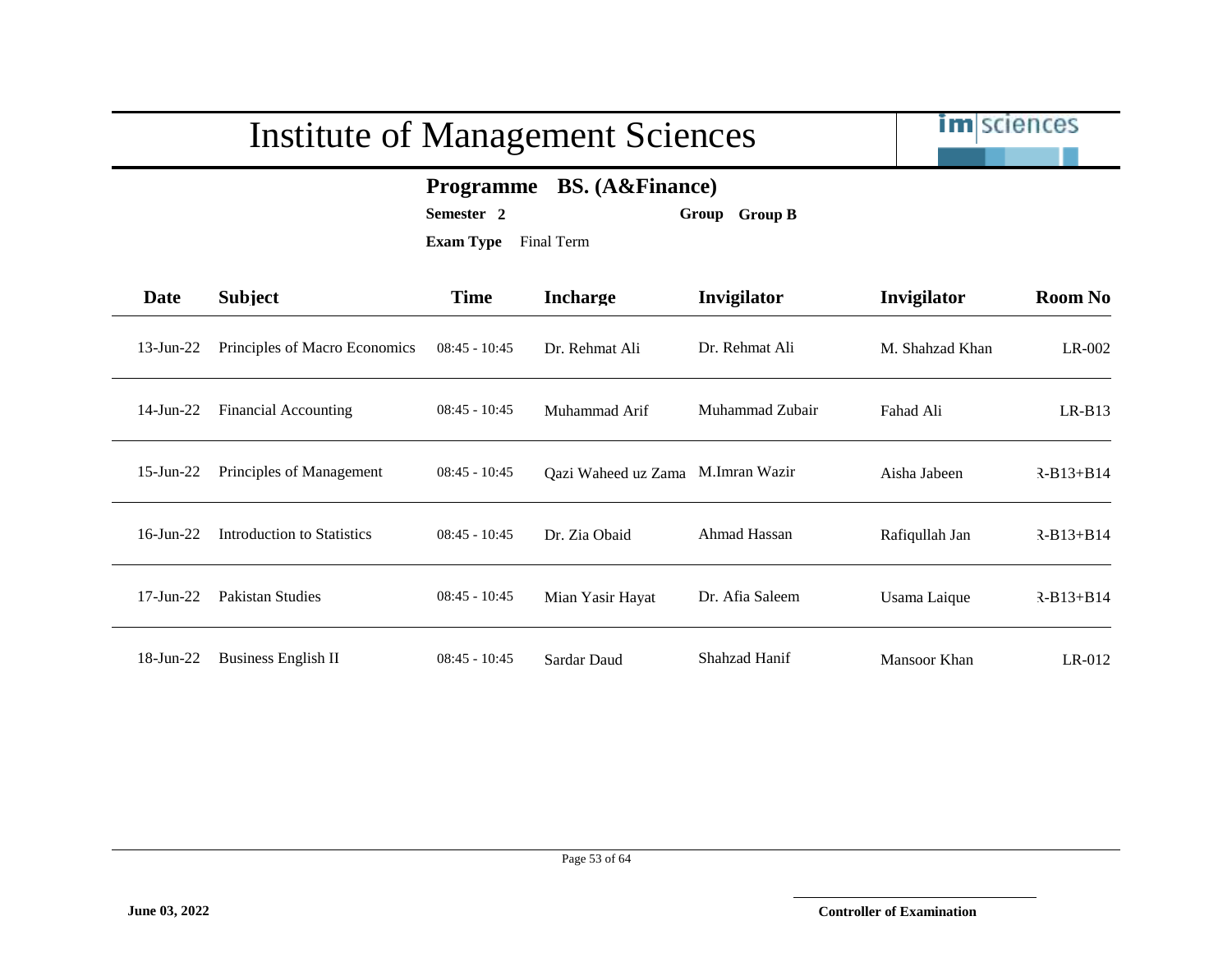# Institute of Management Sciences

**Programme** **BS. (A&Finance)**

**Semester 2** **Group** **Group B**

**Exam Type** Final Term

| Date | Subject | Time | Incharge | Invigilator | Invigilator | Room No |
|---|---|---|---|---|---|---|
| 13-Jun-22 | Principles of Macro Economics | 08:45 - 10:45 | Dr. Rehmat Ali | Dr. Rehmat Ali | M. Shahzad Khan | LR-002 |
| 14-Jun-22 | Financial Accounting | 08:45 - 10:45 | Muhammad Arif | Muhammad Zubair | Fahad Ali | LR-B13 |
| 15-Jun-22 | Principles of Management | 08:45 - 10:45 | Qazi Waheed uz Zama | M.Imran Wazir | Aisha Jabeen | R-B13+B14 |
| 16-Jun-22 | Introduction to Statistics | 08:45 - 10:45 | Dr. Zia Obaid | Ahmad Hassan | Rafiqullah Jan | R-B13+B14 |
| 17-Jun-22 | Pakistan Studies | 08:45 - 10:45 | Mian Yasir Hayat | Dr. Afia Saleem | Usama Laique | R-B13+B14 |
| 18-Jun-22 | Business English II | 08:45 - 10:45 | Sardar Daud | Shahzad Hanif | Mansoor Khan | LR-012 |

**June 03, 2022**

**Controller of Examination**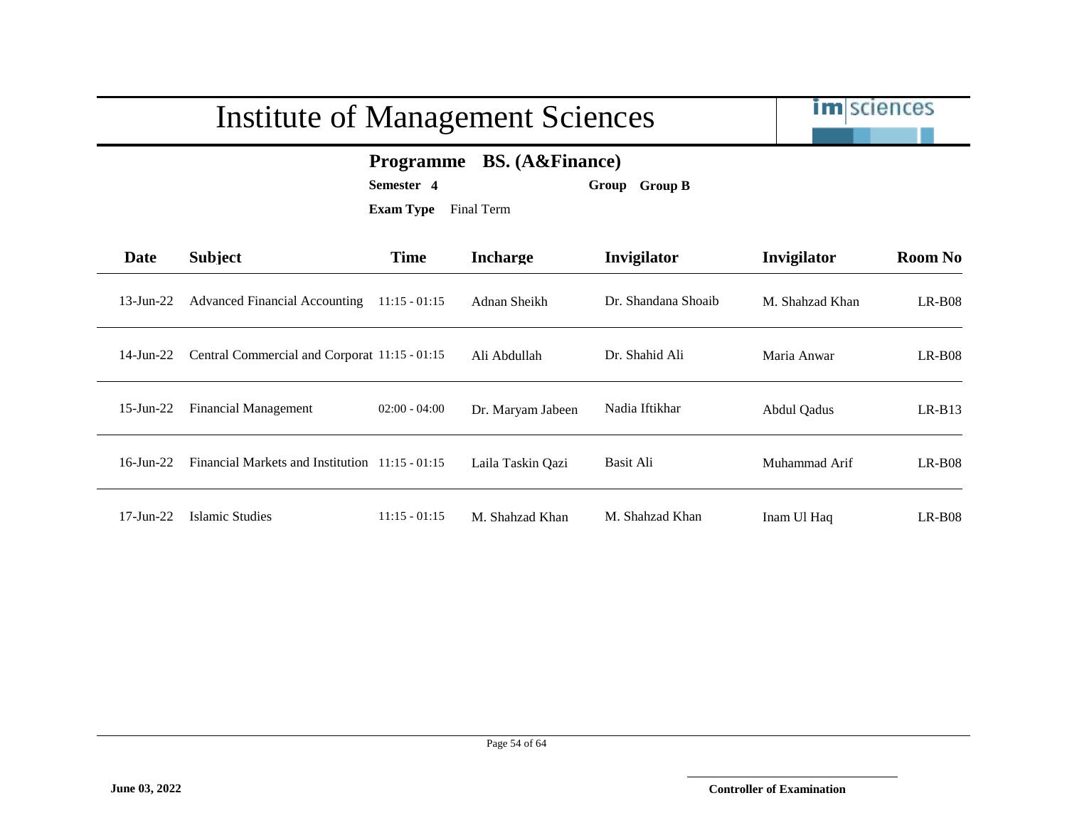# Institute of Management Sciences

**Programme BS. (A&Finance)**

**Semester 4** **Group Group B**

**Exam Type** Final Term

| Date | Subject | Time | Incharge | Invigilator | Invigilator | Room No |
|---|---|---|---|---|---|---|
| 13-Jun-22 | Advanced Financial Accounting | 11:15 - 01:15 | Adnan Sheikh | Dr. Shandana Shoaib | M. Shahzad Khan | LR-B08 |
| 14-Jun-22 | Central Commercial and Corporat | 11:15 - 01:15 | Ali Abdullah | Dr. Shahid Ali | Maria Anwar | LR-B08 |
| 15-Jun-22 | Financial Management | 02:00 - 04:00 | Dr. Maryam Jabeen | Nadia Iftikhar | Abdul Qadus | LR-B13 |
| 16-Jun-22 | Financial Markets and Institution | 11:15 - 01:15 | Laila Taskin Qazi | Basit Ali | Muhammad Arif | LR-B08 |
| 17-Jun-22 | Islamic Studies | 11:15 - 01:15 | M. Shahzad Khan | M. Shahzad Khan | Inam Ul Haq | LR-B08 |

**June 03, 2022**

**Controller of Examination**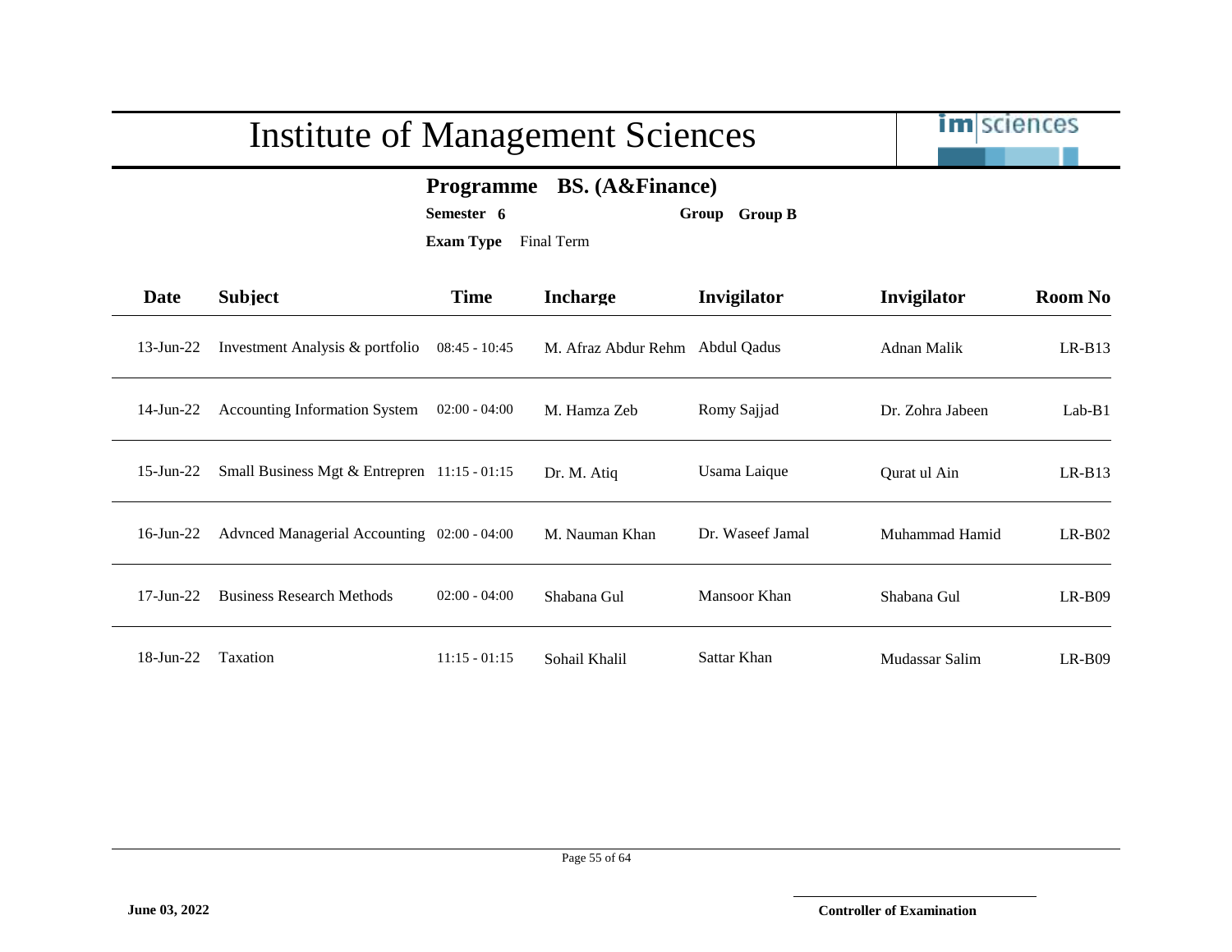# Institute of Management Sciences

**Programme** **BS. (A&Finance)**

**Semester** **6** **Group** **Group B**

**Exam Type** Final Term

| Date | Subject | Time | Incharge | Invigilator | Invigilator | Room No |
|---|---|---|---|---|---|---|
| 13-Jun-22 | Investment Analysis & portfolio | 08:45 - 10:45 | M. Afraz Abdur Rehm | Abdul Qadus | Adnan Malik | LR-B13 |
| 14-Jun-22 | Accounting Information System | 02:00 - 04:00 | M. Hamza Zeb | Romy Sajjad | Dr. Zohra Jabeen | Lab-B1 |
| 15-Jun-22 | Small Business Mgt & Entrepren | 11:15 - 01:15 | Dr. M. Atiq | Usama Laique | Qurat ul Ain | LR-B13 |
| 16-Jun-22 | Advnced Managerial Accounting | 02:00 - 04:00 | M. Nauman Khan | Dr. Waseef Jamal | Muhammad Hamid | LR-B02 |
| 17-Jun-22 | Business Research Methods | 02:00 - 04:00 | Shabana Gul | Mansoor Khan | Shabana Gul | LR-B09 |
| 18-Jun-22 | Taxation | 11:15 - 01:15 | Sohail Khalil | Sattar Khan | Mudassar Salim | LR-B09 |

**June 03, 2022**

**Controller of Examination**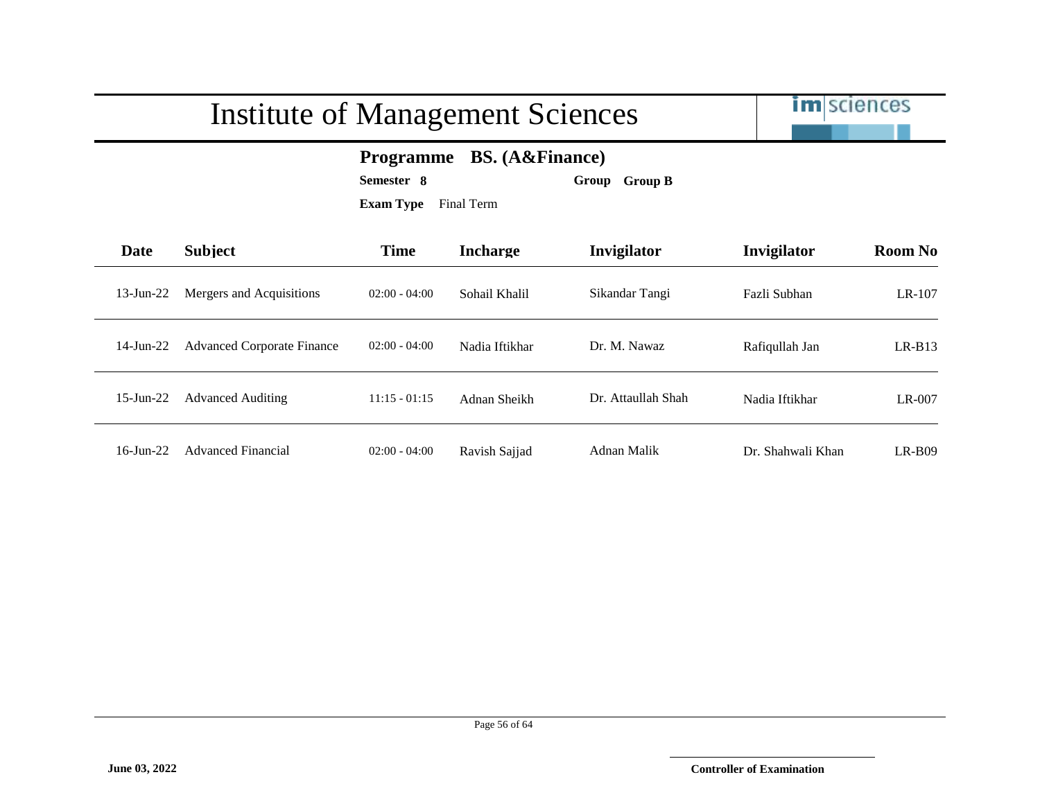# Institute of Management Sciences

**Programme BS. (A&Finance)**

**Semester 8** **Group Group B**

**Exam Type** Final Term

| Date | Subject | Time | Incharge | Invigilator | Invigilator | Room No |
|---|---|---|---|---|---|---|
| 13-Jun-22 | Mergers and Acquisitions | 02:00 - 04:00 | Sohail Khalil | Sikandar Tangi | Fazli Subhan | LR-107 |
| 14-Jun-22 | Advanced Corporate Finance | 02:00 - 04:00 | Nadia Iftikhar | Dr. M. Nawaz | Rafiqullah Jan | LR-B13 |
| 15-Jun-22 | Advanced Auditing | 11:15 - 01:15 | Adnan Sheikh | Dr. Attaullah Shah | Nadia Iftikhar | LR-007 |
| 16-Jun-22 | Advanced Financial | 02:00 - 04:00 | Ravish Sajjad | Adnan Malik | Dr. Shahwali Khan | LR-B09 |

**June 03, 2022**

**Controller of Examination**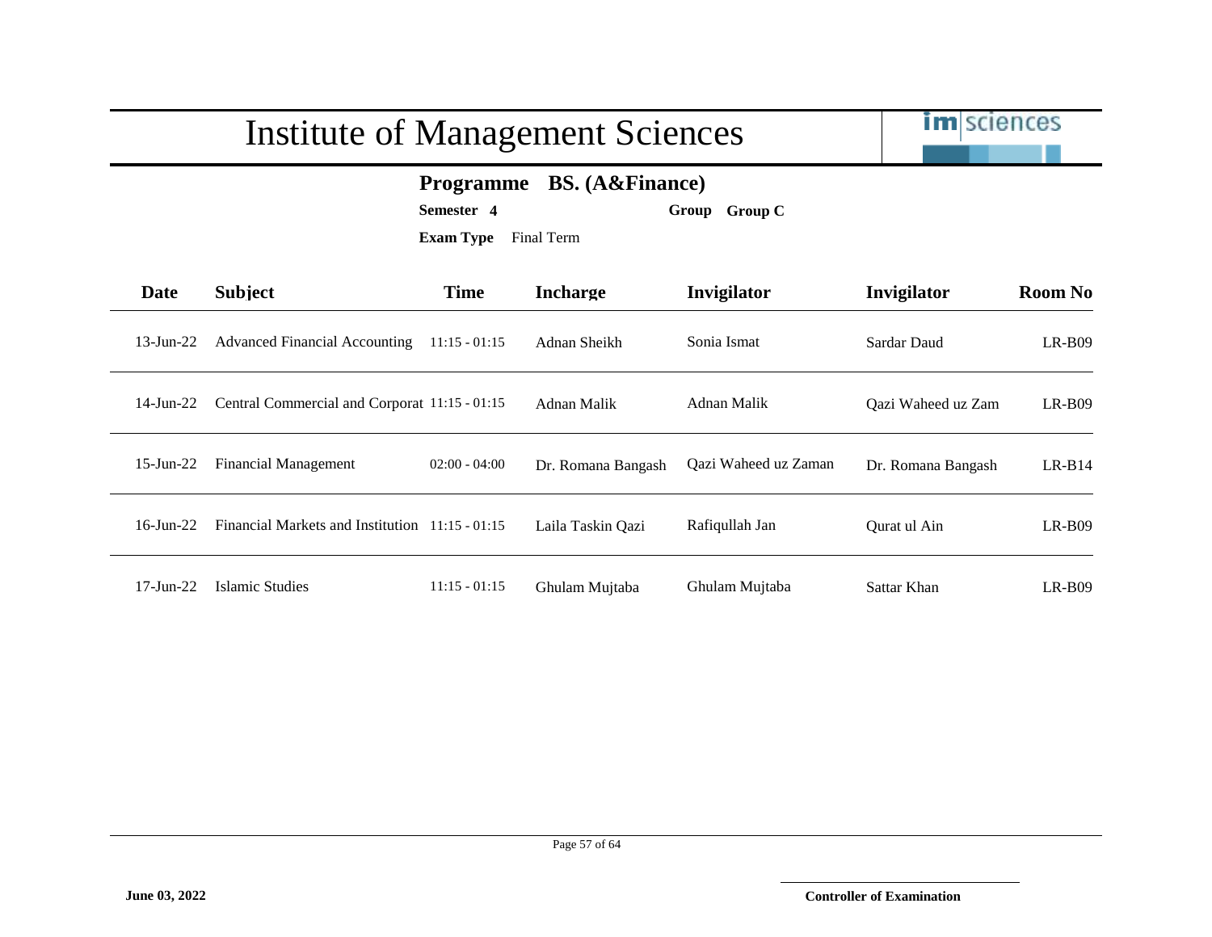# Institute of Management Sciences

**Programme** **BS. (A&Finance)**

**Semester** **4** **Group** **Group C**

**Exam Type** Final Term

| Date | Subject | Time | Incharge | Invigilator | Invigilator | Room No |
|---|---|---|---|---|---|---|
| 13-Jun-22 | Advanced Financial Accounting | 11:15 - 01:15 | Adnan Sheikh | Sonia Ismat | Sardar Daud | LR-B09 |
| 14-Jun-22 | Central Commercial and Corporat | 11:15 - 01:15 | Adnan Malik | Adnan Malik | Qazi Waheed uz Zam | LR-B09 |
| 15-Jun-22 | Financial Management | 02:00 - 04:00 | Dr. Romana Bangash | Qazi Waheed uz Zaman | Dr. Romana Bangash | LR-B14 |
| 16-Jun-22 | Financial Markets and Institution | 11:15 - 01:15 | Laila Taskin Qazi | Rafiqullah Jan | Qurat ul Ain | LR-B09 |
| 17-Jun-22 | Islamic Studies | 11:15 - 01:15 | Ghulam Mujtaba | Ghulam Mujtaba | Sattar Khan | LR-B09 |

**June 03, 2022**

**Controller of Examination**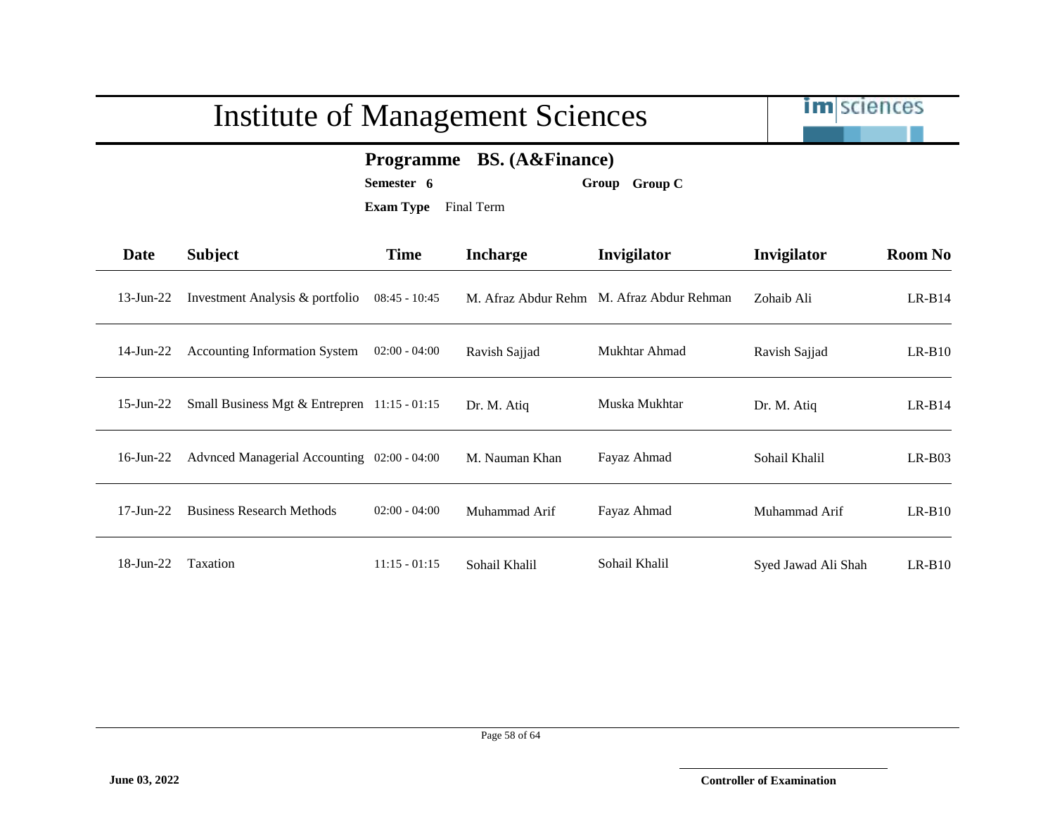# Institute of Management Sciences

**Programme BS. (A&Finance)**

**Semester 6** **Group Group C**

**Exam Type** Final Term

| Date | Subject | Time | Incharge | Invigilator | Invigilator | Room No |
|---|---|---|---|---|---|---|
| 13-Jun-22 | Investment Analysis & portfolio | 08:45 - 10:45 | M. Afraz Abdur Rehm | M. Afraz Abdur Rehman | Zohaib Ali | LR-B14 |
| 14-Jun-22 | Accounting Information System | 02:00 - 04:00 | Ravish Sajjad | Mukhtar Ahmad | Ravish Sajjad | LR-B10 |
| 15-Jun-22 | Small Business Mgt & Entrepren | 11:15 - 01:15 | Dr. M. Atiq | Muska Mukhtar | Dr. M. Atiq | LR-B14 |
| 16-Jun-22 | Advnced Managerial Accounting | 02:00 - 04:00 | M. Nauman Khan | Fayaz Ahmad | Sohail Khalil | LR-B03 |
| 17-Jun-22 | Business Research Methods | 02:00 - 04:00 | Muhammad Arif | Fayaz Ahmad | Muhammad Arif | LR-B10 |
| 18-Jun-22 | Taxation | 11:15 - 01:15 | Sohail Khalil | Sohail Khalil | Syed Jawad Ali Shah | LR-B10 |

**June 03, 2022**

**Controller of Examination**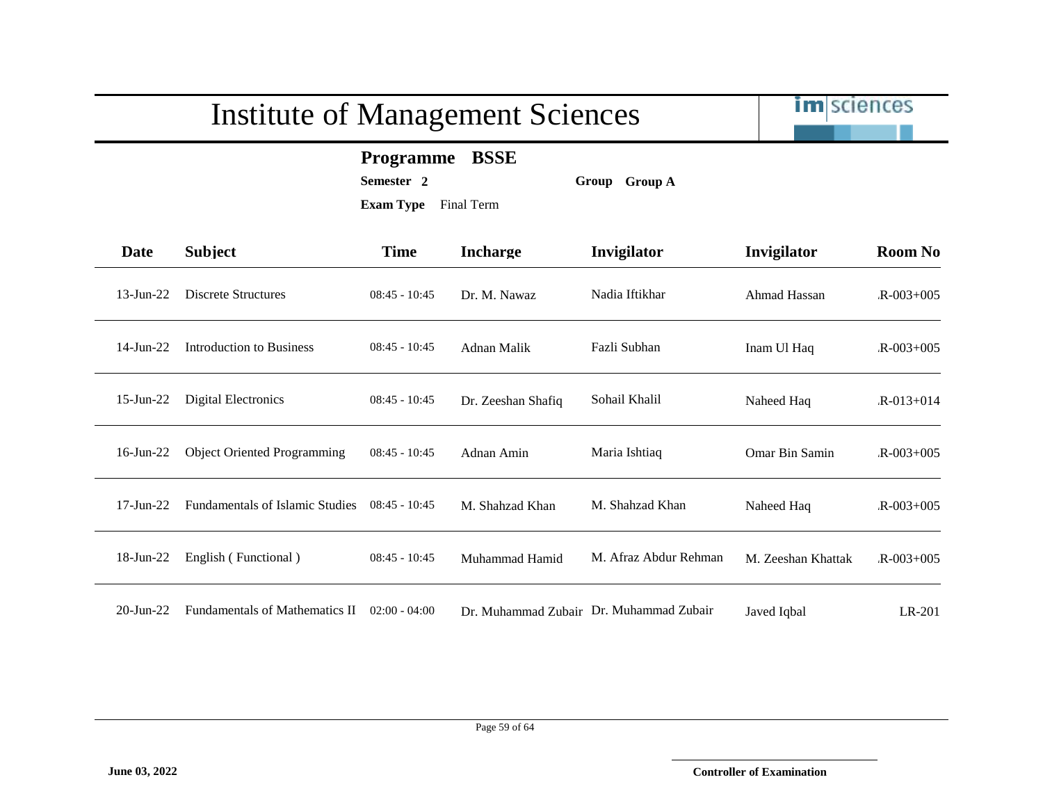# Institute of Management Sciences

**Programme** **BSSE**

**Semester** **2** **Group** **Group A**

**Exam Type** Final Term

| Date | Subject | Time | Incharge | Invigilator | Invigilator | Room No |
|---|---|---|---|---|---|---|
| 13-Jun-22 | Discrete Structures | 08:45 - 10:45 | Dr. M. Nawaz | Nadia Iftikhar | Ahmad Hassan | .R-003+005 |
| 14-Jun-22 | Introduction to Business | 08:45 - 10:45 | Adnan Malik | Fazli Subhan | Inam Ul Haq | .R-003+005 |
| 15-Jun-22 | Digital Electronics | 08:45 - 10:45 | Dr. Zeeshan Shafiq | Sohail Khalil | Naheed Haq | .R-013+014 |
| 16-Jun-22 | Object Oriented Programming | 08:45 - 10:45 | Adnan Amin | Maria Ishtiaq | Omar Bin Samin | .R-003+005 |
| 17-Jun-22 | Fundamentals of Islamic Studies | 08:45 - 10:45 | M. Shahzad Khan | M. Shahzad Khan | Naheed Haq | .R-003+005 |
| 18-Jun-22 | English ( Functional ) | 08:45 - 10:45 | Muhammad Hamid | M. Afraz Abdur Rehman | M. Zeeshan Khattak | .R-003+005 |
| 20-Jun-22 | Fundamentals of Mathematics II | 02:00 - 04:00 | Dr. Muhammad Zubair | Dr. Muhammad Zubair | Javed Iqbal | LR-201 |

**June 03, 2022**

**Controller of Examination**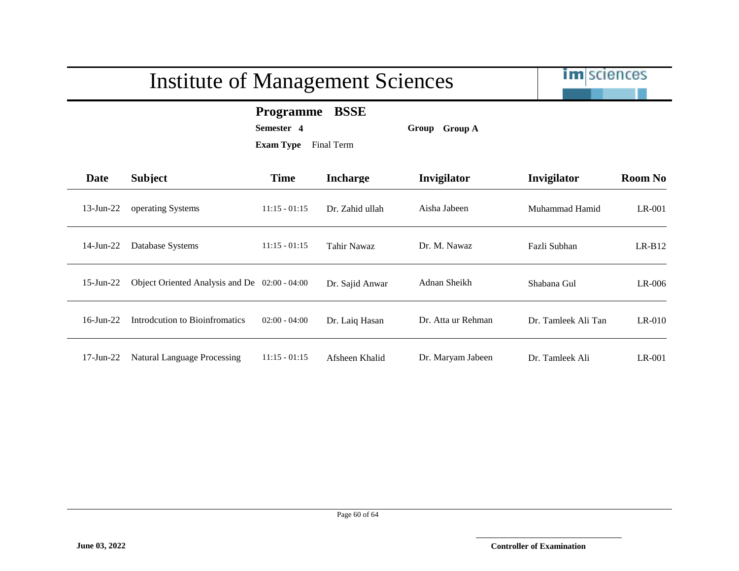# Institute of Management Sciences

**Programme** **BSSE**

**Semester** **4** **Group** **Group A**

**Exam Type** Final Term

| Date | Subject | Time | Incharge | Invigilator | Invigilator | Room No |
|---|---|---|---|---|---|---|
| 13-Jun-22 | operating Systems | 11:15 - 01:15 | Dr. Zahid ullah | Aisha Jabeen | Muhammad Hamid | LR-001 |
| 14-Jun-22 | Database Systems | 11:15 - 01:15 | Tahir Nawaz | Dr. M. Nawaz | Fazli Subhan | LR-B12 |
| 15-Jun-22 | Object Oriented Analysis and De | 02:00 - 04:00 | Dr. Sajid Anwar | Adnan Sheikh | Shabana Gul | LR-006 |
| 16-Jun-22 | Introdcution to Bioinfromatics | 02:00 - 04:00 | Dr. Laiq Hasan | Dr. Atta ur Rehman | Dr. Tamleek Ali Tan | LR-010 |
| 17-Jun-22 | Natural Language Processing | 11:15 - 01:15 | Afsheen Khalid | Dr. Maryam Jabeen | Dr. Tamleek Ali | LR-001 |

**June 03, 2022**

**Controller of Examination**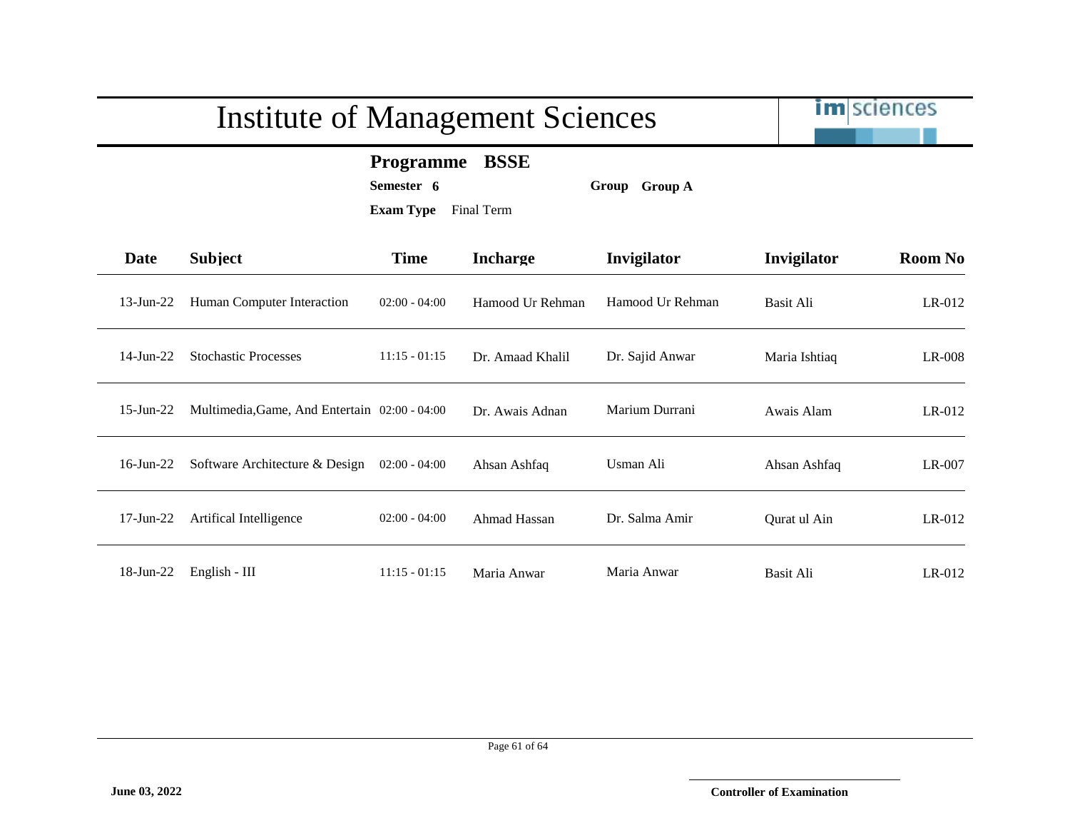# Institute of Management Sciences

**Programme** **BSSE**

**Semester** **6** **Group** **Group A**

**Exam Type** Final Term

| Date | Subject | Time | Incharge | Invigilator | Invigilator | Room No |
|---|---|---|---|---|---|---|
| 13-Jun-22 | Human Computer Interaction | 02:00 - 04:00 | Hamood Ur Rehman | Hamood Ur Rehman | Basit Ali | LR-012 |
| 14-Jun-22 | Stochastic Processes | 11:15 - 01:15 | Dr. Amaad Khalil | Dr. Sajid Anwar | Maria Ishtiaq | LR-008 |
| 15-Jun-22 | Multimedia,Game, And Entertain | 02:00 - 04:00 | Dr. Awais Adnan | Marium Durrani | Awais Alam | LR-012 |
| 16-Jun-22 | Software Architecture & Design | 02:00 - 04:00 | Ahsan Ashfaq | Usman Ali | Ahsan Ashfaq | LR-007 |
| 17-Jun-22 | Artifical Intelligence | 02:00 - 04:00 | Ahmad Hassan | Dr. Salma Amir | Qurat ul Ain | LR-012 |
| 18-Jun-22 | English - III | 11:15 - 01:15 | Maria Anwar | Maria Anwar | Basit Ali | LR-012 |

**June 03, 2022**

**Controller of Examination**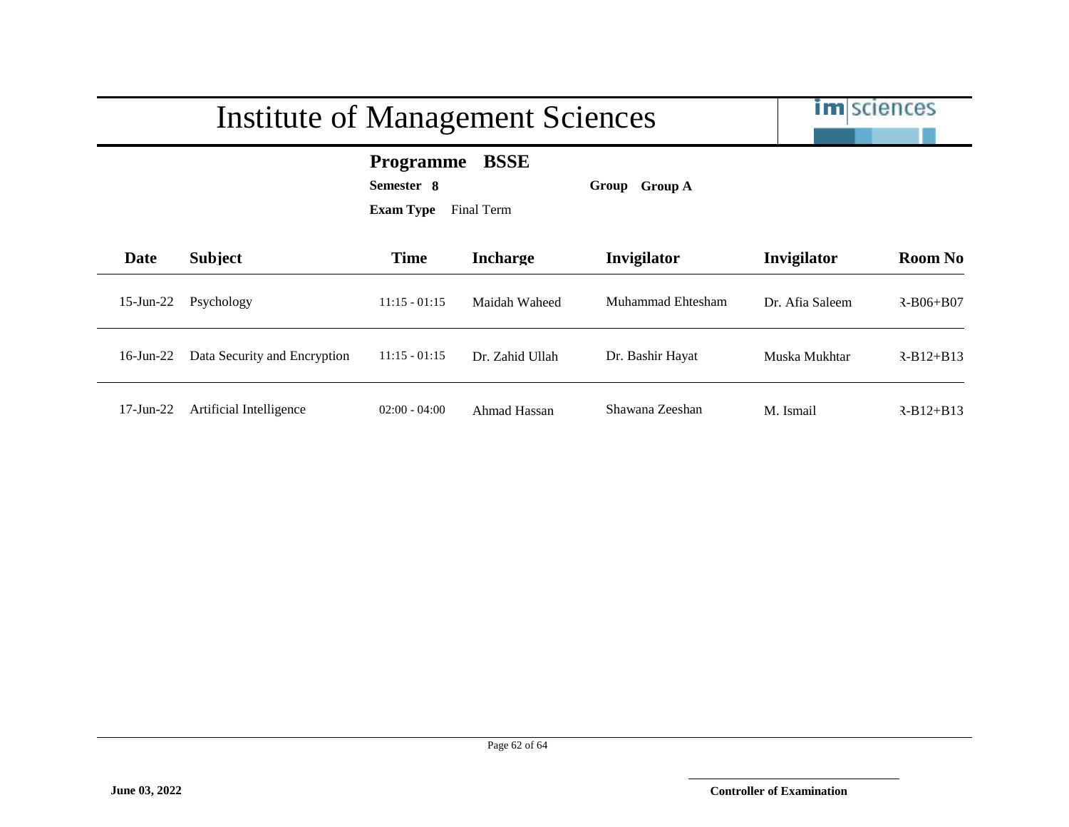# Institute of Management Sciences

**Programme BSSE**

**Semester 8** **Group Group A**

**Exam Type** Final Term

| Date | Subject | Time | Incharge | Invigilator | Invigilator | Room No |
|---|---|---|---|---|---|---|
| 15-Jun-22 | Psychology | 11:15 - 01:15 | Maidah Waheed | Muhammad Ehtesham | Dr. Afia Saleem | R-B06+B07 |
| 16-Jun-22 | Data Security and Encryption | 11:15 - 01:15 | Dr. Zahid Ullah | Dr. Bashir Hayat | Muska Mukhtar | R-B12+B13 |
| 17-Jun-22 | Artificial Intelligence | 02:00 - 04:00 | Ahmad Hassan | Shawana Zeeshan | M. Ismail | R-B12+B13 |

**June 03, 2022**

**Controller of Examination**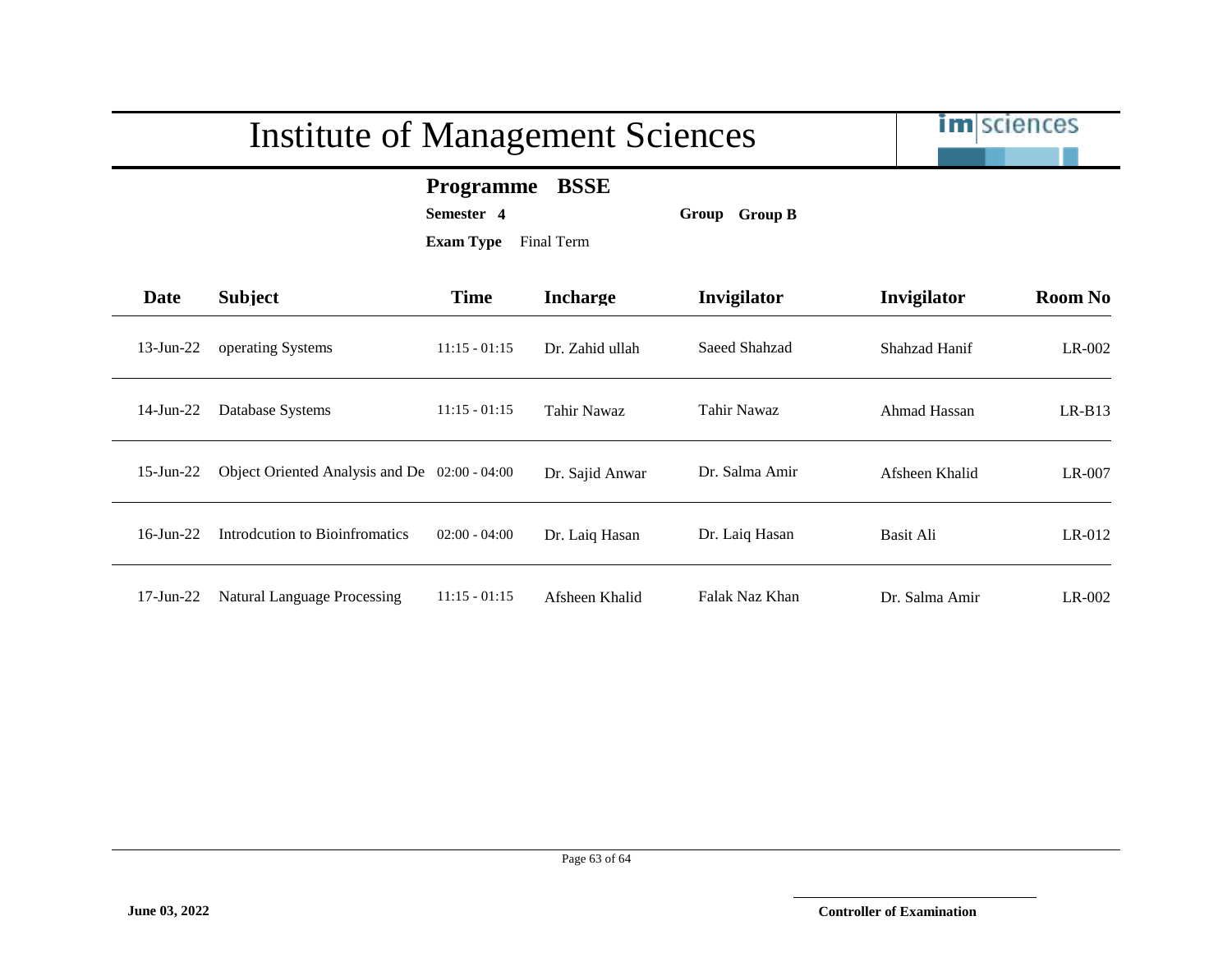# Institute of Management Sciences

**Programme** **BSSE**

**Semester** **4** **Group** **Group B**

**Exam Type** Final Term

| Date | Subject | Time | Incharge | Invigilator | Invigilator | Room No |
|---|---|---|---|---|---|---|
| 13-Jun-22 | operating Systems | 11:15 - 01:15 | Dr. Zahid ullah | Saeed Shahzad | Shahzad Hanif | LR-002 |
| 14-Jun-22 | Database Systems | 11:15 - 01:15 | Tahir Nawaz | Tahir Nawaz | Ahmad Hassan | LR-B13 |
| 15-Jun-22 | Object Oriented Analysis and De | 02:00 - 04:00 | Dr. Sajid Anwar | Dr. Salma Amir | Afsheen Khalid | LR-007 |
| 16-Jun-22 | Introdcution to Bioinfromatics | 02:00 - 04:00 | Dr. Laiq Hasan | Dr. Laiq Hasan | Basit Ali | LR-012 |
| 17-Jun-22 | Natural Language Processing | 11:15 - 01:15 | Afsheen Khalid | Falak Naz Khan | Dr. Salma Amir | LR-002 |

**June 03, 2022**

**Controller of Examination**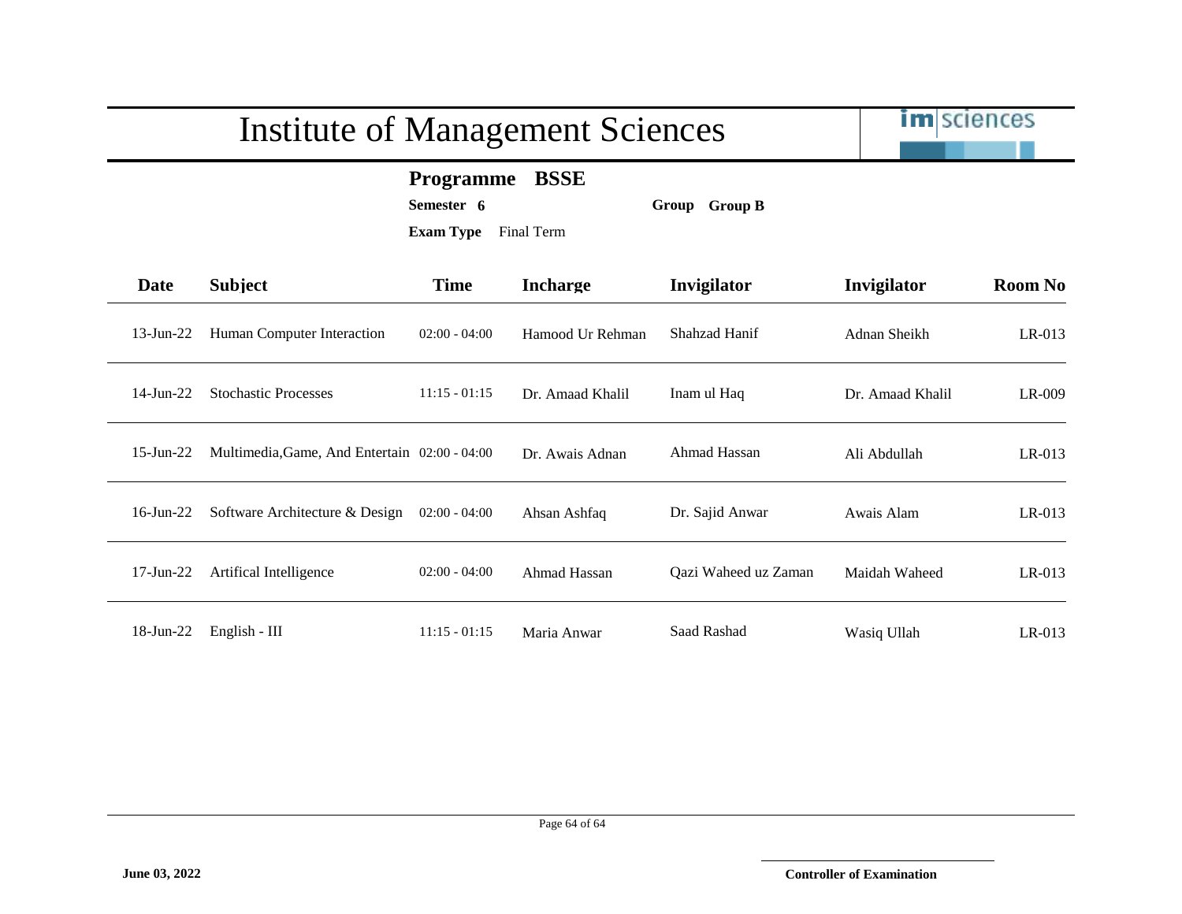# Institute of Management Sciences

**Programme** **BSSE**

**Semester** **6** **Group** **Group B**

**Exam Type** Final Term

| Date | Subject | Time | Incharge | Invigilator | Invigilator | Room No |
|---|---|---|---|---|---|---|
| 13-Jun-22 | Human Computer Interaction | 02:00 - 04:00 | Hamood Ur Rehman | Shahzad Hanif | Adnan Sheikh | LR-013 |
| 14-Jun-22 | Stochastic Processes | 11:15 - 01:15 | Dr. Amaad Khalil | Inam ul Haq | Dr. Amaad Khalil | LR-009 |
| 15-Jun-22 | Multimedia,Game, And Entertain | 02:00 - 04:00 | Dr. Awais Adnan | Ahmad Hassan | Ali Abdullah | LR-013 |
| 16-Jun-22 | Software Architecture & Design | 02:00 - 04:00 | Ahsan Ashfaq | Dr. Sajid Anwar | Awais Alam | LR-013 |
| 17-Jun-22 | Artifical Intelligence | 02:00 - 04:00 | Ahmad Hassan | Qazi Waheed uz Zaman | Maidah Waheed | LR-013 |
| 18-Jun-22 | English - III | 11:15 - 01:15 | Maria Anwar | Saad Rashad | Wasiq Ullah | LR-013 |

**June 03, 2022**

**Controller of Examination**